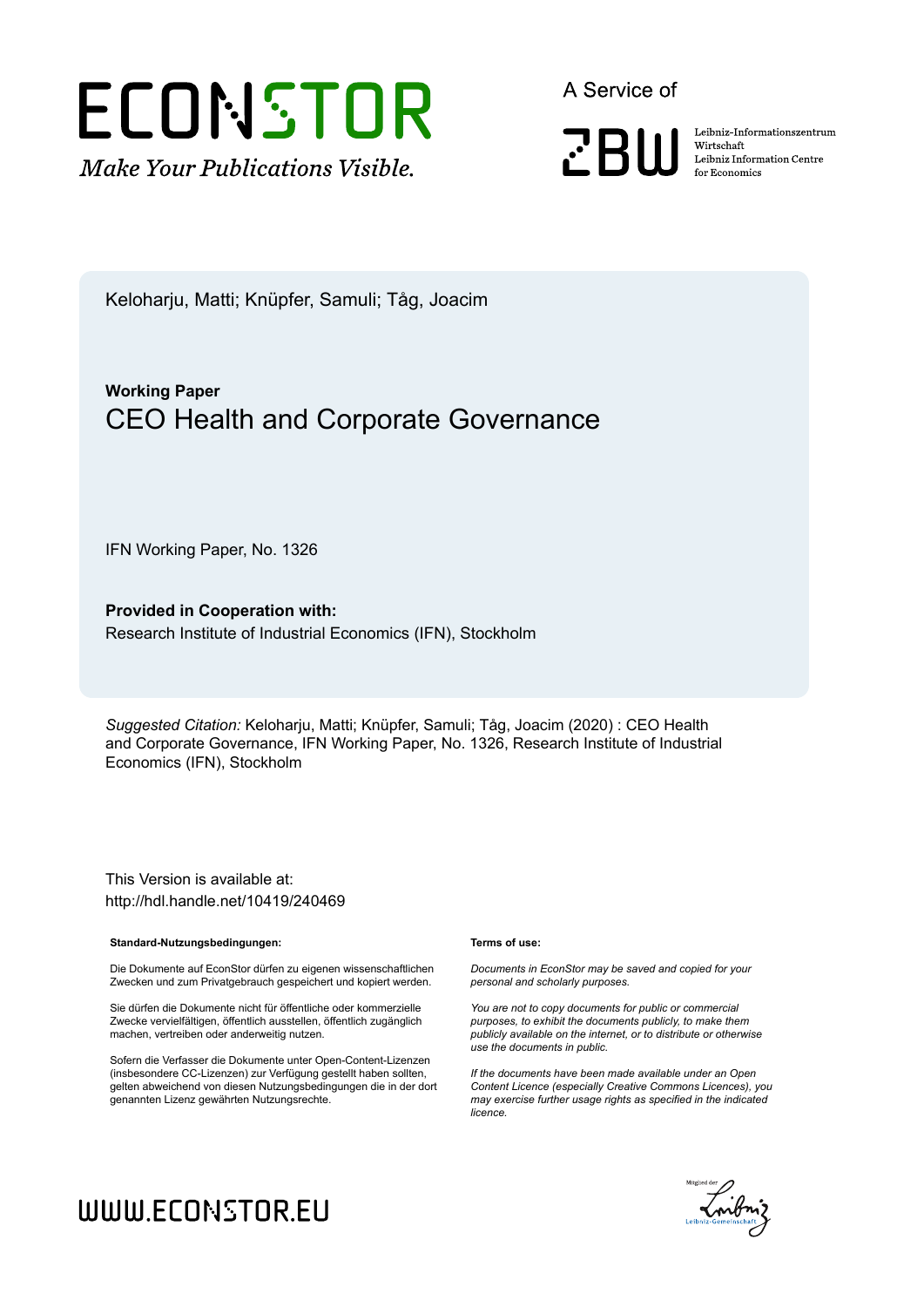ECONSTOR
*Make Your Publications Visible.*

A Service of

ZBW

Leibniz-Informationszentrum Wirtschaft
Leibniz Information Centre for Economics

Keloharju, Matti; Knüpfer, Samuli; Tåg, Joacim

**Working Paper**

# CEO Health and Corporate Governance

IFN Working Paper, No. 1326

**Provided in Cooperation with:**
Research Institute of Industrial Economics (IFN), Stockholm

*Suggested Citation:* Keloharju, Matti; Knüpfer, Samuli; Tåg, Joacim (2020) : CEO Health and Corporate Governance, IFN Working Paper, No. 1326, Research Institute of Industrial Economics (IFN), Stockholm

This Version is available at:
http://hdl.handle.net/10419/240469

**Standard-Nutzungsbedingungen:**

Die Dokumente auf EconStor dürfen zu eigenen wissenschaftlichen Zwecken und zum Privatgebrauch gespeichert und kopiert werden.

Sie dürfen die Dokumente nicht für öffentliche oder kommerzielle Zwecke vervielfältigen, öffentlich ausstellen, öffentlich zugänglich machen, vertreiben oder anderweitig nutzen.

Sofern die Verfasser die Dokumente unter Open-Content-Lizenzen (insbesondere CC-Lizenzen) zur Verfügung gestellt haben sollten, gelten abweichend von diesen Nutzungsbedingungen die in der dort genannten Lizenz gewährten Nutzungsrechte.

**Terms of use:**

*Documents in EconStor may be saved and copied for your personal and scholarly purposes.*

*You are not to copy documents for public or commercial purposes, to exhibit the documents publicly, to make them publicly available on the internet, or to distribute or otherwise use the documents in public.*

*If the documents have been made available under an Open Content Licence (especially Creative Commons Licences), you may exercise further usage rights as specified in the indicated licence.*

WWW.ECONSTOR.EU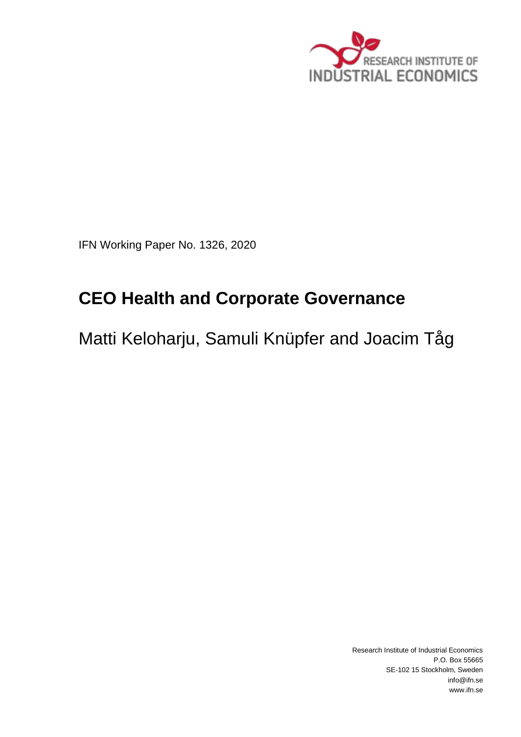RESEARCH INSTITUTE OF INDUSTRIAL ECONOMICS

IFN Working Paper No. 1326, 2020

# CEO Health and Corporate Governance

Matti Keloharju, Samuli Knüpfer and Joacim Tåg

Research Institute of Industrial Economics
P.O. Box 55665
SE-102 15 Stockholm, Sweden
info@ifn.se
www.ifn.se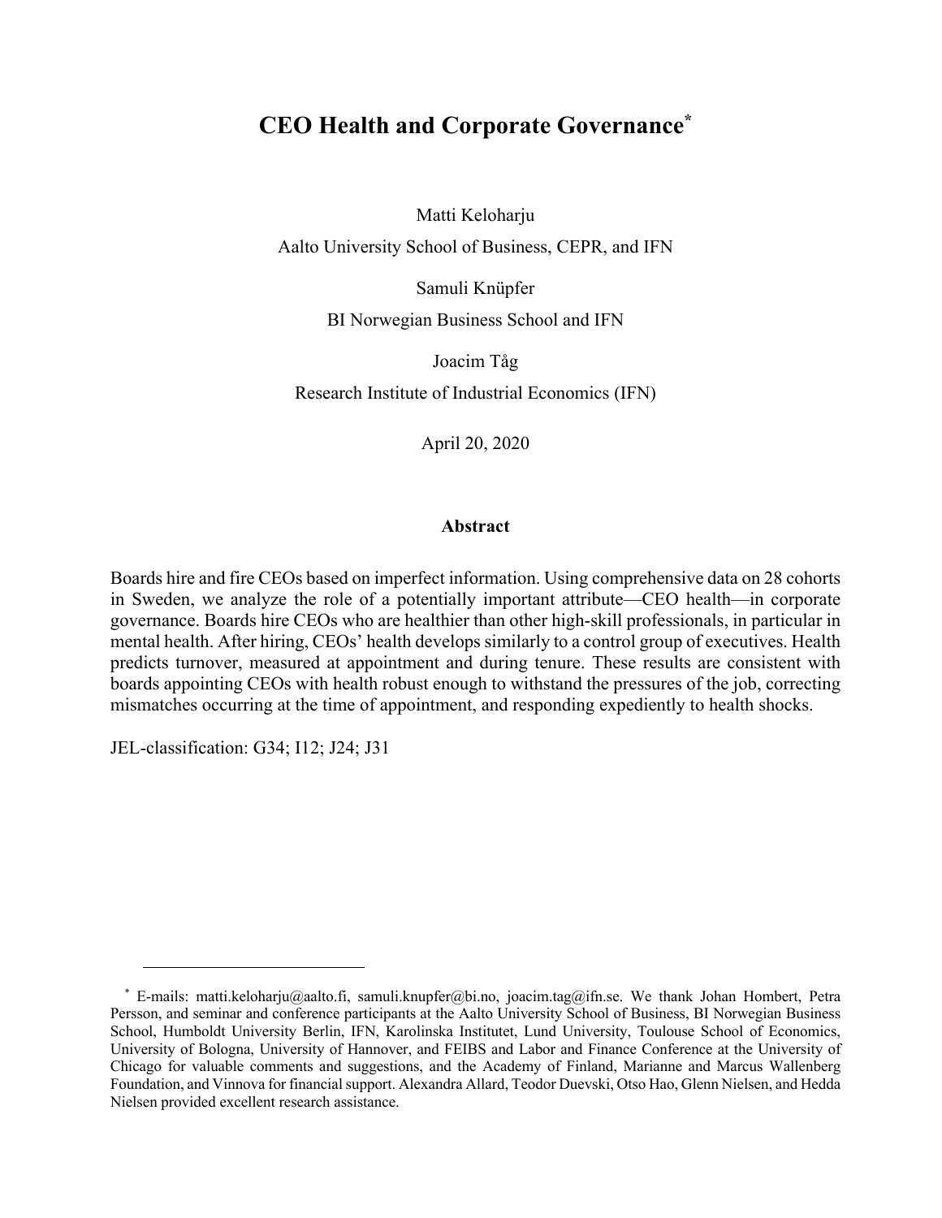# CEO Health and Corporate Governance[*]

Matti Keloharju

Aalto University School of Business, CEPR, and IFN

Samuli Knüpfer

BI Norwegian Business School and IFN

Joacim Tåg

Research Institute of Industrial Economics (IFN)

April 20, 2020

## Abstract

Boards hire and fire CEOs based on imperfect information. Using comprehensive data on 28 cohorts in Sweden, we analyze the role of a potentially important attribute—CEO health—in corporate governance. Boards hire CEOs who are healthier than other high-skill professionals, in particular in mental health. After hiring, CEOs' health develops similarly to a control group of executives. Health predicts turnover, measured at appointment and during tenure. These results are consistent with boards appointing CEOs with health robust enough to withstand the pressures of the job, correcting mismatches occurring at the time of appointment, and responding expediently to health shocks.

JEL-classification: G34; I12; J24; J31

---

[*] E-mails: matti.keloharju@aalto.fi, samuli.knupfer@bi.no, joacim.tag@ifn.se. We thank Johan Hombert, Petra Persson, and seminar and conference participants at the Aalto University School of Business, BI Norwegian Business School, Humboldt University Berlin, IFN, Karolinska Institutet, Lund University, Toulouse School of Economics, University of Bologna, University of Hannover, and FEIBS and Labor and Finance Conference at the University of Chicago for valuable comments and suggestions, and the Academy of Finland, Marianne and Marcus Wallenberg Foundation, and Vinnova for financial support. Alexandra Allard, Teodor Duevski, Otso Hao, Glenn Nielsen, and Hedda Nielsen provided excellent research assistance.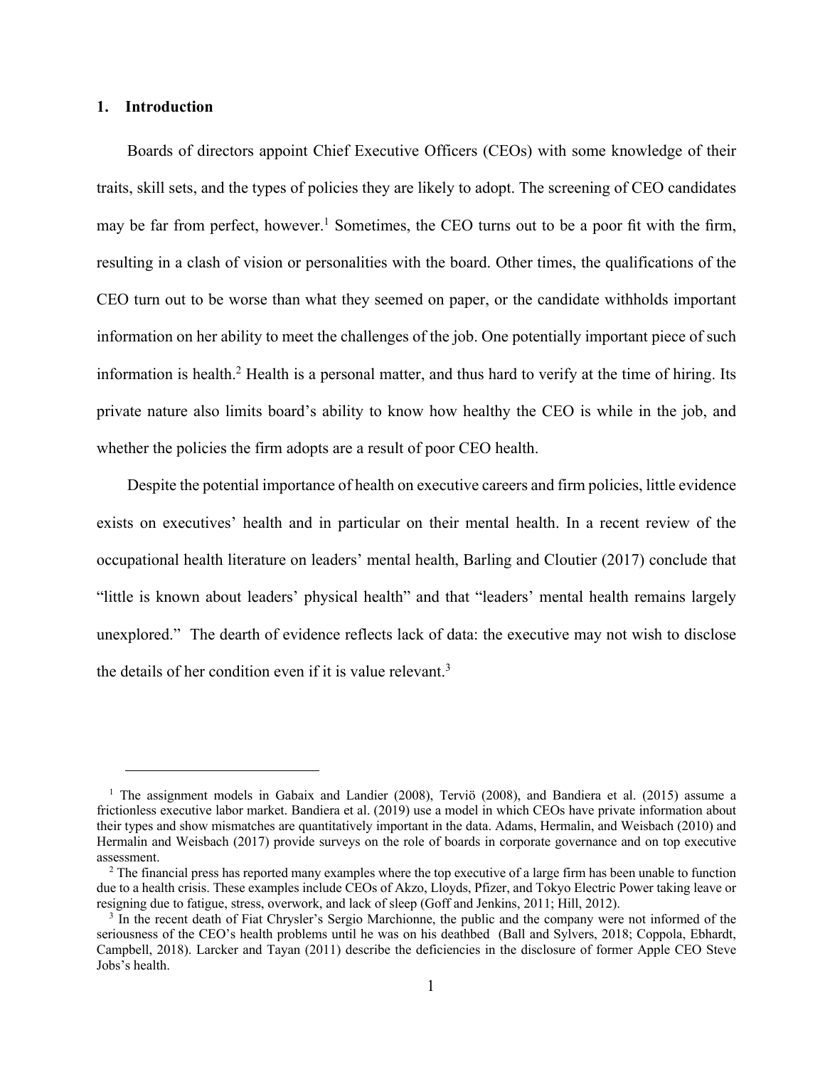## 1. Introduction

Boards of directors appoint Chief Executive Officers (CEOs) with some knowledge of their traits, skill sets, and the types of policies they are likely to adopt. The screening of CEO candidates may be far from perfect, however.[1] Sometimes, the CEO turns out to be a poor fit with the firm, resulting in a clash of vision or personalities with the board. Other times, the qualifications of the CEO turn out to be worse than what they seemed on paper, or the candidate withholds important information on her ability to meet the challenges of the job. One potentially important piece of such information is health.[2] Health is a personal matter, and thus hard to verify at the time of hiring. Its private nature also limits board's ability to know how healthy the CEO is while in the job, and whether the policies the firm adopts are a result of poor CEO health.

Despite the potential importance of health on executive careers and firm policies, little evidence exists on executives' health and in particular on their mental health. In a recent review of the occupational health literature on leaders' mental health, Barling and Cloutier (2017) conclude that "little is known about leaders' physical health" and that "leaders' mental health remains largely unexplored." The dearth of evidence reflects lack of data: the executive may not wish to disclose the details of her condition even if it is value relevant.[3]

---

[1] The assignment models in Gabaix and Landier (2008), Terviö (2008), and Bandiera et al. (2015) assume a frictionless executive labor market. Bandiera et al. (2019) use a model in which CEOs have private information about their types and show mismatches are quantitatively important in the data. Adams, Hermalin, and Weisbach (2010) and Hermalin and Weisbach (2017) provide surveys on the role of boards in corporate governance and on top executive assessment.

[2] The financial press has reported many examples where the top executive of a large firm has been unable to function due to a health crisis. These examples include CEOs of Akzo, Lloyds, Pfizer, and Tokyo Electric Power taking leave or resigning due to fatigue, stress, overwork, and lack of sleep (Goff and Jenkins, 2011; Hill, 2012).

[3] In the recent death of Fiat Chrysler's Sergio Marchionne, the public and the company were not informed of the seriousness of the CEO's health problems until he was on his deathbed (Ball and Sylvers, 2018; Coppola, Ebhardt, Campbell, 2018). Larcker and Tayan (2011) describe the deficiencies in the disclosure of former Apple CEO Steve Jobs's health.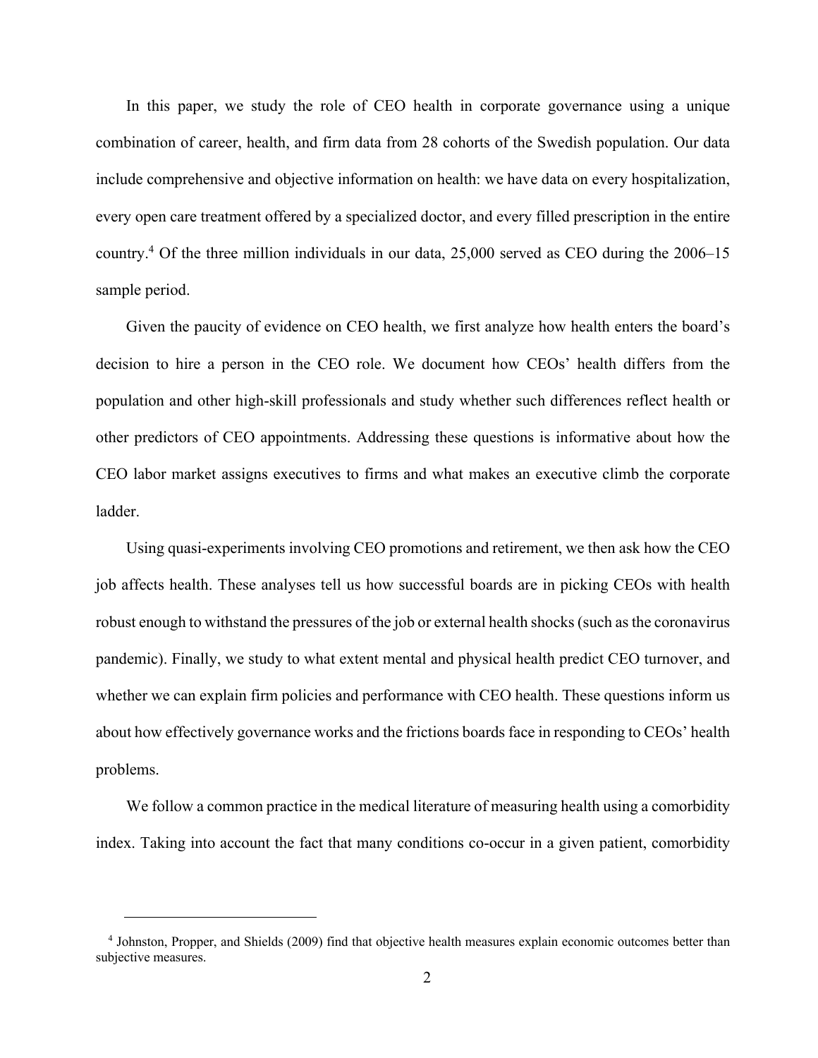In this paper, we study the role of CEO health in corporate governance using a unique combination of career, health, and firm data from 28 cohorts of the Swedish population. Our data include comprehensive and objective information on health: we have data on every hospitalization, every open care treatment offered by a specialized doctor, and every filled prescription in the entire country.[4] Of the three million individuals in our data, 25,000 served as CEO during the 2006–15 sample period.

Given the paucity of evidence on CEO health, we first analyze how health enters the board's decision to hire a person in the CEO role. We document how CEOs' health differs from the population and other high-skill professionals and study whether such differences reflect health or other predictors of CEO appointments. Addressing these questions is informative about how the CEO labor market assigns executives to firms and what makes an executive climb the corporate ladder.

Using quasi-experiments involving CEO promotions and retirement, we then ask how the CEO job affects health. These analyses tell us how successful boards are in picking CEOs with health robust enough to withstand the pressures of the job or external health shocks (such as the coronavirus pandemic). Finally, we study to what extent mental and physical health predict CEO turnover, and whether we can explain firm policies and performance with CEO health. These questions inform us about how effectively governance works and the frictions boards face in responding to CEOs' health problems.

We follow a common practice in the medical literature of measuring health using a comorbidity index. Taking into account the fact that many conditions co-occur in a given patient, comorbidity

[4] Johnston, Propper, and Shields (2009) find that objective health measures explain economic outcomes better than subjective measures.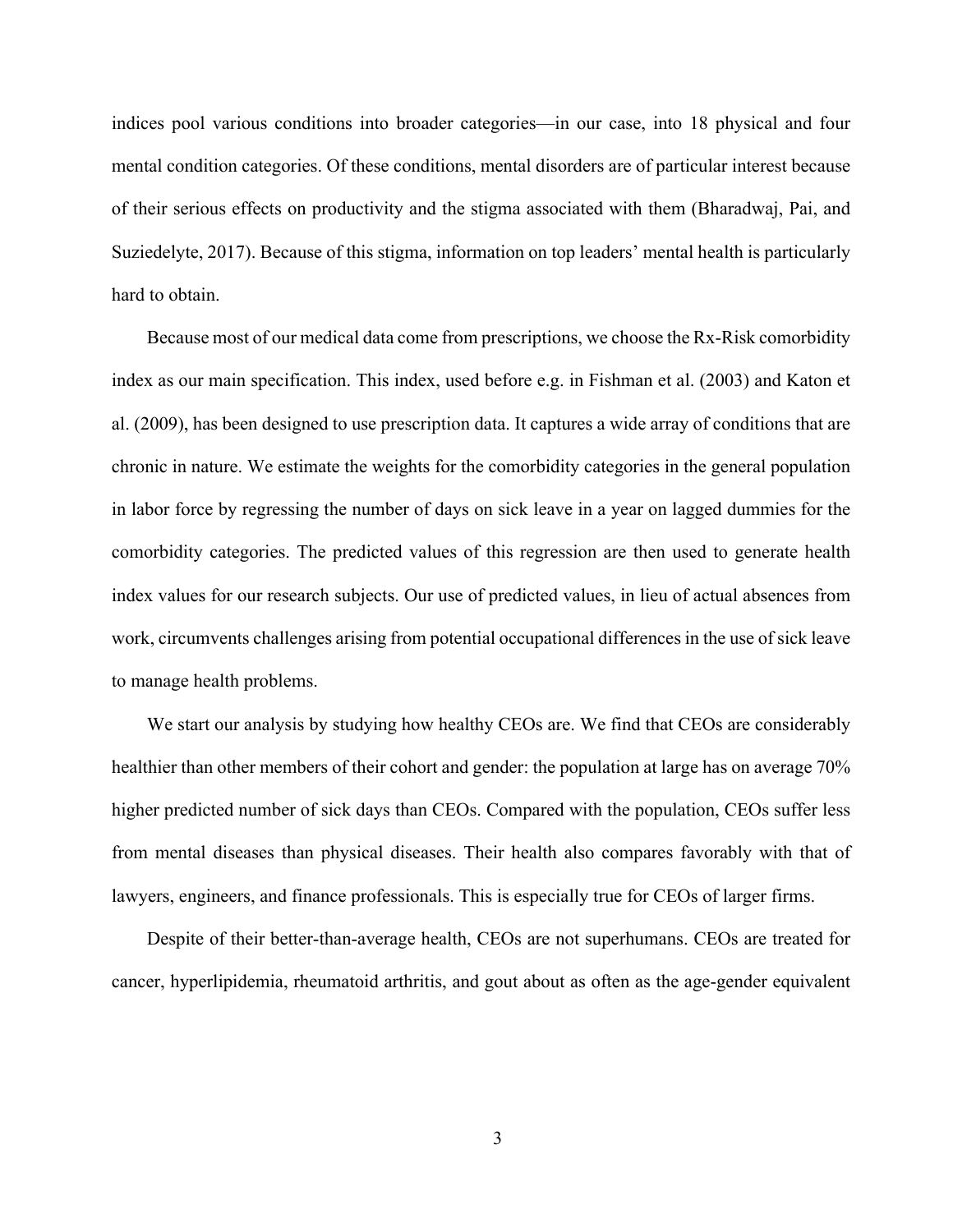indices pool various conditions into broader categories—in our case, into 18 physical and four mental condition categories. Of these conditions, mental disorders are of particular interest because of their serious effects on productivity and the stigma associated with them (Bharadwaj, Pai, and Suziedelyte, 2017). Because of this stigma, information on top leaders' mental health is particularly hard to obtain.

Because most of our medical data come from prescriptions, we choose the Rx-Risk comorbidity index as our main specification. This index, used before e.g. in Fishman et al. (2003) and Katon et al. (2009), has been designed to use prescription data. It captures a wide array of conditions that are chronic in nature. We estimate the weights for the comorbidity categories in the general population in labor force by regressing the number of days on sick leave in a year on lagged dummies for the comorbidity categories. The predicted values of this regression are then used to generate health index values for our research subjects. Our use of predicted values, in lieu of actual absences from work, circumvents challenges arising from potential occupational differences in the use of sick leave to manage health problems.

We start our analysis by studying how healthy CEOs are. We find that CEOs are considerably healthier than other members of their cohort and gender: the population at large has on average 70% higher predicted number of sick days than CEOs. Compared with the population, CEOs suffer less from mental diseases than physical diseases. Their health also compares favorably with that of lawyers, engineers, and finance professionals. This is especially true for CEOs of larger firms.

Despite of their better-than-average health, CEOs are not superhumans. CEOs are treated for cancer, hyperlipidemia, rheumatoid arthritis, and gout about as often as the age-gender equivalent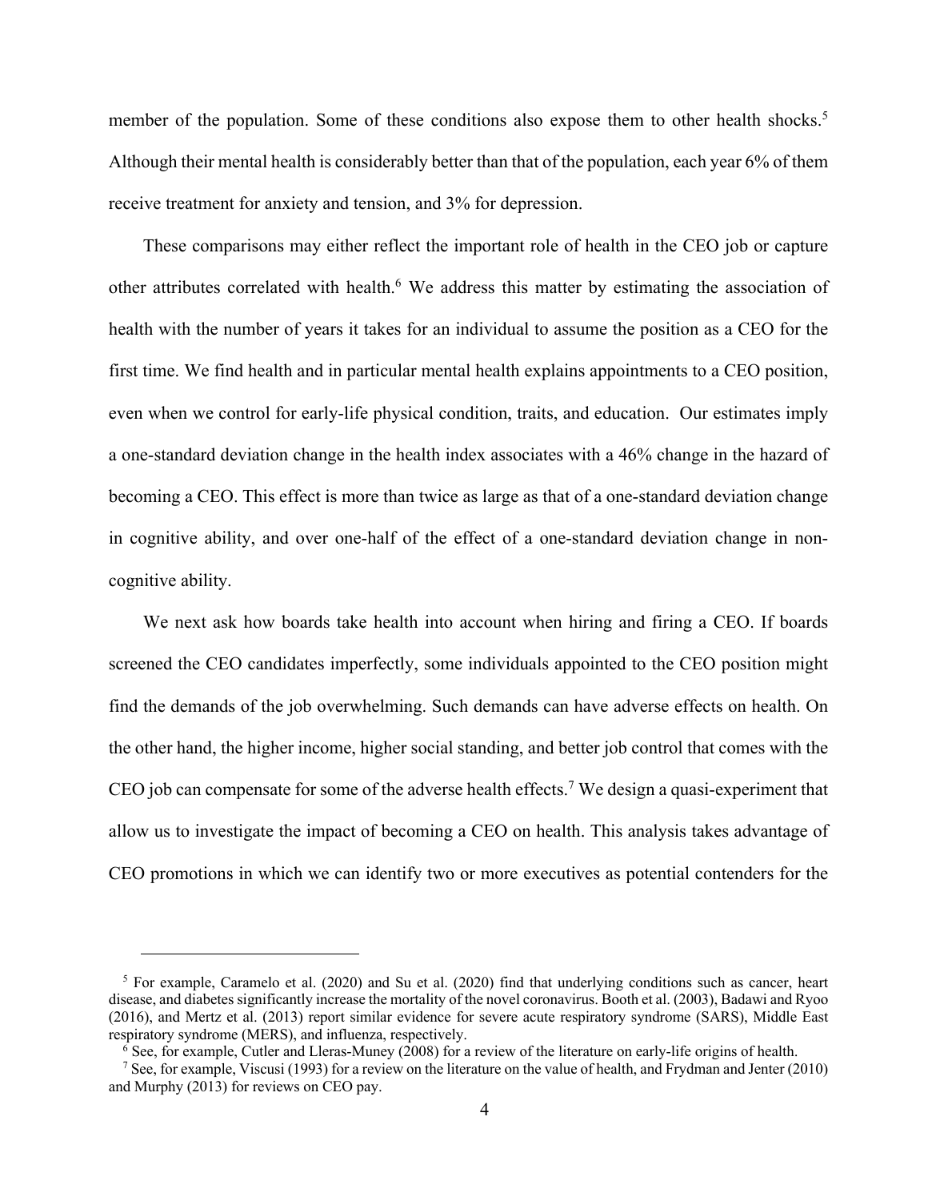member of the population. Some of these conditions also expose them to other health shocks.[5] Although their mental health is considerably better than that of the population, each year 6% of them receive treatment for anxiety and tension, and 3% for depression.

These comparisons may either reflect the important role of health in the CEO job or capture other attributes correlated with health.[6] We address this matter by estimating the association of health with the number of years it takes for an individual to assume the position as a CEO for the first time. We find health and in particular mental health explains appointments to a CEO position, even when we control for early-life physical condition, traits, and education. Our estimates imply a one-standard deviation change in the health index associates with a 46% change in the hazard of becoming a CEO. This effect is more than twice as large as that of a one-standard deviation change in cognitive ability, and over one-half of the effect of a one-standard deviation change in non-cognitive ability.

We next ask how boards take health into account when hiring and firing a CEO. If boards screened the CEO candidates imperfectly, some individuals appointed to the CEO position might find the demands of the job overwhelming. Such demands can have adverse effects on health. On the other hand, the higher income, higher social standing, and better job control that comes with the CEO job can compensate for some of the adverse health effects.[7] We design a quasi-experiment that allow us to investigate the impact of becoming a CEO on health. This analysis takes advantage of CEO promotions in which we can identify two or more executives as potential contenders for the

---

[5] For example, Caramelo et al. (2020) and Su et al. (2020) find that underlying conditions such as cancer, heart disease, and diabetes significantly increase the mortality of the novel coronavirus. Booth et al. (2003), Badawi and Ryoo (2016), and Mertz et al. (2013) report similar evidence for severe acute respiratory syndrome (SARS), Middle East respiratory syndrome (MERS), and influenza, respectively.

[6] See, for example, Cutler and Lleras-Muney (2008) for a review of the literature on early-life origins of health.

[7] See, for example, Viscusi (1993) for a review on the literature on the value of health, and Frydman and Jenter (2010) and Murphy (2013) for reviews on CEO pay.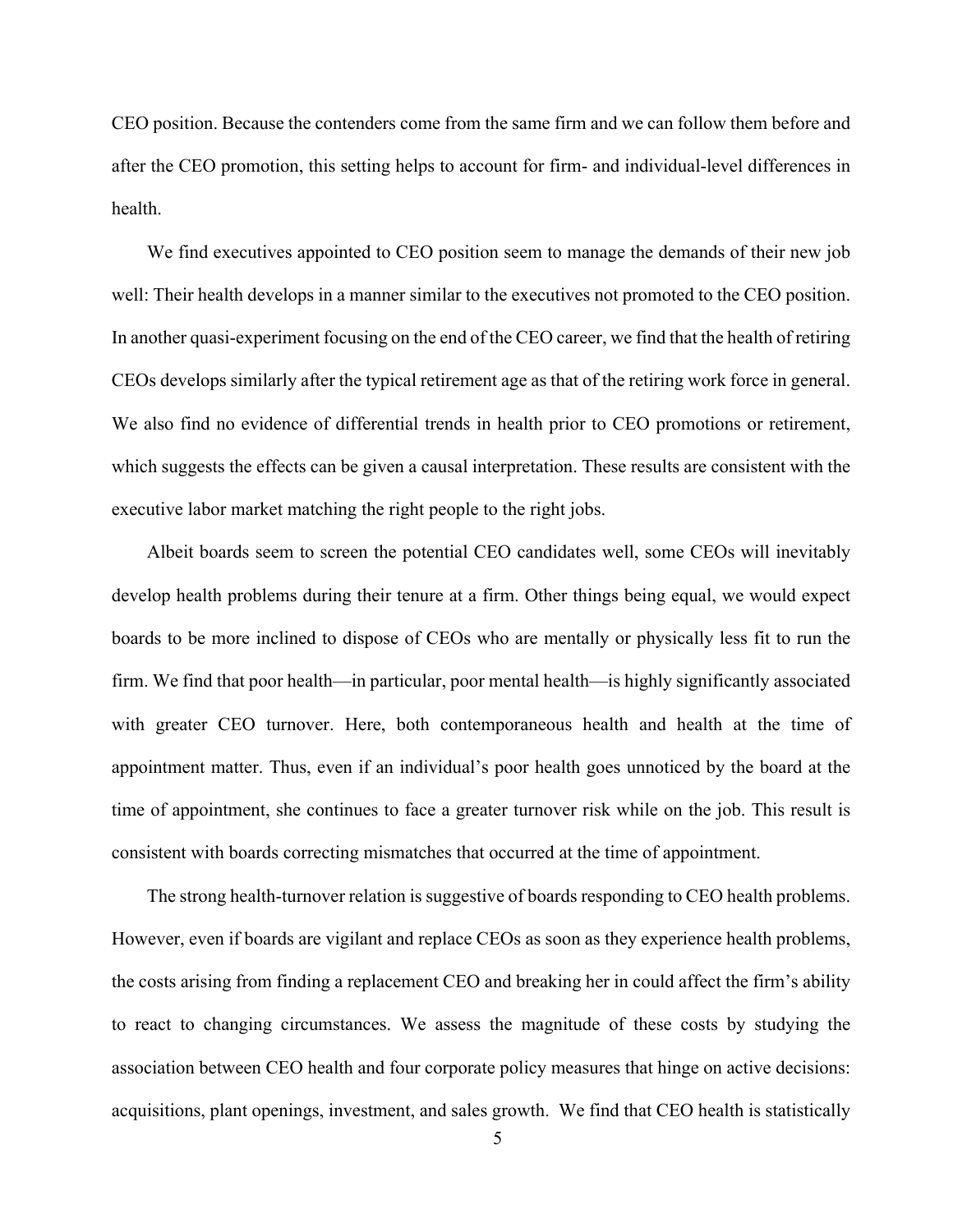CEO position. Because the contenders come from the same firm and we can follow them before and after the CEO promotion, this setting helps to account for firm- and individual-level differences in health.

We find executives appointed to CEO position seem to manage the demands of their new job well: Their health develops in a manner similar to the executives not promoted to the CEO position. In another quasi-experiment focusing on the end of the CEO career, we find that the health of retiring CEOs develops similarly after the typical retirement age as that of the retiring work force in general. We also find no evidence of differential trends in health prior to CEO promotions or retirement, which suggests the effects can be given a causal interpretation. These results are consistent with the executive labor market matching the right people to the right jobs.

Albeit boards seem to screen the potential CEO candidates well, some CEOs will inevitably develop health problems during their tenure at a firm. Other things being equal, we would expect boards to be more inclined to dispose of CEOs who are mentally or physically less fit to run the firm. We find that poor health—in particular, poor mental health—is highly significantly associated with greater CEO turnover. Here, both contemporaneous health and health at the time of appointment matter. Thus, even if an individual's poor health goes unnoticed by the board at the time of appointment, she continues to face a greater turnover risk while on the job. This result is consistent with boards correcting mismatches that occurred at the time of appointment.

The strong health-turnover relation is suggestive of boards responding to CEO health problems. However, even if boards are vigilant and replace CEOs as soon as they experience health problems, the costs arising from finding a replacement CEO and breaking her in could affect the firm's ability to react to changing circumstances. We assess the magnitude of these costs by studying the association between CEO health and four corporate policy measures that hinge on active decisions: acquisitions, plant openings, investment, and sales growth. We find that CEO health is statistically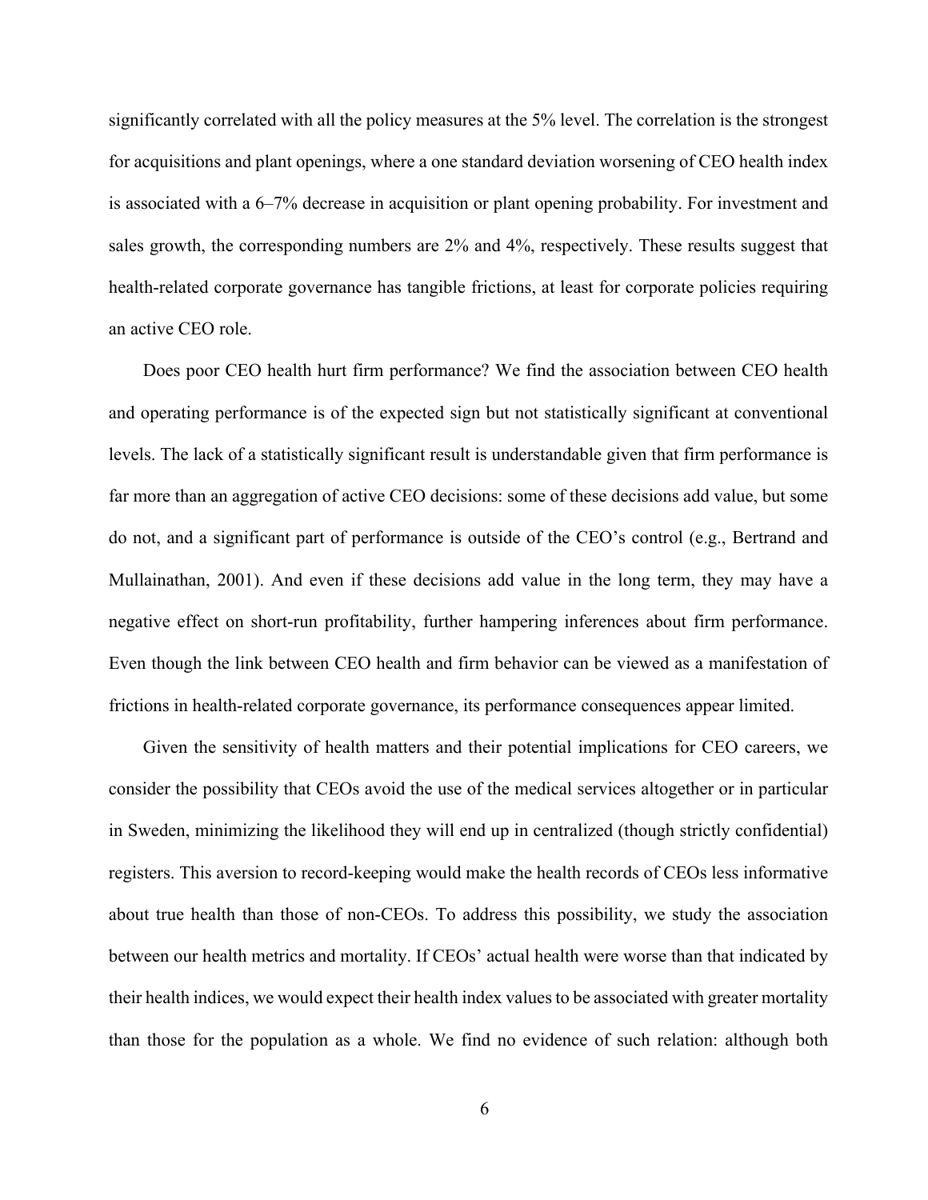significantly correlated with all the policy measures at the 5% level. The correlation is the strongest for acquisitions and plant openings, where a one standard deviation worsening of CEO health index is associated with a 6–7% decrease in acquisition or plant opening probability. For investment and sales growth, the corresponding numbers are 2% and 4%, respectively. These results suggest that health-related corporate governance has tangible frictions, at least for corporate policies requiring an active CEO role.

Does poor CEO health hurt firm performance? We find the association between CEO health and operating performance is of the expected sign but not statistically significant at conventional levels. The lack of a statistically significant result is understandable given that firm performance is far more than an aggregation of active CEO decisions: some of these decisions add value, but some do not, and a significant part of performance is outside of the CEO's control (e.g., Bertrand and Mullainathan, 2001). And even if these decisions add value in the long term, they may have a negative effect on short-run profitability, further hampering inferences about firm performance. Even though the link between CEO health and firm behavior can be viewed as a manifestation of frictions in health-related corporate governance, its performance consequences appear limited.

Given the sensitivity of health matters and their potential implications for CEO careers, we consider the possibility that CEOs avoid the use of the medical services altogether or in particular in Sweden, minimizing the likelihood they will end up in centralized (though strictly confidential) registers. This aversion to record-keeping would make the health records of CEOs less informative about true health than those of non-CEOs. To address this possibility, we study the association between our health metrics and mortality. If CEOs' actual health were worse than that indicated by their health indices, we would expect their health index values to be associated with greater mortality than those for the population as a whole. We find no evidence of such relation: although both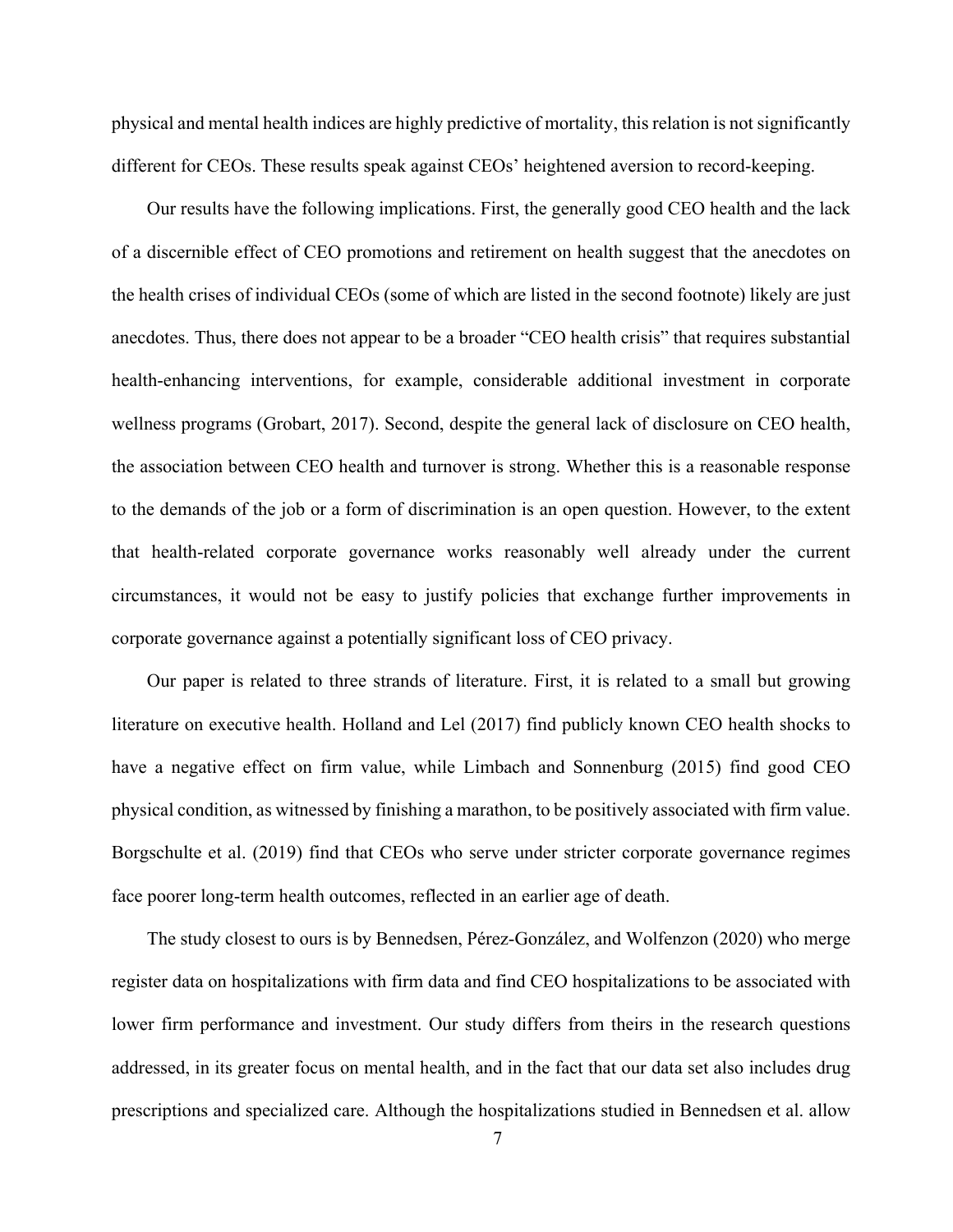physical and mental health indices are highly predictive of mortality, this relation is not significantly different for CEOs. These results speak against CEOs' heightened aversion to record-keeping.

Our results have the following implications. First, the generally good CEO health and the lack of a discernible effect of CEO promotions and retirement on health suggest that the anecdotes on the health crises of individual CEOs (some of which are listed in the second footnote) likely are just anecdotes. Thus, there does not appear to be a broader "CEO health crisis" that requires substantial health-enhancing interventions, for example, considerable additional investment in corporate wellness programs (Grobart, 2017). Second, despite the general lack of disclosure on CEO health, the association between CEO health and turnover is strong. Whether this is a reasonable response to the demands of the job or a form of discrimination is an open question. However, to the extent that health-related corporate governance works reasonably well already under the current circumstances, it would not be easy to justify policies that exchange further improvements in corporate governance against a potentially significant loss of CEO privacy.

Our paper is related to three strands of literature. First, it is related to a small but growing literature on executive health. Holland and Lel (2017) find publicly known CEO health shocks to have a negative effect on firm value, while Limbach and Sonnenburg (2015) find good CEO physical condition, as witnessed by finishing a marathon, to be positively associated with firm value. Borgschulte et al. (2019) find that CEOs who serve under stricter corporate governance regimes face poorer long-term health outcomes, reflected in an earlier age of death.

The study closest to ours is by Bennedsen, Pérez-González, and Wolfenzon (2020) who merge register data on hospitalizations with firm data and find CEO hospitalizations to be associated with lower firm performance and investment. Our study differs from theirs in the research questions addressed, in its greater focus on mental health, and in the fact that our data set also includes drug prescriptions and specialized care. Although the hospitalizations studied in Bennedsen et al. allow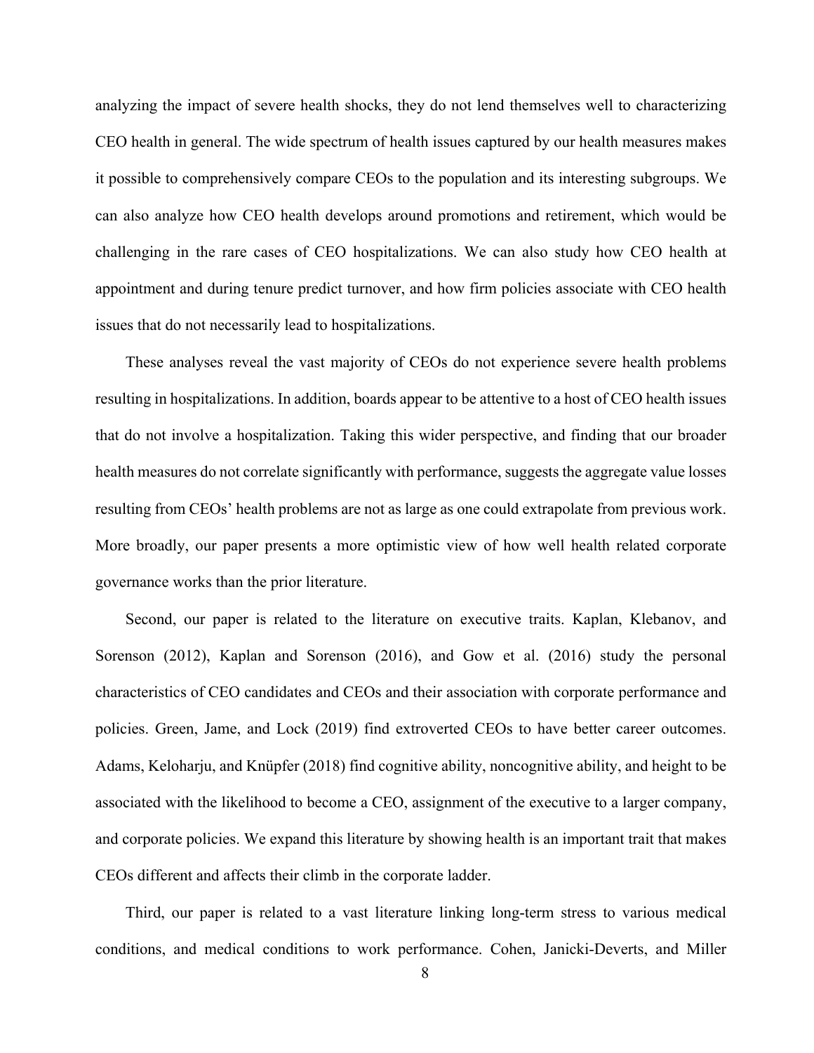analyzing the impact of severe health shocks, they do not lend themselves well to characterizing CEO health in general. The wide spectrum of health issues captured by our health measures makes it possible to comprehensively compare CEOs to the population and its interesting subgroups. We can also analyze how CEO health develops around promotions and retirement, which would be challenging in the rare cases of CEO hospitalizations. We can also study how CEO health at appointment and during tenure predict turnover, and how firm policies associate with CEO health issues that do not necessarily lead to hospitalizations.

These analyses reveal the vast majority of CEOs do not experience severe health problems resulting in hospitalizations. In addition, boards appear to be attentive to a host of CEO health issues that do not involve a hospitalization. Taking this wider perspective, and finding that our broader health measures do not correlate significantly with performance, suggests the aggregate value losses resulting from CEOs' health problems are not as large as one could extrapolate from previous work. More broadly, our paper presents a more optimistic view of how well health related corporate governance works than the prior literature.

Second, our paper is related to the literature on executive traits. Kaplan, Klebanov, and Sorenson (2012), Kaplan and Sorenson (2016), and Gow et al. (2016) study the personal characteristics of CEO candidates and CEOs and their association with corporate performance and policies. Green, Jame, and Lock (2019) find extroverted CEOs to have better career outcomes. Adams, Keloharju, and Knüpfer (2018) find cognitive ability, noncognitive ability, and height to be associated with the likelihood to become a CEO, assignment of the executive to a larger company, and corporate policies. We expand this literature by showing health is an important trait that makes CEOs different and affects their climb in the corporate ladder.

Third, our paper is related to a vast literature linking long-term stress to various medical conditions, and medical conditions to work performance. Cohen, Janicki-Deverts, and Miller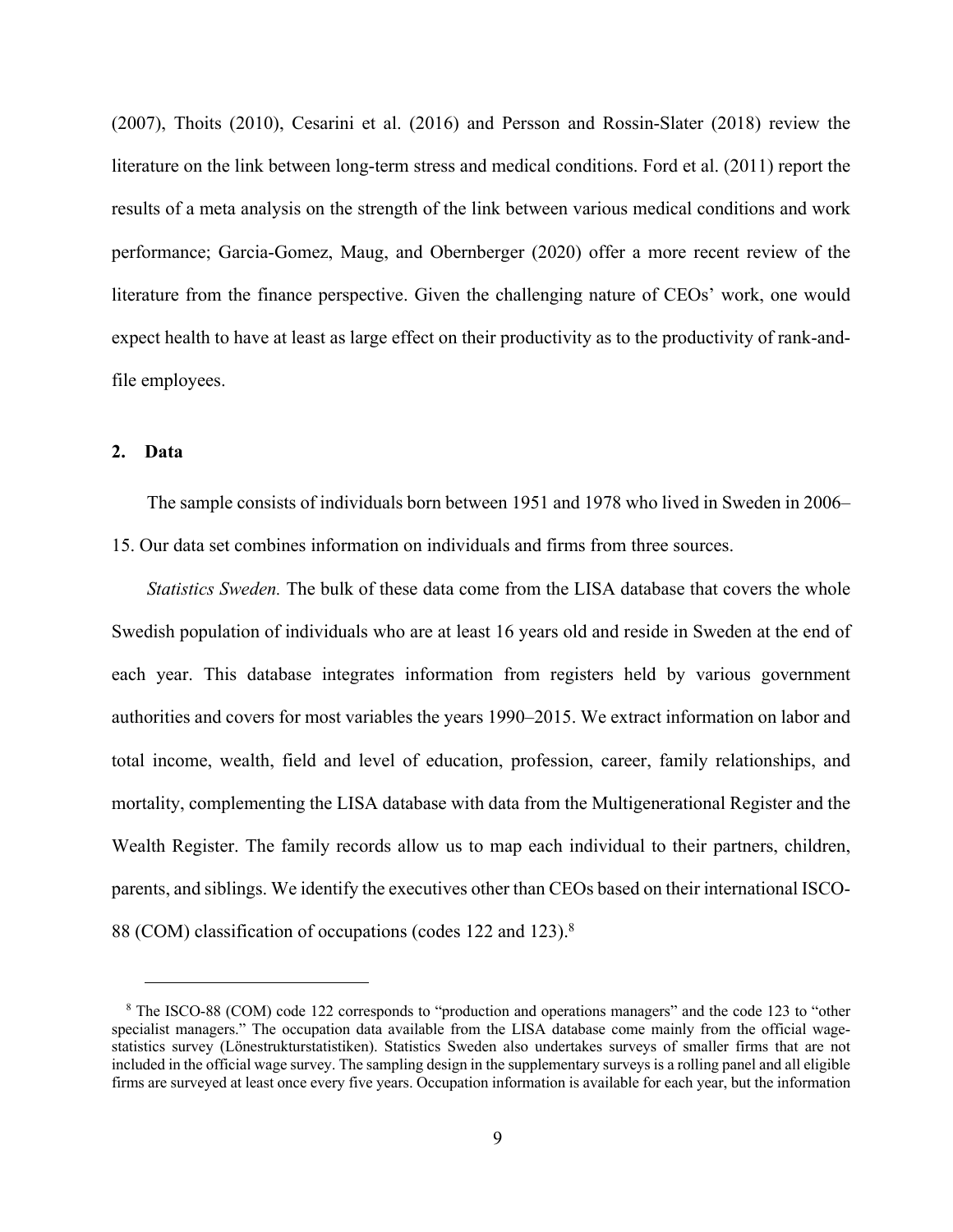(2007), Thoits (2010), Cesarini et al. (2016) and Persson and Rossin-Slater (2018) review the literature on the link between long-term stress and medical conditions. Ford et al. (2011) report the results of a meta analysis on the strength of the link between various medical conditions and work performance; Garcia-Gomez, Maug, and Obernberger (2020) offer a more recent review of the literature from the finance perspective. Given the challenging nature of CEOs' work, one would expect health to have at least as large effect on their productivity as to the productivity of rank-and-file employees.

## 2. Data

The sample consists of individuals born between 1951 and 1978 who lived in Sweden in 2006–15. Our data set combines information on individuals and firms from three sources.

*Statistics Sweden.* The bulk of these data come from the LISA database that covers the whole Swedish population of individuals who are at least 16 years old and reside in Sweden at the end of each year. This database integrates information from registers held by various government authorities and covers for most variables the years 1990–2015. We extract information on labor and total income, wealth, field and level of education, profession, career, family relationships, and mortality, complementing the LISA database with data from the Multigenerational Register and the Wealth Register. The family records allow us to map each individual to their partners, children, parents, and siblings. We identify the executives other than CEOs based on their international ISCO-88 (COM) classification of occupations (codes 122 and 123).[8]

[8] The ISCO-88 (COM) code 122 corresponds to "production and operations managers" and the code 123 to "other specialist managers." The occupation data available from the LISA database come mainly from the official wage-statistics survey (Lönestrukturstatistiken). Statistics Sweden also undertakes surveys of smaller firms that are not included in the official wage survey. The sampling design in the supplementary surveys is a rolling panel and all eligible firms are surveyed at least once every five years. Occupation information is available for each year, but the information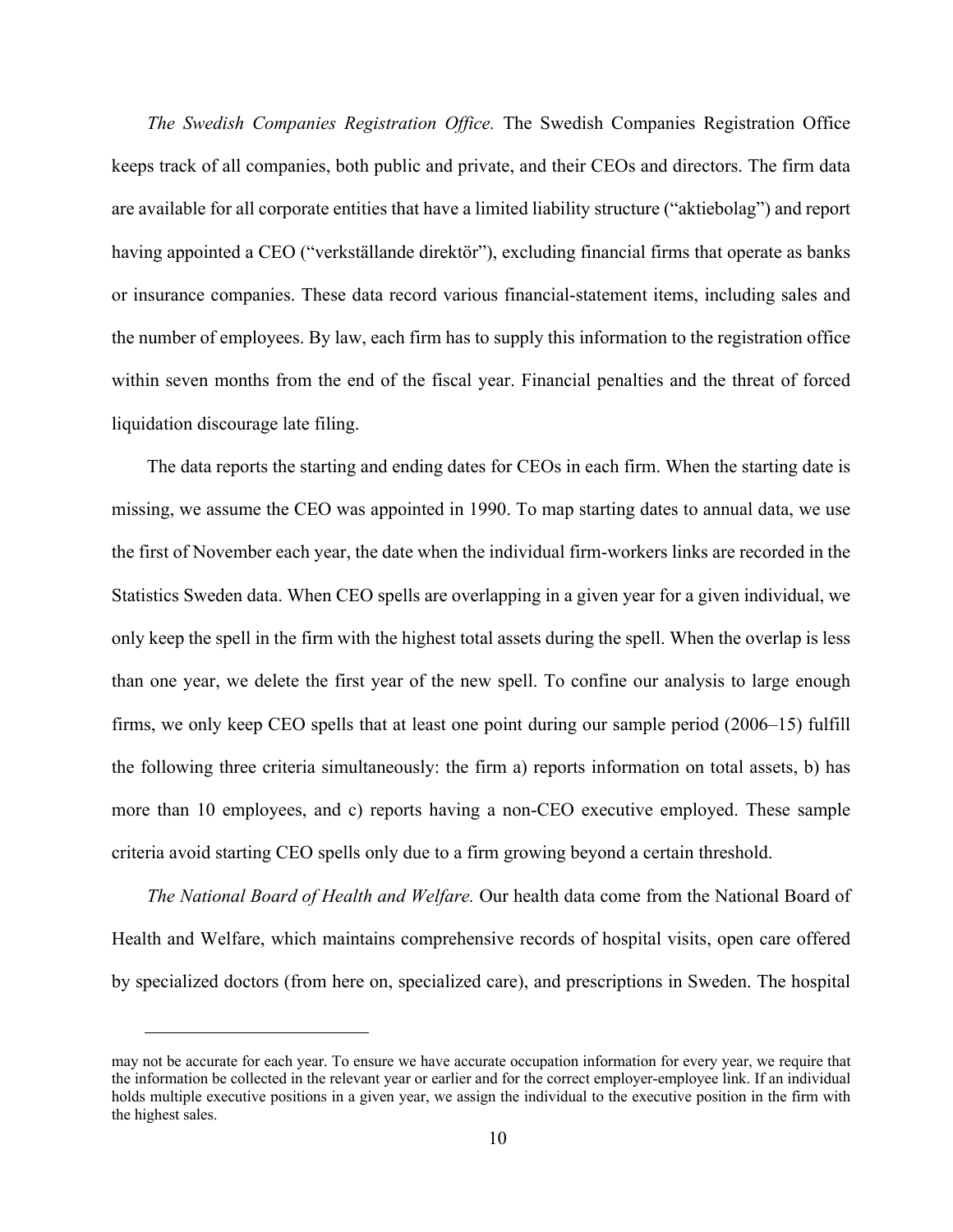*The Swedish Companies Registration Office.* The Swedish Companies Registration Office keeps track of all companies, both public and private, and their CEOs and directors. The firm data are available for all corporate entities that have a limited liability structure ("aktiebolag") and report having appointed a CEO ("verkställande direktör"), excluding financial firms that operate as banks or insurance companies. These data record various financial-statement items, including sales and the number of employees. By law, each firm has to supply this information to the registration office within seven months from the end of the fiscal year. Financial penalties and the threat of forced liquidation discourage late filing.

The data reports the starting and ending dates for CEOs in each firm. When the starting date is missing, we assume the CEO was appointed in 1990. To map starting dates to annual data, we use the first of November each year, the date when the individual firm-workers links are recorded in the Statistics Sweden data. When CEO spells are overlapping in a given year for a given individual, we only keep the spell in the firm with the highest total assets during the spell. When the overlap is less than one year, we delete the first year of the new spell. To confine our analysis to large enough firms, we only keep CEO spells that at least one point during our sample period (2006–15) fulfill the following three criteria simultaneously: the firm a) reports information on total assets, b) has more than 10 employees, and c) reports having a non-CEO executive employed. These sample criteria avoid starting CEO spells only due to a firm growing beyond a certain threshold.

*The National Board of Health and Welfare.* Our health data come from the National Board of Health and Welfare, which maintains comprehensive records of hospital visits, open care offered by specialized doctors (from here on, specialized care), and prescriptions in Sweden. The hospital

---

may not be accurate for each year. To ensure we have accurate occupation information for every year, we require that the information be collected in the relevant year or earlier and for the correct employer-employee link. If an individual holds multiple executive positions in a given year, we assign the individual to the executive position in the firm with the highest sales.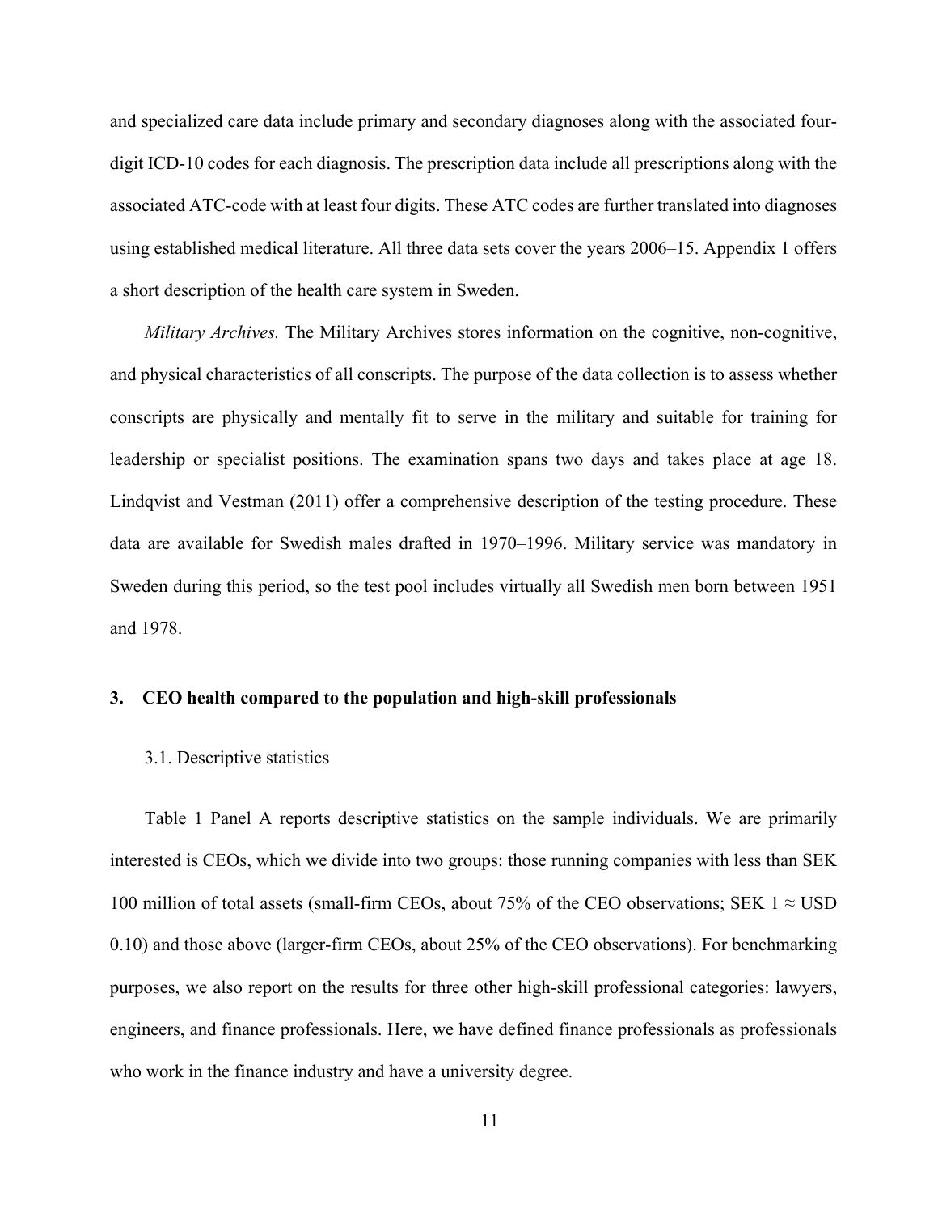and specialized care data include primary and secondary diagnoses along with the associated four-digit ICD-10 codes for each diagnosis. The prescription data include all prescriptions along with the associated ATC-code with at least four digits. These ATC codes are further translated into diagnoses using established medical literature. All three data sets cover the years 2006–15. Appendix 1 offers a short description of the health care system in Sweden.

*Military Archives.* The Military Archives stores information on the cognitive, non-cognitive, and physical characteristics of all conscripts. The purpose of the data collection is to assess whether conscripts are physically and mentally fit to serve in the military and suitable for training for leadership or specialist positions. The examination spans two days and takes place at age 18. Lindqvist and Vestman (2011) offer a comprehensive description of the testing procedure. These data are available for Swedish males drafted in 1970–1996. Military service was mandatory in Sweden during this period, so the test pool includes virtually all Swedish men born between 1951 and 1978.

## 3. CEO health compared to the population and high-skill professionals

### 3.1. Descriptive statistics

Table 1 Panel A reports descriptive statistics on the sample individuals. We are primarily interested is CEOs, which we divide into two groups: those running companies with less than SEK 100 million of total assets (small-firm CEOs, about 75% of the CEO observations; SEK 1 ≈ USD 0.10) and those above (larger-firm CEOs, about 25% of the CEO observations). For benchmarking purposes, we also report on the results for three other high-skill professional categories: lawyers, engineers, and finance professionals. Here, we have defined finance professionals as professionals who work in the finance industry and have a university degree.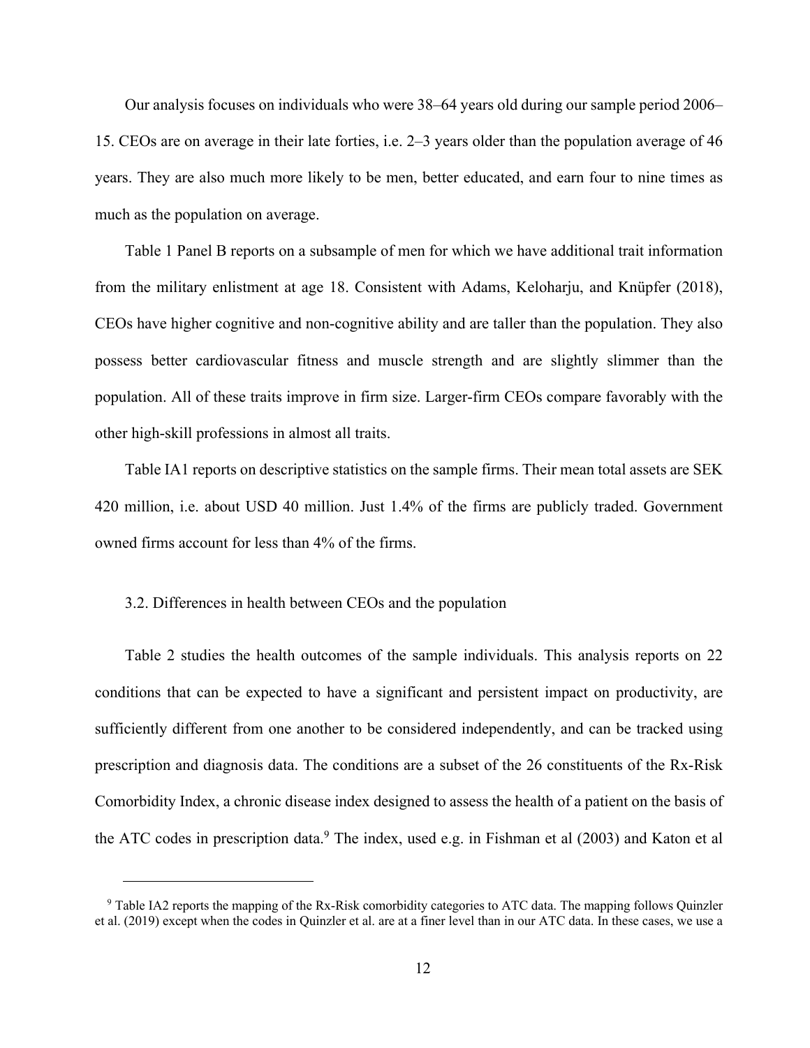Our analysis focuses on individuals who were 38–64 years old during our sample period 2006–15. CEOs are on average in their late forties, i.e. 2–3 years older than the population average of 46 years. They are also much more likely to be men, better educated, and earn four to nine times as much as the population on average.

Table 1 Panel B reports on a subsample of men for which we have additional trait information from the military enlistment at age 18. Consistent with Adams, Keloharju, and Knüpfer (2018), CEOs have higher cognitive and non-cognitive ability and are taller than the population. They also possess better cardiovascular fitness and muscle strength and are slightly slimmer than the population. All of these traits improve in firm size. Larger-firm CEOs compare favorably with the other high-skill professions in almost all traits.

Table IA1 reports on descriptive statistics on the sample firms. Their mean total assets are SEK 420 million, i.e. about USD 40 million. Just 1.4% of the firms are publicly traded. Government owned firms account for less than 4% of the firms.

### 3.2. Differences in health between CEOs and the population

Table 2 studies the health outcomes of the sample individuals. This analysis reports on 22 conditions that can be expected to have a significant and persistent impact on productivity, are sufficiently different from one another to be considered independently, and can be tracked using prescription and diagnosis data. The conditions are a subset of the 26 constituents of the Rx-Risk Comorbidity Index, a chronic disease index designed to assess the health of a patient on the basis of the ATC codes in prescription data.[9] The index, used e.g. in Fishman et al (2003) and Katon et al

[9] Table IA2 reports the mapping of the Rx-Risk comorbidity categories to ATC data. The mapping follows Quinzler et al. (2019) except when the codes in Quinzler et al. are at a finer level than in our ATC data. In these cases, we use a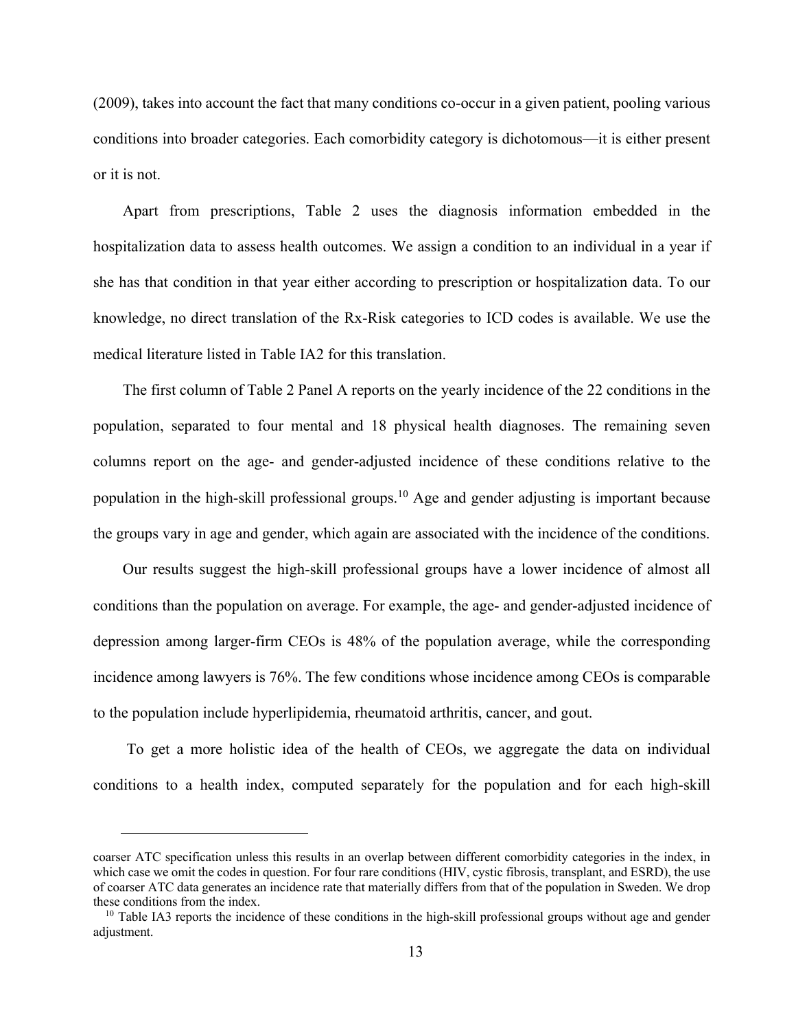(2009), takes into account the fact that many conditions co-occur in a given patient, pooling various conditions into broader categories. Each comorbidity category is dichotomous—it is either present or it is not.

Apart from prescriptions, Table 2 uses the diagnosis information embedded in the hospitalization data to assess health outcomes. We assign a condition to an individual in a year if she has that condition in that year either according to prescription or hospitalization data. To our knowledge, no direct translation of the Rx-Risk categories to ICD codes is available. We use the medical literature listed in Table IA2 for this translation.

The first column of Table 2 Panel A reports on the yearly incidence of the 22 conditions in the population, separated to four mental and 18 physical health diagnoses. The remaining seven columns report on the age- and gender-adjusted incidence of these conditions relative to the population in the high-skill professional groups.[10] Age and gender adjusting is important because the groups vary in age and gender, which again are associated with the incidence of the conditions.

Our results suggest the high-skill professional groups have a lower incidence of almost all conditions than the population on average. For example, the age- and gender-adjusted incidence of depression among larger-firm CEOs is 48% of the population average, while the corresponding incidence among lawyers is 76%. The few conditions whose incidence among CEOs is comparable to the population include hyperlipidemia, rheumatoid arthritis, cancer, and gout.

To get a more holistic idea of the health of CEOs, we aggregate the data on individual conditions to a health index, computed separately for the population and for each high-skill

---

coarser ATC specification unless this results in an overlap between different comorbidity categories in the index, in which case we omit the codes in question. For four rare conditions (HIV, cystic fibrosis, transplant, and ESRD), the use of coarser ATC data generates an incidence rate that materially differs from that of the population in Sweden. We drop these conditions from the index.

[10] Table IA3 reports the incidence of these conditions in the high-skill professional groups without age and gender adjustment.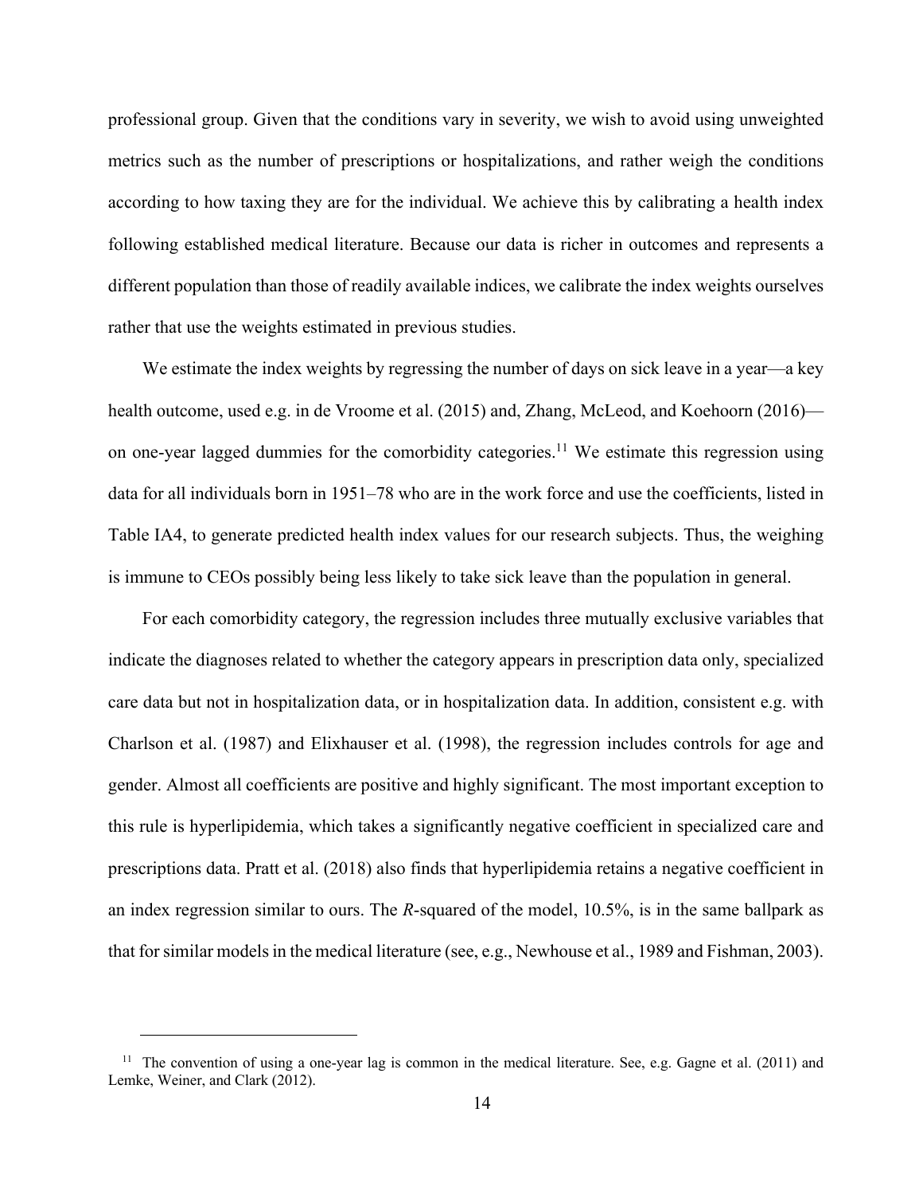professional group. Given that the conditions vary in severity, we wish to avoid using unweighted metrics such as the number of prescriptions or hospitalizations, and rather weigh the conditions according to how taxing they are for the individual. We achieve this by calibrating a health index following established medical literature. Because our data is richer in outcomes and represents a different population than those of readily available indices, we calibrate the index weights ourselves rather that use the weights estimated in previous studies.

We estimate the index weights by regressing the number of days on sick leave in a year—a key health outcome, used e.g. in de Vroome et al. (2015) and, Zhang, McLeod, and Koehoorn (2016)—on one-year lagged dummies for the comorbidity categories.[11] We estimate this regression using data for all individuals born in 1951–78 who are in the work force and use the coefficients, listed in Table IA4, to generate predicted health index values for our research subjects. Thus, the weighing is immune to CEOs possibly being less likely to take sick leave than the population in general.

For each comorbidity category, the regression includes three mutually exclusive variables that indicate the diagnoses related to whether the category appears in prescription data only, specialized care data but not in hospitalization data, or in hospitalization data. In addition, consistent e.g. with Charlson et al. (1987) and Elixhauser et al. (1998), the regression includes controls for age and gender. Almost all coefficients are positive and highly significant. The most important exception to this rule is hyperlipidemia, which takes a significantly negative coefficient in specialized care and prescriptions data. Pratt et al. (2018) also finds that hyperlipidemia retains a negative coefficient in an index regression similar to ours. The $R$-squared of the model, 10.5%, is in the same ballpark as that for similar models in the medical literature (see, e.g., Newhouse et al., 1989 and Fishman, 2003).

[11] The convention of using a one-year lag is common in the medical literature. See, e.g. Gagne et al. (2011) and Lemke, Weiner, and Clark (2012).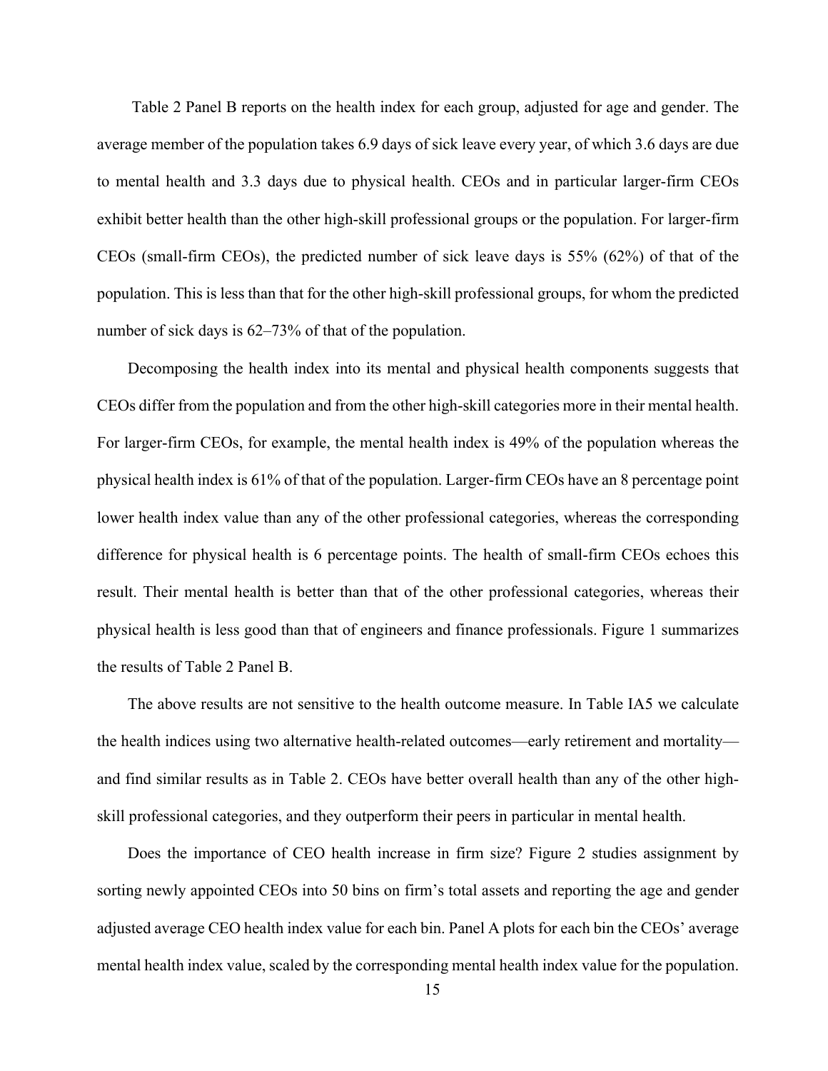Table 2 Panel B reports on the health index for each group, adjusted for age and gender. The average member of the population takes 6.9 days of sick leave every year, of which 3.6 days are due to mental health and 3.3 days due to physical health. CEOs and in particular larger-firm CEOs exhibit better health than the other high-skill professional groups or the population. For larger-firm CEOs (small-firm CEOs), the predicted number of sick leave days is 55% (62%) of that of the population. This is less than that for the other high-skill professional groups, for whom the predicted number of sick days is 62–73% of that of the population.

Decomposing the health index into its mental and physical health components suggests that CEOs differ from the population and from the other high-skill categories more in their mental health. For larger-firm CEOs, for example, the mental health index is 49% of the population whereas the physical health index is 61% of that of the population. Larger-firm CEOs have an 8 percentage point lower health index value than any of the other professional categories, whereas the corresponding difference for physical health is 6 percentage points. The health of small-firm CEOs echoes this result. Their mental health is better than that of the other professional categories, whereas their physical health is less good than that of engineers and finance professionals. Figure 1 summarizes the results of Table 2 Panel B.

The above results are not sensitive to the health outcome measure. In Table IA5 we calculate the health indices using two alternative health-related outcomes—early retirement and mortality—and find similar results as in Table 2. CEOs have better overall health than any of the other high-skill professional categories, and they outperform their peers in particular in mental health.

Does the importance of CEO health increase in firm size? Figure 2 studies assignment by sorting newly appointed CEOs into 50 bins on firm's total assets and reporting the age and gender adjusted average CEO health index value for each bin. Panel A plots for each bin the CEOs' average mental health index value, scaled by the corresponding mental health index value for the population.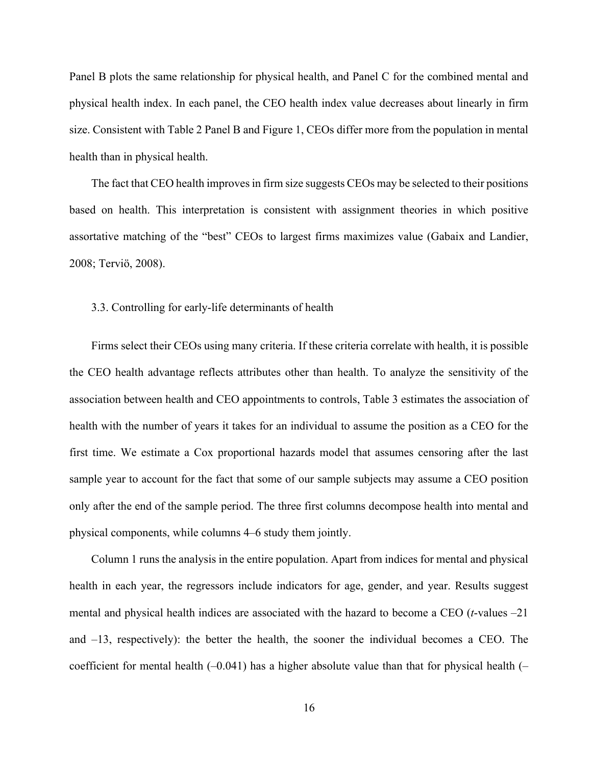Panel B plots the same relationship for physical health, and Panel C for the combined mental and physical health index. In each panel, the CEO health index value decreases about linearly in firm size. Consistent with Table 2 Panel B and Figure 1, CEOs differ more from the population in mental health than in physical health.

The fact that CEO health improves in firm size suggests CEOs may be selected to their positions based on health. This interpretation is consistent with assignment theories in which positive assortative matching of the "best" CEOs to largest firms maximizes value (Gabaix and Landier, 2008; Terviö, 2008).

### 3.3. Controlling for early-life determinants of health

Firms select their CEOs using many criteria. If these criteria correlate with health, it is possible the CEO health advantage reflects attributes other than health. To analyze the sensitivity of the association between health and CEO appointments to controls, Table 3 estimates the association of health with the number of years it takes for an individual to assume the position as a CEO for the first time. We estimate a Cox proportional hazards model that assumes censoring after the last sample year to account for the fact that some of our sample subjects may assume a CEO position only after the end of the sample period. The three first columns decompose health into mental and physical components, while columns 4–6 study them jointly.

Column 1 runs the analysis in the entire population. Apart from indices for mental and physical health in each year, the regressors include indicators for age, gender, and year. Results suggest mental and physical health indices are associated with the hazard to become a CEO (*t*-values –21 and –13, respectively): the better the health, the sooner the individual becomes a CEO. The coefficient for mental health (–0.041) has a higher absolute value than that for physical health (–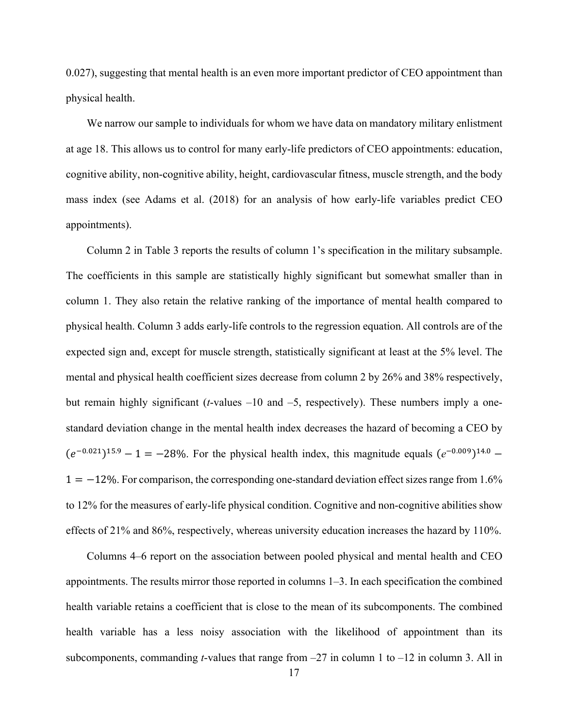0.027), suggesting that mental health is an even more important predictor of CEO appointment than physical health.

We narrow our sample to individuals for whom we have data on mandatory military enlistment at age 18. This allows us to control for many early-life predictors of CEO appointments: education, cognitive ability, non-cognitive ability, height, cardiovascular fitness, muscle strength, and the body mass index (see Adams et al. (2018) for an analysis of how early-life variables predict CEO appointments).

Column 2 in Table 3 reports the results of column 1's specification in the military subsample. The coefficients in this sample are statistically highly significant but somewhat smaller than in column 1. They also retain the relative ranking of the importance of mental health compared to physical health. Column 3 adds early-life controls to the regression equation. All controls are of the expected sign and, except for muscle strength, statistically significant at least at the 5% level. The mental and physical health coefficient sizes decrease from column 2 by 26% and 38% respectively, but remain highly significant (*t*-values –10 and –5, respectively). These numbers imply a one-standard deviation change in the mental health index decreases the hazard of becoming a CEO by $(e^{-0.021})^{15.9} - 1 = -28\%$. For the physical health index, this magnitude equals $(e^{-0.009})^{14.0} - 1 = -12\%$. For comparison, the corresponding one-standard deviation effect sizes range from 1.6% to 12% for the measures of early-life physical condition. Cognitive and non-cognitive abilities show effects of 21% and 86%, respectively, whereas university education increases the hazard by 110%.

Columns 4–6 report on the association between pooled physical and mental health and CEO appointments. The results mirror those reported in columns 1–3. In each specification the combined health variable retains a coefficient that is close to the mean of its subcomponents. The combined health variable has a less noisy association with the likelihood of appointment than its subcomponents, commanding *t*-values that range from –27 in column 1 to –12 in column 3. All in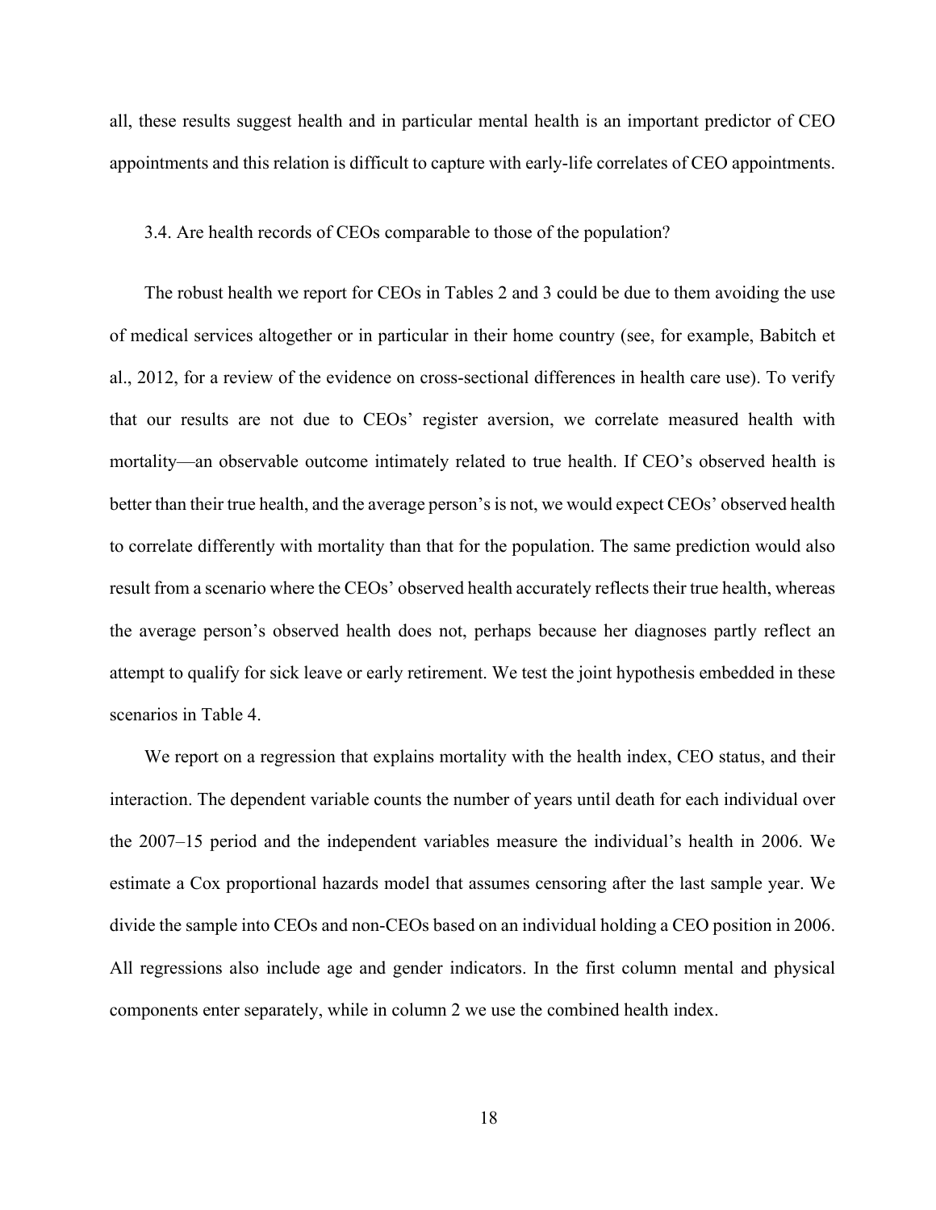all, these results suggest health and in particular mental health is an important predictor of CEO appointments and this relation is difficult to capture with early-life correlates of CEO appointments.

### 3.4. Are health records of CEOs comparable to those of the population?

The robust health we report for CEOs in Tables 2 and 3 could be due to them avoiding the use of medical services altogether or in particular in their home country (see, for example, Babitch et al., 2012, for a review of the evidence on cross-sectional differences in health care use). To verify that our results are not due to CEOs' register aversion, we correlate measured health with mortality—an observable outcome intimately related to true health. If CEO's observed health is better than their true health, and the average person's is not, we would expect CEOs' observed health to correlate differently with mortality than that for the population. The same prediction would also result from a scenario where the CEOs' observed health accurately reflects their true health, whereas the average person's observed health does not, perhaps because her diagnoses partly reflect an attempt to qualify for sick leave or early retirement. We test the joint hypothesis embedded in these scenarios in Table 4.

We report on a regression that explains mortality with the health index, CEO status, and their interaction. The dependent variable counts the number of years until death for each individual over the 2007–15 period and the independent variables measure the individual's health in 2006. We estimate a Cox proportional hazards model that assumes censoring after the last sample year. We divide the sample into CEOs and non-CEOs based on an individual holding a CEO position in 2006. All regressions also include age and gender indicators. In the first column mental and physical components enter separately, while in column 2 we use the combined health index.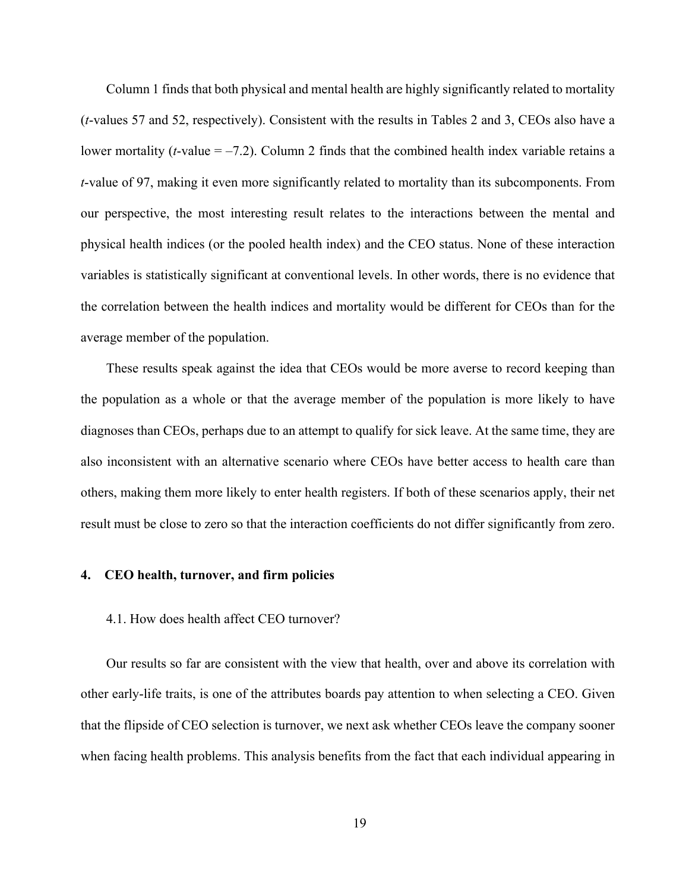Column 1 finds that both physical and mental health are highly significantly related to mortality (*t*-values 57 and 52, respectively). Consistent with the results in Tables 2 and 3, CEOs also have a lower mortality (*t*-value = –7.2). Column 2 finds that the combined health index variable retains a *t*-value of 97, making it even more significantly related to mortality than its subcomponents. From our perspective, the most interesting result relates to the interactions between the mental and physical health indices (or the pooled health index) and the CEO status. None of these interaction variables is statistically significant at conventional levels. In other words, there is no evidence that the correlation between the health indices and mortality would be different for CEOs than for the average member of the population.

These results speak against the idea that CEOs would be more averse to record keeping than the population as a whole or that the average member of the population is more likely to have diagnoses than CEOs, perhaps due to an attempt to qualify for sick leave. At the same time, they are also inconsistent with an alternative scenario where CEOs have better access to health care than others, making them more likely to enter health registers. If both of these scenarios apply, their net result must be close to zero so that the interaction coefficients do not differ significantly from zero.

## 4. CEO health, turnover, and firm policies

### 4.1. How does health affect CEO turnover?

Our results so far are consistent with the view that health, over and above its correlation with other early-life traits, is one of the attributes boards pay attention to when selecting a CEO. Given that the flipside of CEO selection is turnover, we next ask whether CEOs leave the company sooner when facing health problems. This analysis benefits from the fact that each individual appearing in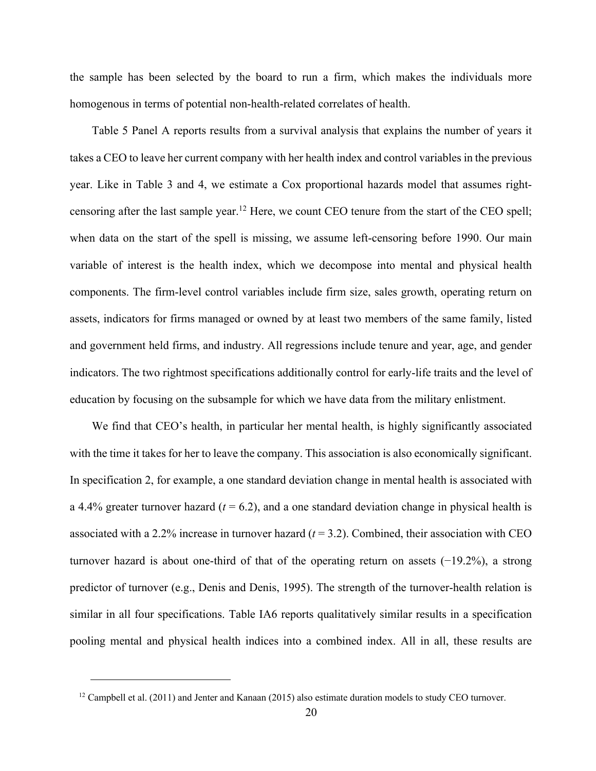the sample has been selected by the board to run a firm, which makes the individuals more homogenous in terms of potential non-health-related correlates of health.

Table 5 Panel A reports results from a survival analysis that explains the number of years it takes a CEO to leave her current company with her health index and control variables in the previous year. Like in Table 3 and 4, we estimate a Cox proportional hazards model that assumes right-censoring after the last sample year.[12] Here, we count CEO tenure from the start of the CEO spell; when data on the start of the spell is missing, we assume left-censoring before 1990. Our main variable of interest is the health index, which we decompose into mental and physical health components. The firm-level control variables include firm size, sales growth, operating return on assets, indicators for firms managed or owned by at least two members of the same family, listed and government held firms, and industry. All regressions include tenure and year, age, and gender indicators. The two rightmost specifications additionally control for early-life traits and the level of education by focusing on the subsample for which we have data from the military enlistment.

We find that CEO's health, in particular her mental health, is highly significantly associated with the time it takes for her to leave the company. This association is also economically significant. In specification 2, for example, a one standard deviation change in mental health is associated with a 4.4% greater turnover hazard ($t = 6.2$), and a one standard deviation change in physical health is associated with a 2.2% increase in turnover hazard ($t = 3.2$). Combined, their association with CEO turnover hazard is about one-third of that of the operating return on assets (−19.2%), a strong predictor of turnover (e.g., Denis and Denis, 1995). The strength of the turnover-health relation is similar in all four specifications. Table IA6 reports qualitatively similar results in a specification pooling mental and physical health indices into a combined index. All in all, these results are

[12] Campbell et al. (2011) and Jenter and Kanaan (2015) also estimate duration models to study CEO turnover.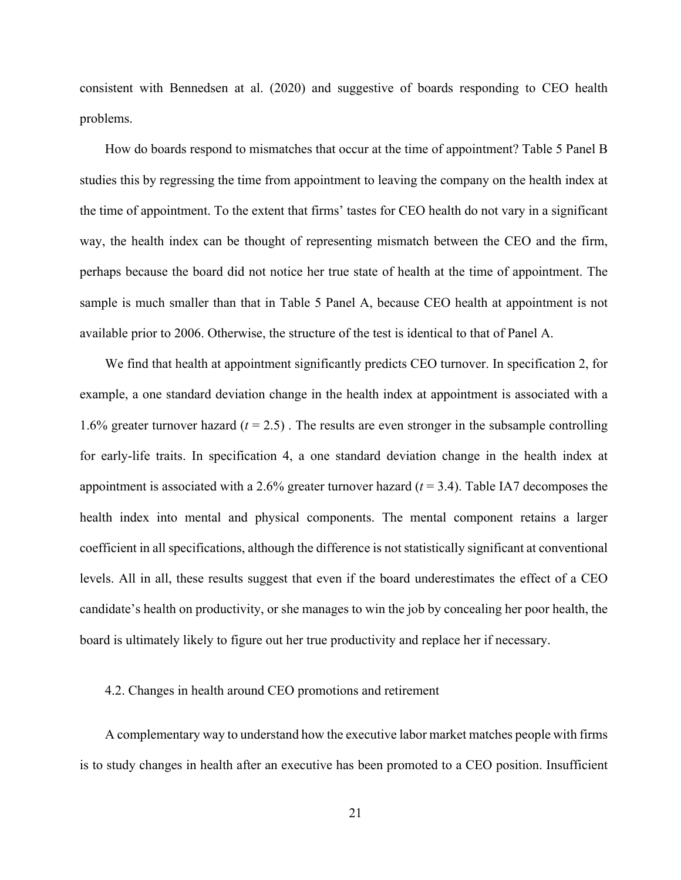consistent with Bennedsen at al. (2020) and suggestive of boards responding to CEO health problems.

How do boards respond to mismatches that occur at the time of appointment? Table 5 Panel B studies this by regressing the time from appointment to leaving the company on the health index at the time of appointment. To the extent that firms' tastes for CEO health do not vary in a significant way, the health index can be thought of representing mismatch between the CEO and the firm, perhaps because the board did not notice her true state of health at the time of appointment. The sample is much smaller than that in Table 5 Panel A, because CEO health at appointment is not available prior to 2006. Otherwise, the structure of the test is identical to that of Panel A.

We find that health at appointment significantly predicts CEO turnover. In specification 2, for example, a one standard deviation change in the health index at appointment is associated with a 1.6% greater turnover hazard ($t$ = 2.5) . The results are even stronger in the subsample controlling for early-life traits. In specification 4, a one standard deviation change in the health index at appointment is associated with a 2.6% greater turnover hazard ($t$ = 3.4). Table IA7 decomposes the health index into mental and physical components. The mental component retains a larger coefficient in all specifications, although the difference is not statistically significant at conventional levels. All in all, these results suggest that even if the board underestimates the effect of a CEO candidate's health on productivity, or she manages to win the job by concealing her poor health, the board is ultimately likely to figure out her true productivity and replace her if necessary.

### 4.2. Changes in health around CEO promotions and retirement

A complementary way to understand how the executive labor market matches people with firms is to study changes in health after an executive has been promoted to a CEO position. Insufficient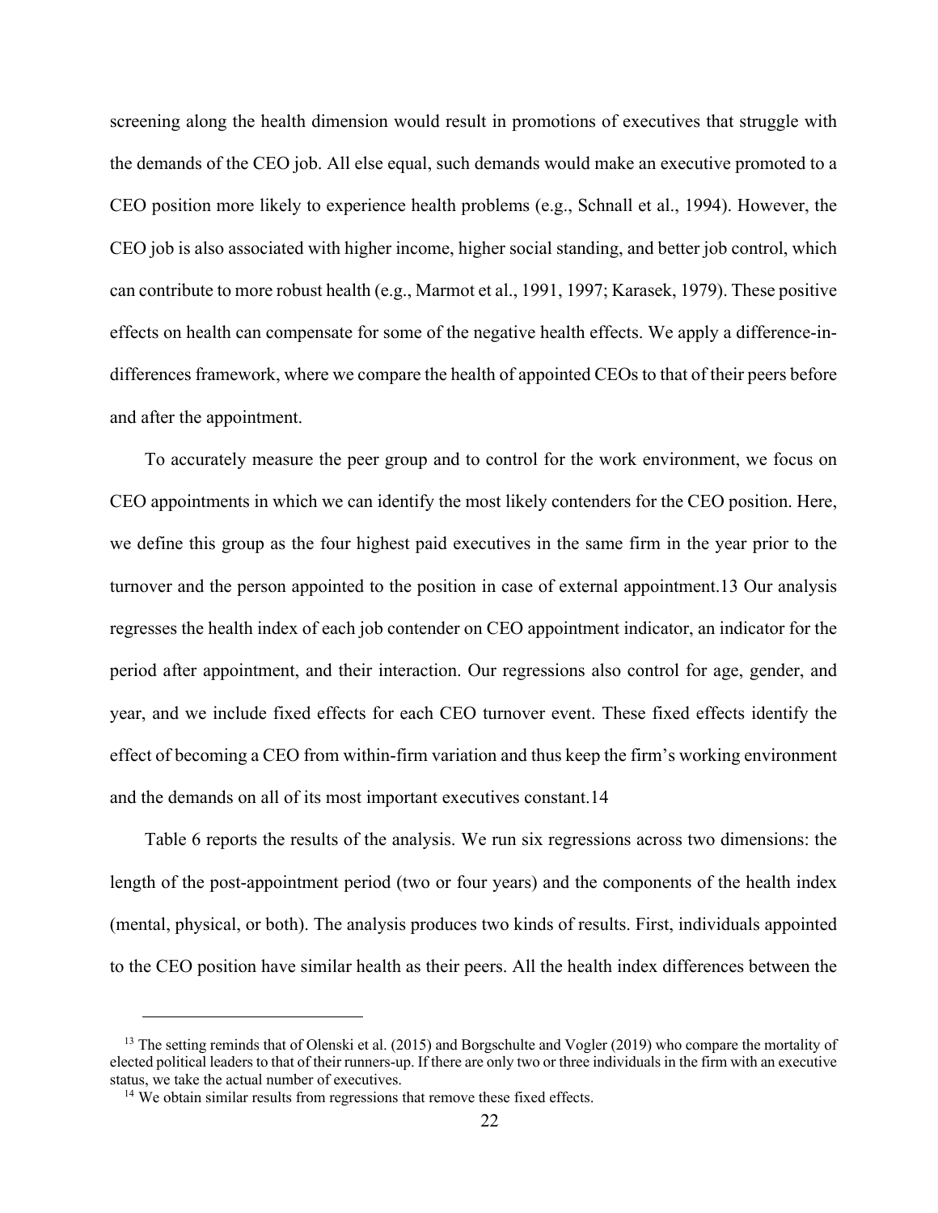screening along the health dimension would result in promotions of executives that struggle with the demands of the CEO job. All else equal, such demands would make an executive promoted to a CEO position more likely to experience health problems (e.g., Schnall et al., 1994). However, the CEO job is also associated with higher income, higher social standing, and better job control, which can contribute to more robust health (e.g., Marmot et al., 1991, 1997; Karasek, 1979). These positive effects on health can compensate for some of the negative health effects. We apply a difference-in-differences framework, where we compare the health of appointed CEOs to that of their peers before and after the appointment.

To accurately measure the peer group and to control for the work environment, we focus on CEO appointments in which we can identify the most likely contenders for the CEO position. Here, we define this group as the four highest paid executives in the same firm in the year prior to the turnover and the person appointed to the position in case of external appointment.[13] Our analysis regresses the health index of each job contender on CEO appointment indicator, an indicator for the period after appointment, and their interaction. Our regressions also control for age, gender, and year, and we include fixed effects for each CEO turnover event. These fixed effects identify the effect of becoming a CEO from within-firm variation and thus keep the firm's working environment and the demands on all of its most important executives constant.[14]

Table 6 reports the results of the analysis. We run six regressions across two dimensions: the length of the post-appointment period (two or four years) and the components of the health index (mental, physical, or both). The analysis produces two kinds of results. First, individuals appointed to the CEO position have similar health as their peers. All the health index differences between the

[13] The setting reminds that of Olenski et al. (2015) and Borgschulte and Vogler (2019) who compare the mortality of elected political leaders to that of their runners-up. If there are only two or three individuals in the firm with an executive status, we take the actual number of executives.

[14] We obtain similar results from regressions that remove these fixed effects.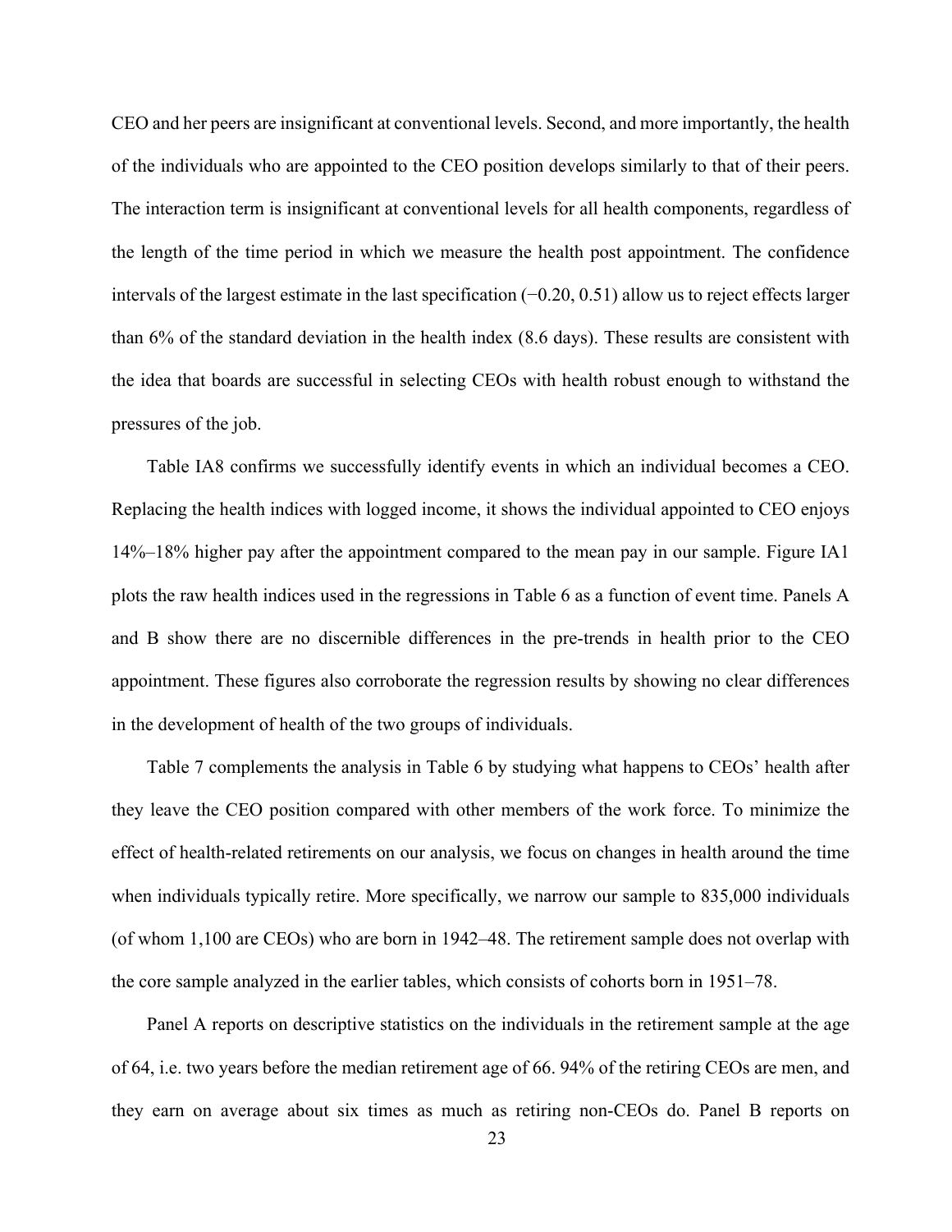CEO and her peers are insignificant at conventional levels. Second, and more importantly, the health of the individuals who are appointed to the CEO position develops similarly to that of their peers. The interaction term is insignificant at conventional levels for all health components, regardless of the length of the time period in which we measure the health post appointment. The confidence intervals of the largest estimate in the last specification (−0.20, 0.51) allow us to reject effects larger than 6% of the standard deviation in the health index (8.6 days). These results are consistent with the idea that boards are successful in selecting CEOs with health robust enough to withstand the pressures of the job.

Table IA8 confirms we successfully identify events in which an individual becomes a CEO. Replacing the health indices with logged income, it shows the individual appointed to CEO enjoys 14%–18% higher pay after the appointment compared to the mean pay in our sample. Figure IA1 plots the raw health indices used in the regressions in Table 6 as a function of event time. Panels A and B show there are no discernible differences in the pre-trends in health prior to the CEO appointment. These figures also corroborate the regression results by showing no clear differences in the development of health of the two groups of individuals.

Table 7 complements the analysis in Table 6 by studying what happens to CEOs' health after they leave the CEO position compared with other members of the work force. To minimize the effect of health-related retirements on our analysis, we focus on changes in health around the time when individuals typically retire. More specifically, we narrow our sample to 835,000 individuals (of whom 1,100 are CEOs) who are born in 1942–48. The retirement sample does not overlap with the core sample analyzed in the earlier tables, which consists of cohorts born in 1951–78.

Panel A reports on descriptive statistics on the individuals in the retirement sample at the age of 64, i.e. two years before the median retirement age of 66. 94% of the retiring CEOs are men, and they earn on average about six times as much as retiring non-CEOs do. Panel B reports on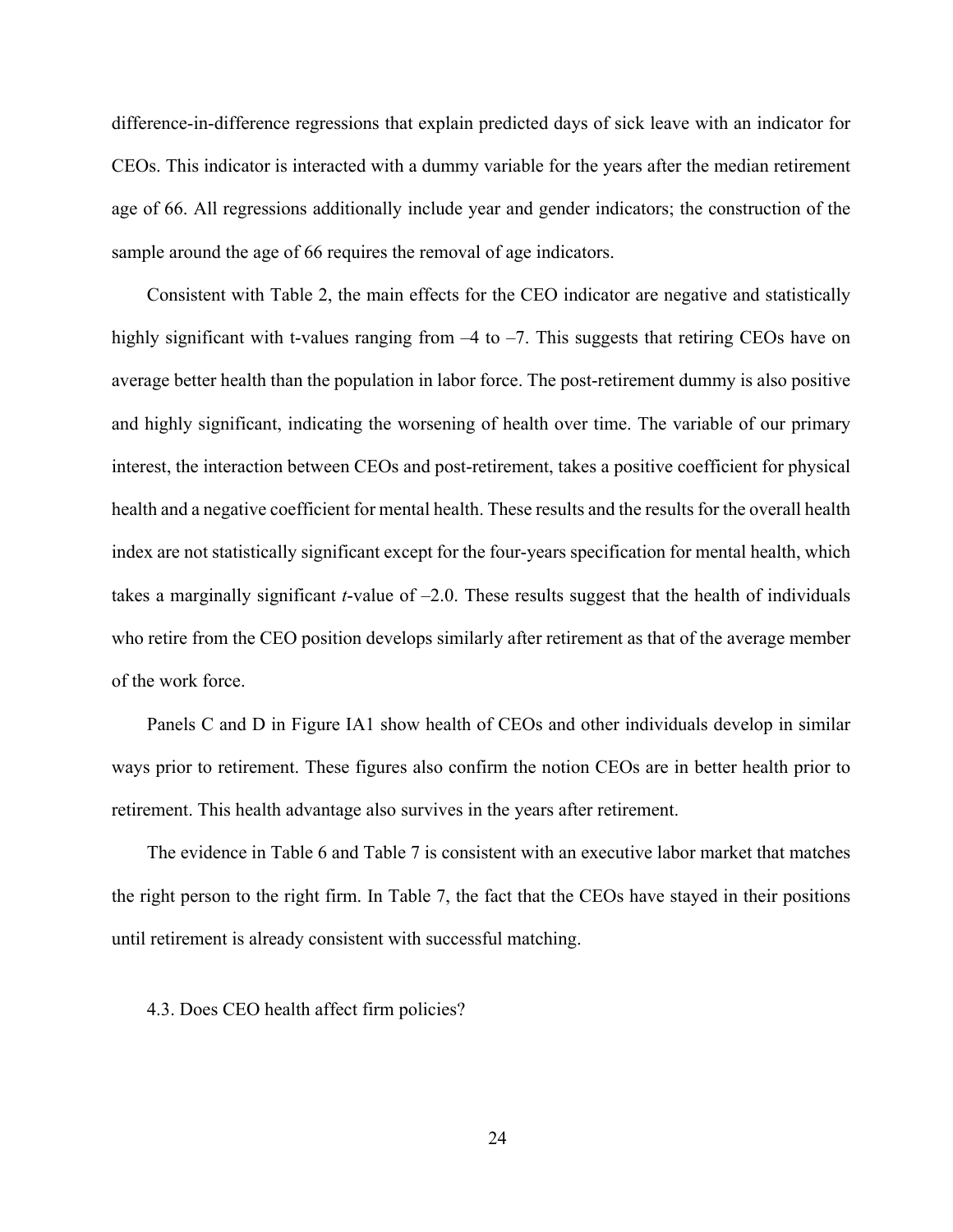difference-in-difference regressions that explain predicted days of sick leave with an indicator for CEOs. This indicator is interacted with a dummy variable for the years after the median retirement age of 66. All regressions additionally include year and gender indicators; the construction of the sample around the age of 66 requires the removal of age indicators.

Consistent with Table 2, the main effects for the CEO indicator are negative and statistically highly significant with t-values ranging from –4 to –7. This suggests that retiring CEOs have on average better health than the population in labor force. The post-retirement dummy is also positive and highly significant, indicating the worsening of health over time. The variable of our primary interest, the interaction between CEOs and post-retirement, takes a positive coefficient for physical health and a negative coefficient for mental health. These results and the results for the overall health index are not statistically significant except for the four-years specification for mental health, which takes a marginally significant *t*-value of –2.0. These results suggest that the health of individuals who retire from the CEO position develops similarly after retirement as that of the average member of the work force.

Panels C and D in Figure IA1 show health of CEOs and other individuals develop in similar ways prior to retirement. These figures also confirm the notion CEOs are in better health prior to retirement. This health advantage also survives in the years after retirement.

The evidence in Table 6 and Table 7 is consistent with an executive labor market that matches the right person to the right firm. In Table 7, the fact that the CEOs have stayed in their positions until retirement is already consistent with successful matching.

### 4.3. Does CEO health affect firm policies?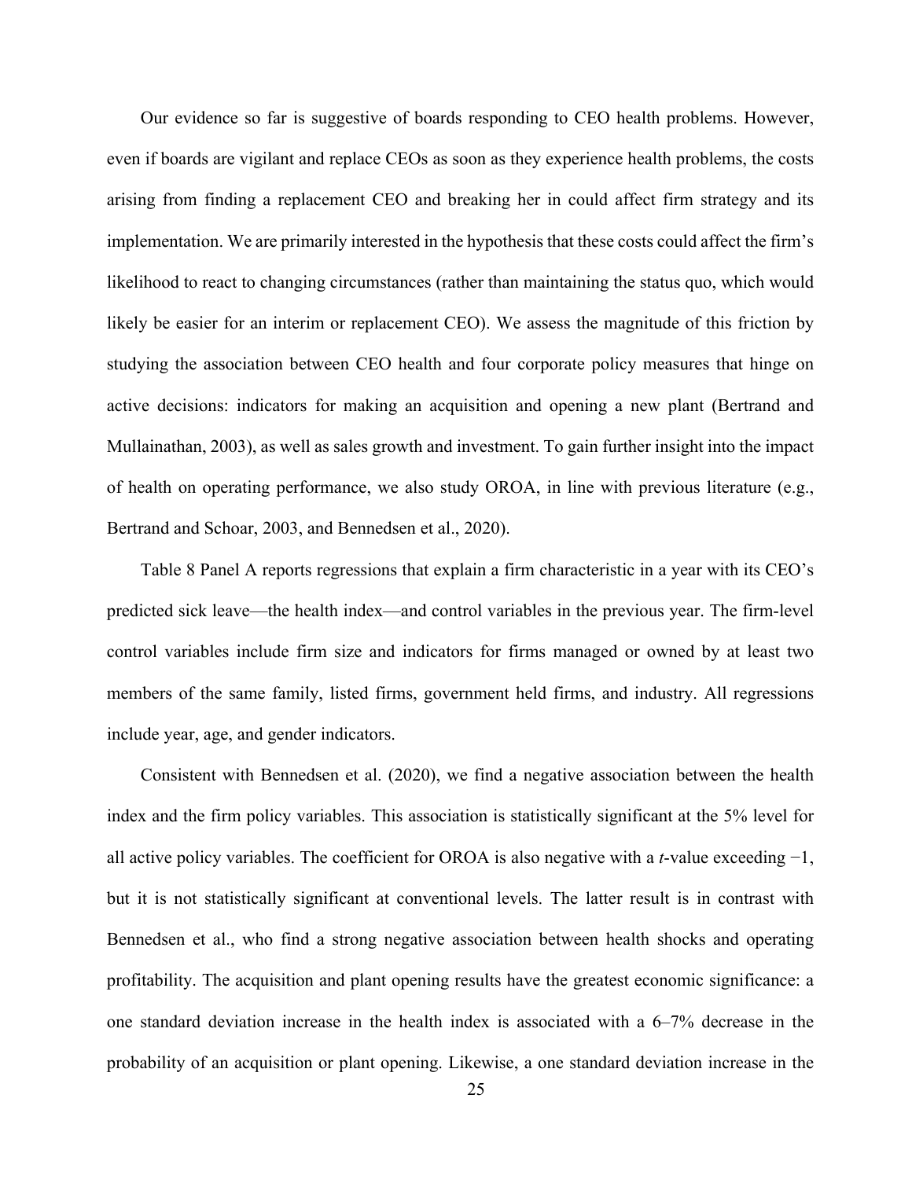Our evidence so far is suggestive of boards responding to CEO health problems. However, even if boards are vigilant and replace CEOs as soon as they experience health problems, the costs arising from finding a replacement CEO and breaking her in could affect firm strategy and its implementation. We are primarily interested in the hypothesis that these costs could affect the firm's likelihood to react to changing circumstances (rather than maintaining the status quo, which would likely be easier for an interim or replacement CEO). We assess the magnitude of this friction by studying the association between CEO health and four corporate policy measures that hinge on active decisions: indicators for making an acquisition and opening a new plant (Bertrand and Mullainathan, 2003), as well as sales growth and investment. To gain further insight into the impact of health on operating performance, we also study OROA, in line with previous literature (e.g., Bertrand and Schoar, 2003, and Bennedsen et al., 2020).

Table 8 Panel A reports regressions that explain a firm characteristic in a year with its CEO's predicted sick leave—the health index—and control variables in the previous year. The firm-level control variables include firm size and indicators for firms managed or owned by at least two members of the same family, listed firms, government held firms, and industry. All regressions include year, age, and gender indicators.

Consistent with Bennedsen et al. (2020), we find a negative association between the health index and the firm policy variables. This association is statistically significant at the 5% level for all active policy variables. The coefficient for OROA is also negative with a *t*-value exceeding −1, but it is not statistically significant at conventional levels. The latter result is in contrast with Bennedsen et al., who find a strong negative association between health shocks and operating profitability. The acquisition and plant opening results have the greatest economic significance: a one standard deviation increase in the health index is associated with a 6–7% decrease in the probability of an acquisition or plant opening. Likewise, a one standard deviation increase in the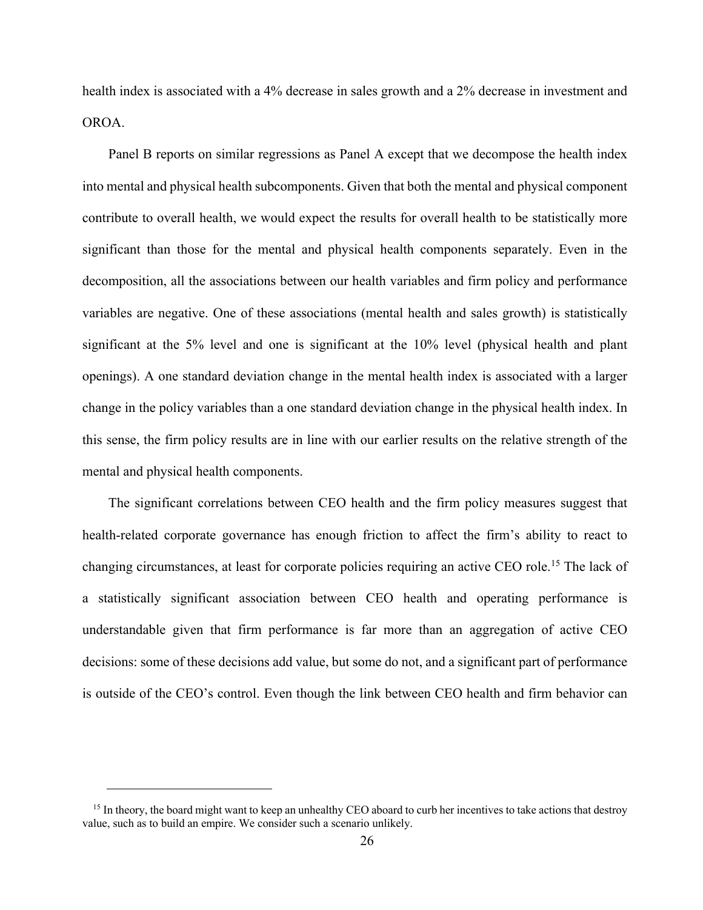health index is associated with a 4% decrease in sales growth and a 2% decrease in investment and OROA.

Panel B reports on similar regressions as Panel A except that we decompose the health index into mental and physical health subcomponents. Given that both the mental and physical component contribute to overall health, we would expect the results for overall health to be statistically more significant than those for the mental and physical health components separately. Even in the decomposition, all the associations between our health variables and firm policy and performance variables are negative. One of these associations (mental health and sales growth) is statistically significant at the 5% level and one is significant at the 10% level (physical health and plant openings). A one standard deviation change in the mental health index is associated with a larger change in the policy variables than a one standard deviation change in the physical health index. In this sense, the firm policy results are in line with our earlier results on the relative strength of the mental and physical health components.

The significant correlations between CEO health and the firm policy measures suggest that health-related corporate governance has enough friction to affect the firm's ability to react to changing circumstances, at least for corporate policies requiring an active CEO role.[15] The lack of a statistically significant association between CEO health and operating performance is understandable given that firm performance is far more than an aggregation of active CEO decisions: some of these decisions add value, but some do not, and a significant part of performance is outside of the CEO's control. Even though the link between CEO health and firm behavior can

[15] In theory, the board might want to keep an unhealthy CEO aboard to curb her incentives to take actions that destroy value, such as to build an empire. We consider such a scenario unlikely.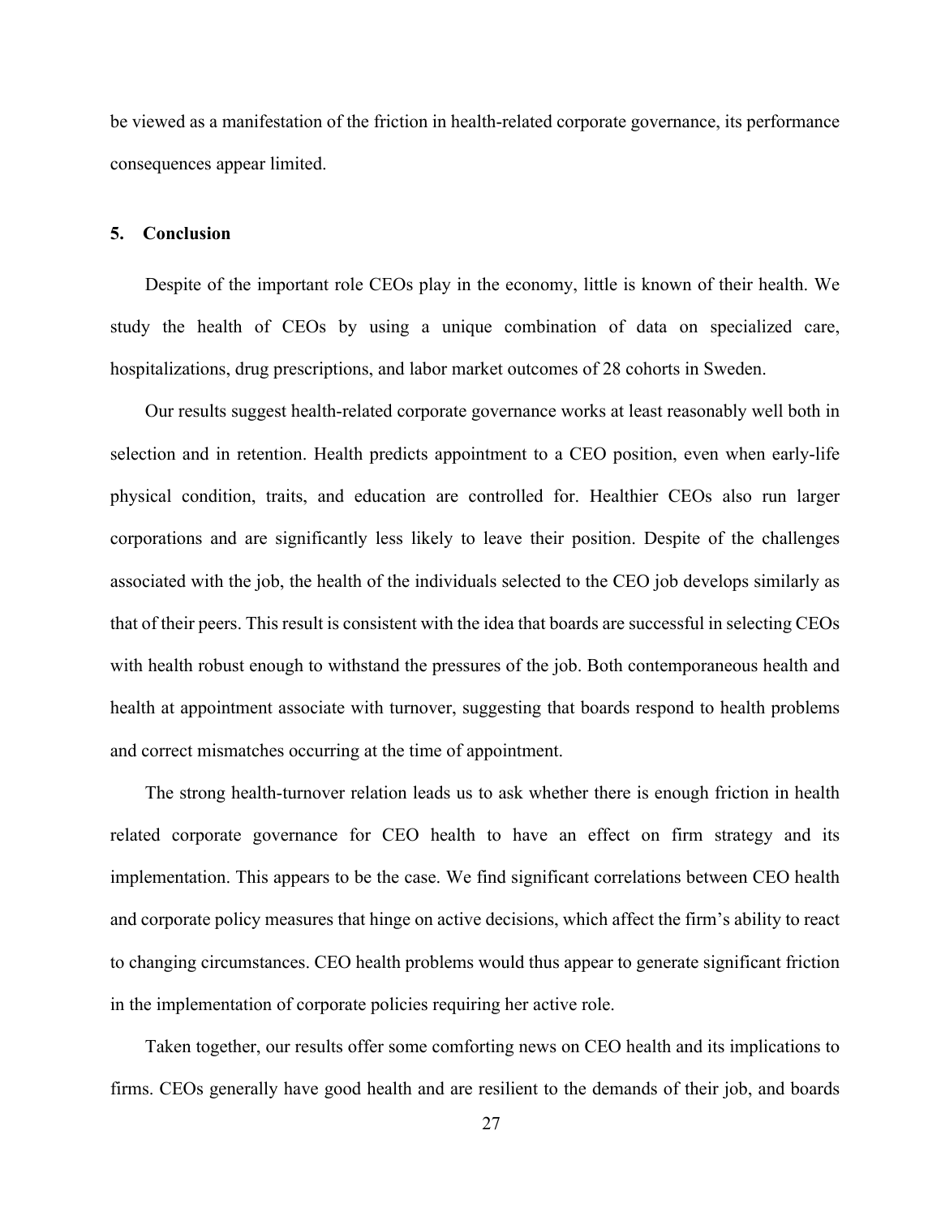be viewed as a manifestation of the friction in health-related corporate governance, its performance consequences appear limited.

## 5. Conclusion

Despite of the important role CEOs play in the economy, little is known of their health. We study the health of CEOs by using a unique combination of data on specialized care, hospitalizations, drug prescriptions, and labor market outcomes of 28 cohorts in Sweden.

Our results suggest health-related corporate governance works at least reasonably well both in selection and in retention. Health predicts appointment to a CEO position, even when early-life physical condition, traits, and education are controlled for. Healthier CEOs also run larger corporations and are significantly less likely to leave their position. Despite of the challenges associated with the job, the health of the individuals selected to the CEO job develops similarly as that of their peers. This result is consistent with the idea that boards are successful in selecting CEOs with health robust enough to withstand the pressures of the job. Both contemporaneous health and health at appointment associate with turnover, suggesting that boards respond to health problems and correct mismatches occurring at the time of appointment.

The strong health-turnover relation leads us to ask whether there is enough friction in health related corporate governance for CEO health to have an effect on firm strategy and its implementation. This appears to be the case. We find significant correlations between CEO health and corporate policy measures that hinge on active decisions, which affect the firm's ability to react to changing circumstances. CEO health problems would thus appear to generate significant friction in the implementation of corporate policies requiring her active role.

Taken together, our results offer some comforting news on CEO health and its implications to firms. CEOs generally have good health and are resilient to the demands of their job, and boards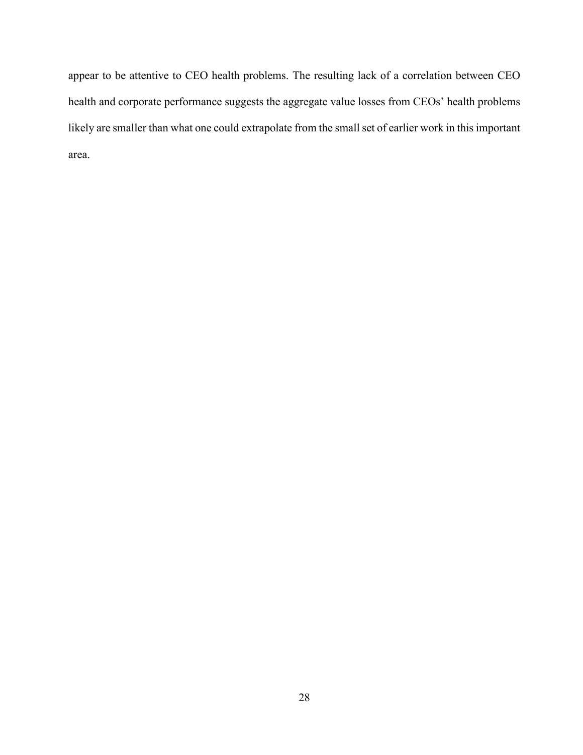appear to be attentive to CEO health problems. The resulting lack of a correlation between CEO health and corporate performance suggests the aggregate value losses from CEOs' health problems likely are smaller than what one could extrapolate from the small set of earlier work in this important area.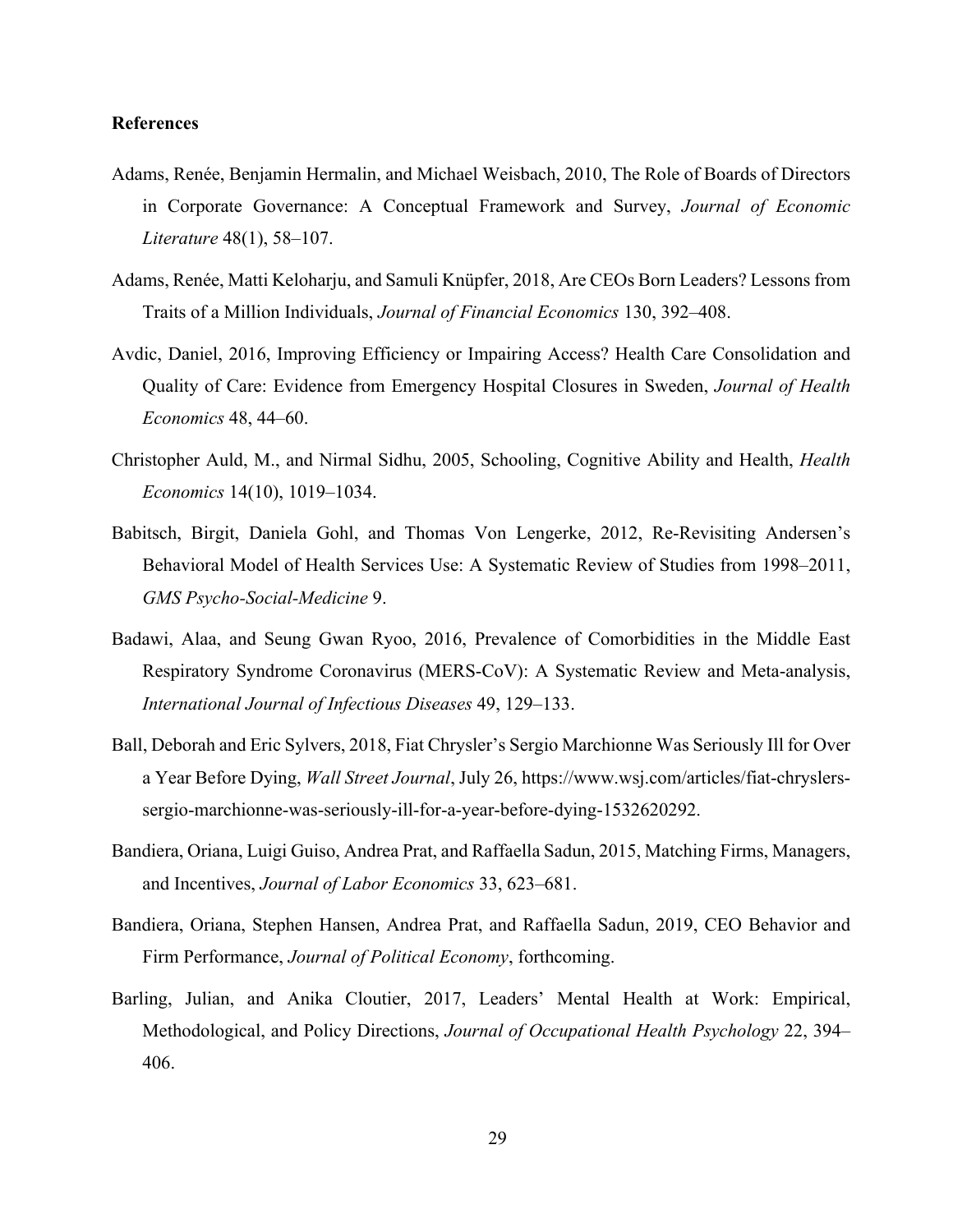**References**

Adams, Renée, Benjamin Hermalin, and Michael Weisbach, 2010, The Role of Boards of Directors in Corporate Governance: A Conceptual Framework and Survey, *Journal of Economic Literature* 48(1), 58–107.

Adams, Renée, Matti Keloharju, and Samuli Knüpfer, 2018, Are CEOs Born Leaders? Lessons from Traits of a Million Individuals, *Journal of Financial Economics* 130, 392–408.

Avdic, Daniel, 2016, Improving Efficiency or Impairing Access? Health Care Consolidation and Quality of Care: Evidence from Emergency Hospital Closures in Sweden, *Journal of Health Economics* 48, 44–60.

Christopher Auld, M., and Nirmal Sidhu, 2005, Schooling, Cognitive Ability and Health, *Health Economics* 14(10), 1019–1034.

Babitsch, Birgit, Daniela Gohl, and Thomas Von Lengerke, 2012, Re-Revisiting Andersen's Behavioral Model of Health Services Use: A Systematic Review of Studies from 1998–2011, *GMS Psycho-Social-Medicine* 9.

Badawi, Alaa, and Seung Gwan Ryoo, 2016, Prevalence of Comorbidities in the Middle East Respiratory Syndrome Coronavirus (MERS-CoV): A Systematic Review and Meta-analysis, *International Journal of Infectious Diseases* 49, 129–133.

Ball, Deborah and Eric Sylvers, 2018, Fiat Chrysler's Sergio Marchionne Was Seriously Ill for Over a Year Before Dying, *Wall Street Journal*, July 26, https://www.wsj.com/articles/fiat-chryslers-sergio-marchionne-was-seriously-ill-for-a-year-before-dying-1532620292.

Bandiera, Oriana, Luigi Guiso, Andrea Prat, and Raffaella Sadun, 2015, Matching Firms, Managers, and Incentives, *Journal of Labor Economics* 33, 623–681.

Bandiera, Oriana, Stephen Hansen, Andrea Prat, and Raffaella Sadun, 2019, CEO Behavior and Firm Performance, *Journal of Political Economy*, forthcoming.

Barling, Julian, and Anika Cloutier, 2017, Leaders' Mental Health at Work: Empirical, Methodological, and Policy Directions, *Journal of Occupational Health Psychology* 22, 394–406.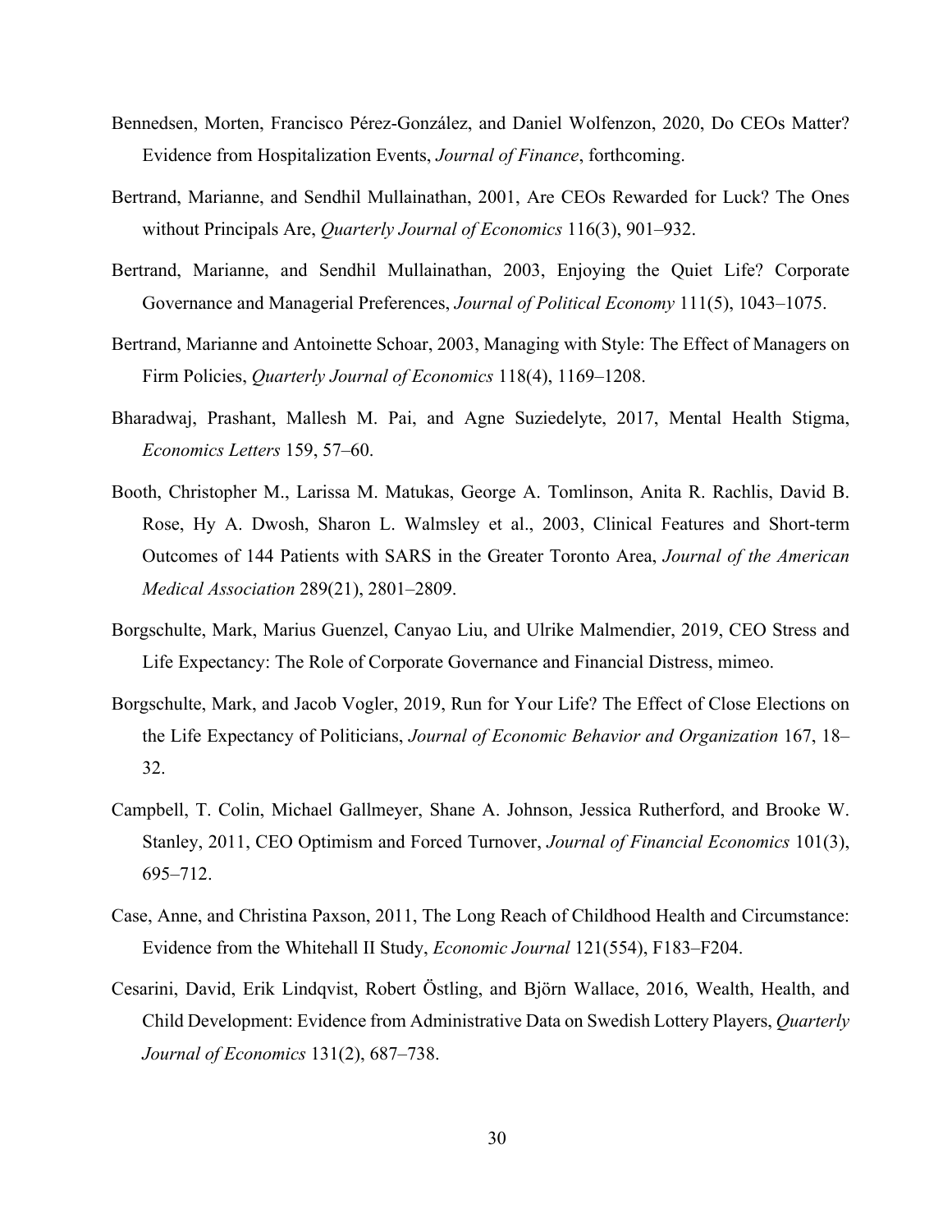Bennedsen, Morten, Francisco Pérez-González, and Daniel Wolfenzon, 2020, Do CEOs Matter? Evidence from Hospitalization Events, *Journal of Finance*, forthcoming.

Bertrand, Marianne, and Sendhil Mullainathan, 2001, Are CEOs Rewarded for Luck? The Ones without Principals Are, *Quarterly Journal of Economics* 116(3), 901–932.

Bertrand, Marianne, and Sendhil Mullainathan, 2003, Enjoying the Quiet Life? Corporate Governance and Managerial Preferences, *Journal of Political Economy* 111(5), 1043–1075.

Bertrand, Marianne and Antoinette Schoar, 2003, Managing with Style: The Effect of Managers on Firm Policies, *Quarterly Journal of Economics* 118(4), 1169–1208.

Bharadwaj, Prashant, Mallesh M. Pai, and Agne Suziedelyte, 2017, Mental Health Stigma, *Economics Letters* 159, 57–60.

Booth, Christopher M., Larissa M. Matukas, George A. Tomlinson, Anita R. Rachlis, David B. Rose, Hy A. Dwosh, Sharon L. Walmsley et al., 2003, Clinical Features and Short-term Outcomes of 144 Patients with SARS in the Greater Toronto Area, *Journal of the American Medical Association* 289(21), 2801–2809.

Borgschulte, Mark, Marius Guenzel, Canyao Liu, and Ulrike Malmendier, 2019, CEO Stress and Life Expectancy: The Role of Corporate Governance and Financial Distress, mimeo.

Borgschulte, Mark, and Jacob Vogler, 2019, Run for Your Life? The Effect of Close Elections on the Life Expectancy of Politicians, *Journal of Economic Behavior and Organization* 167, 18–32.

Campbell, T. Colin, Michael Gallmeyer, Shane A. Johnson, Jessica Rutherford, and Brooke W. Stanley, 2011, CEO Optimism and Forced Turnover, *Journal of Financial Economics* 101(3), 695–712.

Case, Anne, and Christina Paxson, 2011, The Long Reach of Childhood Health and Circumstance: Evidence from the Whitehall II Study, *Economic Journal* 121(554), F183–F204.

Cesarini, David, Erik Lindqvist, Robert Östling, and Björn Wallace, 2016, Wealth, Health, and Child Development: Evidence from Administrative Data on Swedish Lottery Players, *Quarterly Journal of Economics* 131(2), 687–738.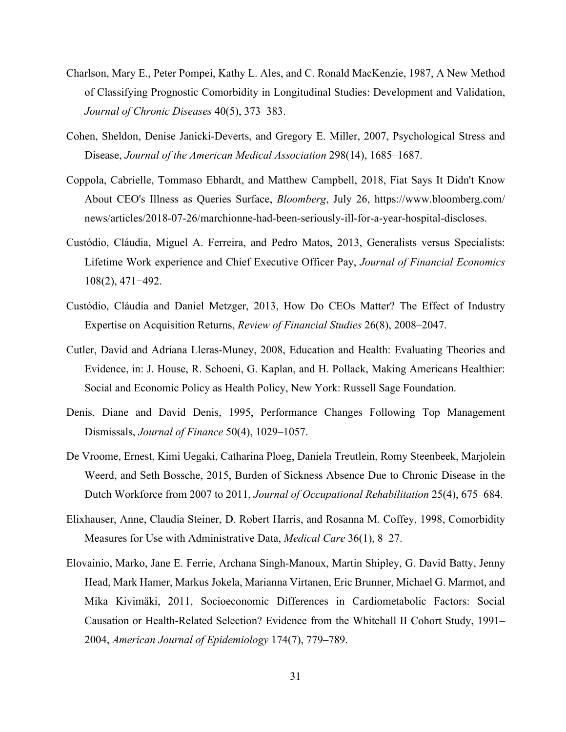Charlson, Mary E., Peter Pompei, Kathy L. Ales, and C. Ronald MacKenzie, 1987, A New Method of Classifying Prognostic Comorbidity in Longitudinal Studies: Development and Validation, *Journal of Chronic Diseases* 40(5), 373–383.

Cohen, Sheldon, Denise Janicki-Deverts, and Gregory E. Miller, 2007, Psychological Stress and Disease, *Journal of the American Medical Association* 298(14), 1685–1687.

Coppola, Cabrielle, Tommaso Ebhardt, and Matthew Campbell, 2018, Fiat Says It Didn't Know About CEO's Illness as Queries Surface, *Bloomberg*, July 26, https://www.bloomberg.com/news/articles/2018-07-26/marchionne-had-been-seriously-ill-for-a-year-hospital-discloses.

Custódio, Cláudia, Miguel A. Ferreira, and Pedro Matos, 2013, Generalists versus Specialists: Lifetime Work experience and Chief Executive Officer Pay, *Journal of Financial Economics* 108(2), 471−492.

Custódio, Cláudia and Daniel Metzger, 2013, How Do CEOs Matter? The Effect of Industry Expertise on Acquisition Returns, *Review of Financial Studies* 26(8), 2008–2047.

Cutler, David and Adriana Lleras-Muney, 2008, Education and Health: Evaluating Theories and Evidence, in: J. House, R. Schoeni, G. Kaplan, and H. Pollack, Making Americans Healthier: Social and Economic Policy as Health Policy, New York: Russell Sage Foundation.

Denis, Diane and David Denis, 1995, Performance Changes Following Top Management Dismissals, *Journal of Finance* 50(4), 1029–1057.

De Vroome, Ernest, Kimi Uegaki, Catharina Ploeg, Daniela Treutlein, Romy Steenbeek, Marjolein Weerd, and Seth Bossche, 2015, Burden of Sickness Absence Due to Chronic Disease in the Dutch Workforce from 2007 to 2011, *Journal of Occupational Rehabilitation* 25(4), 675–684.

Elixhauser, Anne, Claudia Steiner, D. Robert Harris, and Rosanna M. Coffey, 1998, Comorbidity Measures for Use with Administrative Data, *Medical Care* 36(1), 8–27.

Elovainio, Marko, Jane E. Ferrie, Archana Singh-Manoux, Martin Shipley, G. David Batty, Jenny Head, Mark Hamer, Markus Jokela, Marianna Virtanen, Eric Brunner, Michael G. Marmot, and Mika Kivimäki, 2011, Socioeconomic Differences in Cardiometabolic Factors: Social Causation or Health-Related Selection? Evidence from the Whitehall II Cohort Study, 1991–2004, *American Journal of Epidemiology* 174(7), 779–789.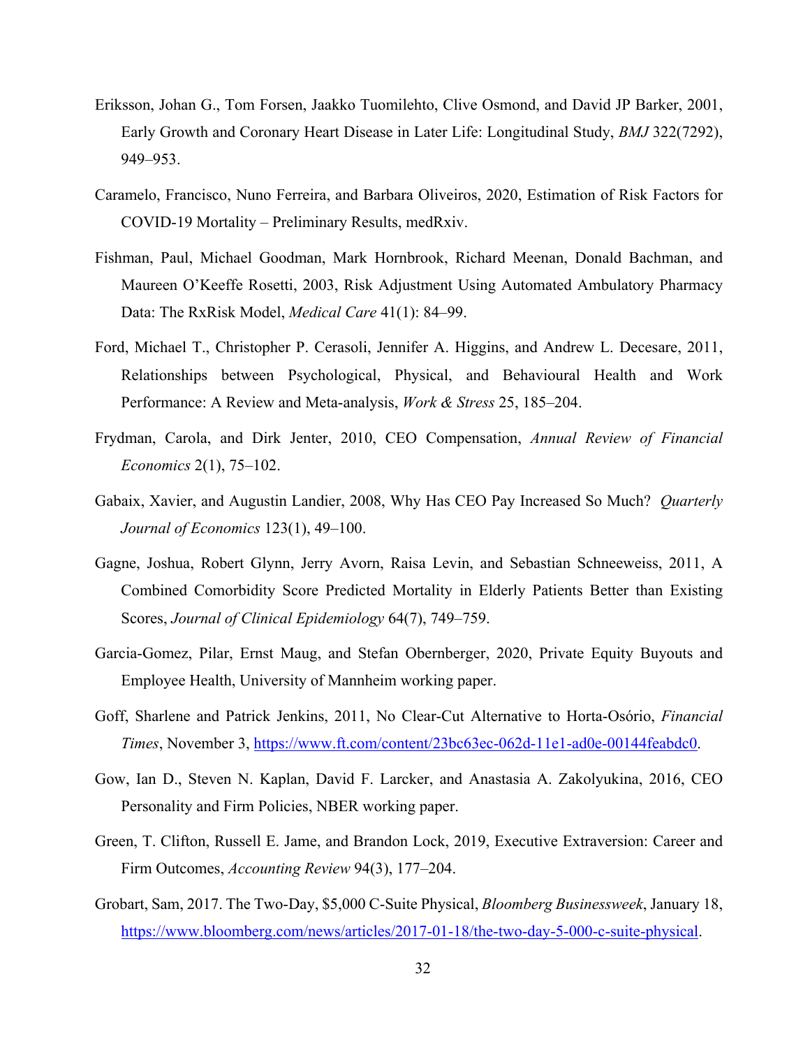Eriksson, Johan G., Tom Forsen, Jaakko Tuomilehto, Clive Osmond, and David JP Barker, 2001, Early Growth and Coronary Heart Disease in Later Life: Longitudinal Study, *BMJ* 322(7292), 949–953.

Caramelo, Francisco, Nuno Ferreira, and Barbara Oliveiros, 2020, Estimation of Risk Factors for COVID-19 Mortality – Preliminary Results, medRxiv.

Fishman, Paul, Michael Goodman, Mark Hornbrook, Richard Meenan, Donald Bachman, and Maureen O'Keeffe Rosetti, 2003, Risk Adjustment Using Automated Ambulatory Pharmacy Data: The RxRisk Model, *Medical Care* 41(1): 84–99.

Ford, Michael T., Christopher P. Cerasoli, Jennifer A. Higgins, and Andrew L. Decesare, 2011, Relationships between Psychological, Physical, and Behavioural Health and Work Performance: A Review and Meta-analysis, *Work & Stress* 25, 185–204.

Frydman, Carola, and Dirk Jenter, 2010, CEO Compensation, *Annual Review of Financial Economics* 2(1), 75–102.

Gabaix, Xavier, and Augustin Landier, 2008, Why Has CEO Pay Increased So Much? *Quarterly Journal of Economics* 123(1), 49–100.

Gagne, Joshua, Robert Glynn, Jerry Avorn, Raisa Levin, and Sebastian Schneeweiss, 2011, A Combined Comorbidity Score Predicted Mortality in Elderly Patients Better than Existing Scores, *Journal of Clinical Epidemiology* 64(7), 749–759.

Garcia-Gomez, Pilar, Ernst Maug, and Stefan Obernberger, 2020, Private Equity Buyouts and Employee Health, University of Mannheim working paper.

Goff, Sharlene and Patrick Jenkins, 2011, No Clear-Cut Alternative to Horta-Osório, *Financial Times*, November 3, https://www.ft.com/content/23bc63ec-062d-11e1-ad0e-00144feabdc0.

Gow, Ian D., Steven N. Kaplan, David F. Larcker, and Anastasia A. Zakolyukina, 2016, CEO Personality and Firm Policies, NBER working paper.

Green, T. Clifton, Russell E. Jame, and Brandon Lock, 2019, Executive Extraversion: Career and Firm Outcomes, *Accounting Review* 94(3), 177–204.

Grobart, Sam, 2017. The Two-Day, $5,000 C-Suite Physical, *Bloomberg Businessweek*, January 18, https://www.bloomberg.com/news/articles/2017-01-18/the-two-day-5-000-c-suite-physical.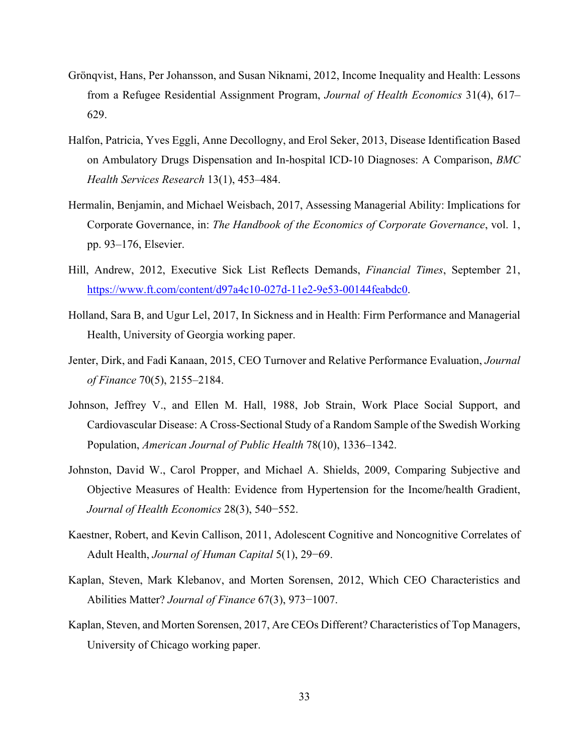Grönqvist, Hans, Per Johansson, and Susan Niknami, 2012, Income Inequality and Health: Lessons from a Refugee Residential Assignment Program, *Journal of Health Economics* 31(4), 617–629.

Halfon, Patricia, Yves Eggli, Anne Decollogny, and Erol Seker, 2013, Disease Identification Based on Ambulatory Drugs Dispensation and In-hospital ICD-10 Diagnoses: A Comparison, *BMC Health Services Research* 13(1), 453–484.

Hermalin, Benjamin, and Michael Weisbach, 2017, Assessing Managerial Ability: Implications for Corporate Governance, in: *The Handbook of the Economics of Corporate Governance*, vol. 1, pp. 93–176, Elsevier.

Hill, Andrew, 2012, Executive Sick List Reflects Demands, *Financial Times*, September 21, https://www.ft.com/content/d97a4c10-027d-11e2-9e53-00144feabdc0.

Holland, Sara B, and Ugur Lel, 2017, In Sickness and in Health: Firm Performance and Managerial Health, University of Georgia working paper.

Jenter, Dirk, and Fadi Kanaan, 2015, CEO Turnover and Relative Performance Evaluation, *Journal of Finance* 70(5), 2155–2184.

Johnson, Jeffrey V., and Ellen M. Hall, 1988, Job Strain, Work Place Social Support, and Cardiovascular Disease: A Cross-Sectional Study of a Random Sample of the Swedish Working Population, *American Journal of Public Health* 78(10), 1336–1342.

Johnston, David W., Carol Propper, and Michael A. Shields, 2009, Comparing Subjective and Objective Measures of Health: Evidence from Hypertension for the Income/health Gradient, *Journal of Health Economics* 28(3), 540−552.

Kaestner, Robert, and Kevin Callison, 2011, Adolescent Cognitive and Noncognitive Correlates of Adult Health, *Journal of Human Capital* 5(1), 29−69.

Kaplan, Steven, Mark Klebanov, and Morten Sorensen, 2012, Which CEO Characteristics and Abilities Matter? *Journal of Finance* 67(3), 973−1007.

Kaplan, Steven, and Morten Sorensen, 2017, Are CEOs Different? Characteristics of Top Managers, University of Chicago working paper.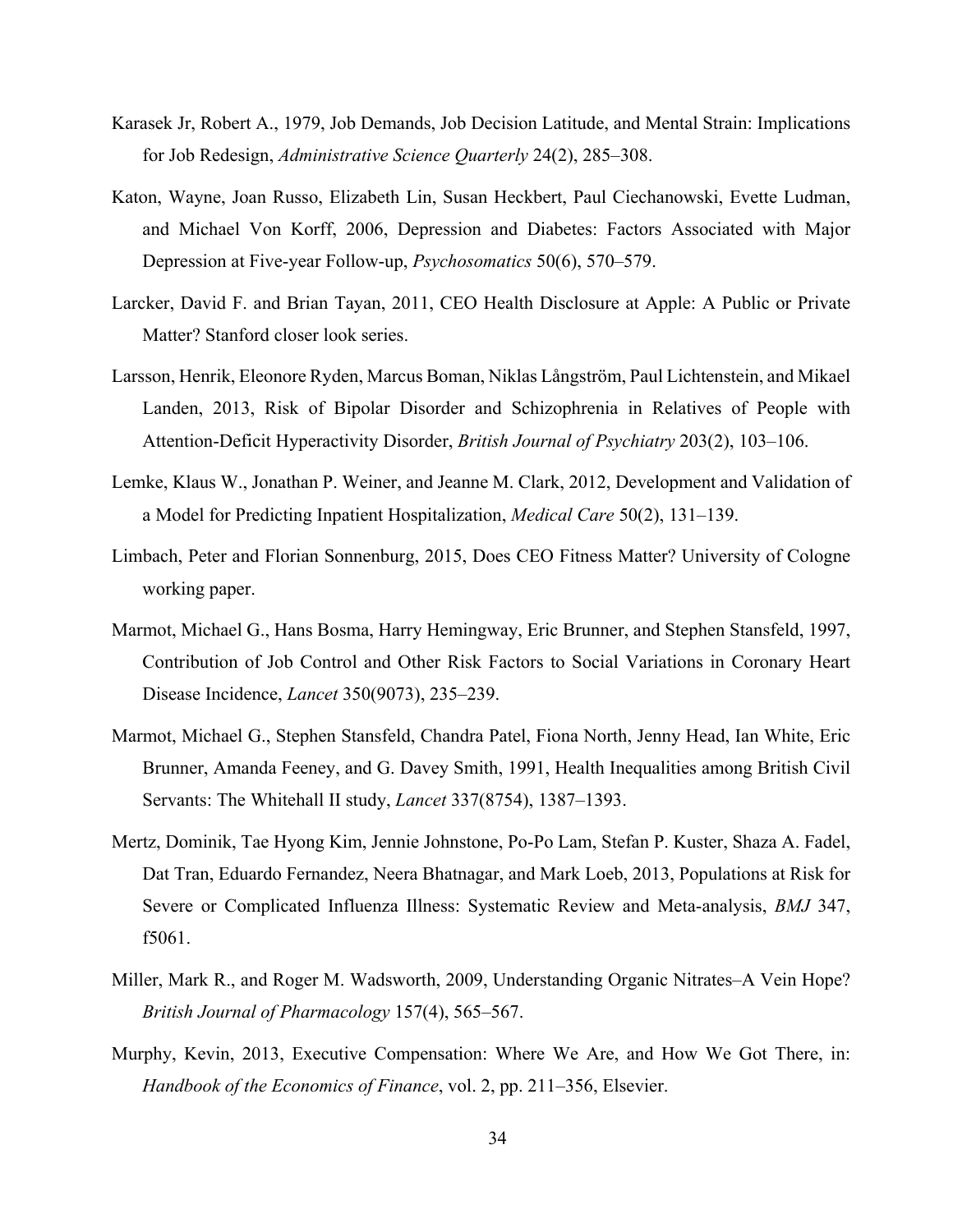Karasek Jr, Robert A., 1979, Job Demands, Job Decision Latitude, and Mental Strain: Implications for Job Redesign, *Administrative Science Quarterly* 24(2), 285–308.

Katon, Wayne, Joan Russo, Elizabeth Lin, Susan Heckbert, Paul Ciechanowski, Evette Ludman, and Michael Von Korff, 2006, Depression and Diabetes: Factors Associated with Major Depression at Five-year Follow-up, *Psychosomatics* 50(6), 570–579.

Larcker, David F. and Brian Tayan, 2011, CEO Health Disclosure at Apple: A Public or Private Matter? Stanford closer look series.

Larsson, Henrik, Eleonore Ryden, Marcus Boman, Niklas Långström, Paul Lichtenstein, and Mikael Landen, 2013, Risk of Bipolar Disorder and Schizophrenia in Relatives of People with Attention-Deficit Hyperactivity Disorder, *British Journal of Psychiatry* 203(2), 103–106.

Lemke, Klaus W., Jonathan P. Weiner, and Jeanne M. Clark, 2012, Development and Validation of a Model for Predicting Inpatient Hospitalization, *Medical Care* 50(2), 131–139.

Limbach, Peter and Florian Sonnenburg, 2015, Does CEO Fitness Matter? University of Cologne working paper.

Marmot, Michael G., Hans Bosma, Harry Hemingway, Eric Brunner, and Stephen Stansfeld, 1997, Contribution of Job Control and Other Risk Factors to Social Variations in Coronary Heart Disease Incidence, *Lancet* 350(9073), 235–239.

Marmot, Michael G., Stephen Stansfeld, Chandra Patel, Fiona North, Jenny Head, Ian White, Eric Brunner, Amanda Feeney, and G. Davey Smith, 1991, Health Inequalities among British Civil Servants: The Whitehall II study, *Lancet* 337(8754), 1387–1393.

Mertz, Dominik, Tae Hyong Kim, Jennie Johnstone, Po-Po Lam, Stefan P. Kuster, Shaza A. Fadel, Dat Tran, Eduardo Fernandez, Neera Bhatnagar, and Mark Loeb, 2013, Populations at Risk for Severe or Complicated Influenza Illness: Systematic Review and Meta-analysis, *BMJ* 347, f5061.

Miller, Mark R., and Roger M. Wadsworth, 2009, Understanding Organic Nitrates–A Vein Hope? *British Journal of Pharmacology* 157(4), 565–567.

Murphy, Kevin, 2013, Executive Compensation: Where We Are, and How We Got There, in: *Handbook of the Economics of Finance*, vol. 2, pp. 211–356, Elsevier.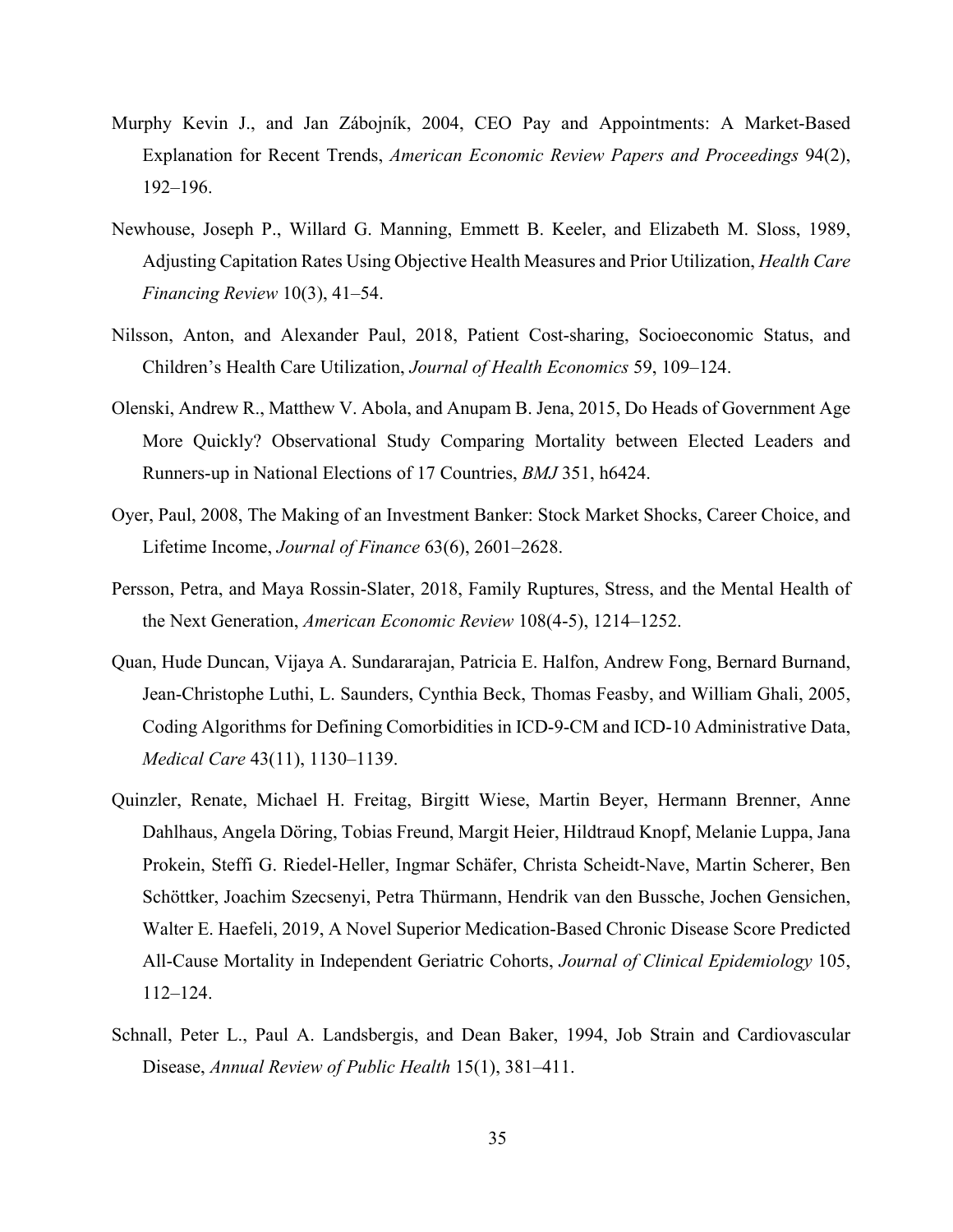Murphy Kevin J., and Jan Zábojník, 2004, CEO Pay and Appointments: A Market-Based Explanation for Recent Trends, *American Economic Review Papers and Proceedings* 94(2), 192–196.

Newhouse, Joseph P., Willard G. Manning, Emmett B. Keeler, and Elizabeth M. Sloss, 1989, Adjusting Capitation Rates Using Objective Health Measures and Prior Utilization, *Health Care Financing Review* 10(3), 41–54.

Nilsson, Anton, and Alexander Paul, 2018, Patient Cost-sharing, Socioeconomic Status, and Children's Health Care Utilization, *Journal of Health Economics* 59, 109–124.

Olenski, Andrew R., Matthew V. Abola, and Anupam B. Jena, 2015, Do Heads of Government Age More Quickly? Observational Study Comparing Mortality between Elected Leaders and Runners-up in National Elections of 17 Countries, *BMJ* 351, h6424.

Oyer, Paul, 2008, The Making of an Investment Banker: Stock Market Shocks, Career Choice, and Lifetime Income, *Journal of Finance* 63(6), 2601–2628.

Persson, Petra, and Maya Rossin-Slater, 2018, Family Ruptures, Stress, and the Mental Health of the Next Generation, *American Economic Review* 108(4-5), 1214–1252.

Quan, Hude Duncan, Vijaya A. Sundararajan, Patricia E. Halfon, Andrew Fong, Bernard Burnand, Jean-Christophe Luthi, L. Saunders, Cynthia Beck, Thomas Feasby, and William Ghali, 2005, Coding Algorithms for Defining Comorbidities in ICD-9-CM and ICD-10 Administrative Data, *Medical Care* 43(11), 1130–1139.

Quinzler, Renate, Michael H. Freitag, Birgitt Wiese, Martin Beyer, Hermann Brenner, Anne Dahlhaus, Angela Döring, Tobias Freund, Margit Heier, Hildtraud Knopf, Melanie Luppa, Jana Prokein, Steffi G. Riedel-Heller, Ingmar Schäfer, Christa Scheidt-Nave, Martin Scherer, Ben Schöttker, Joachim Szecsenyi, Petra Thürmann, Hendrik van den Bussche, Jochen Gensichen, Walter E. Haefeli, 2019, A Novel Superior Medication-Based Chronic Disease Score Predicted All-Cause Mortality in Independent Geriatric Cohorts, *Journal of Clinical Epidemiology* 105, 112–124.

Schnall, Peter L., Paul A. Landsbergis, and Dean Baker, 1994, Job Strain and Cardiovascular Disease, *Annual Review of Public Health* 15(1), 381–411.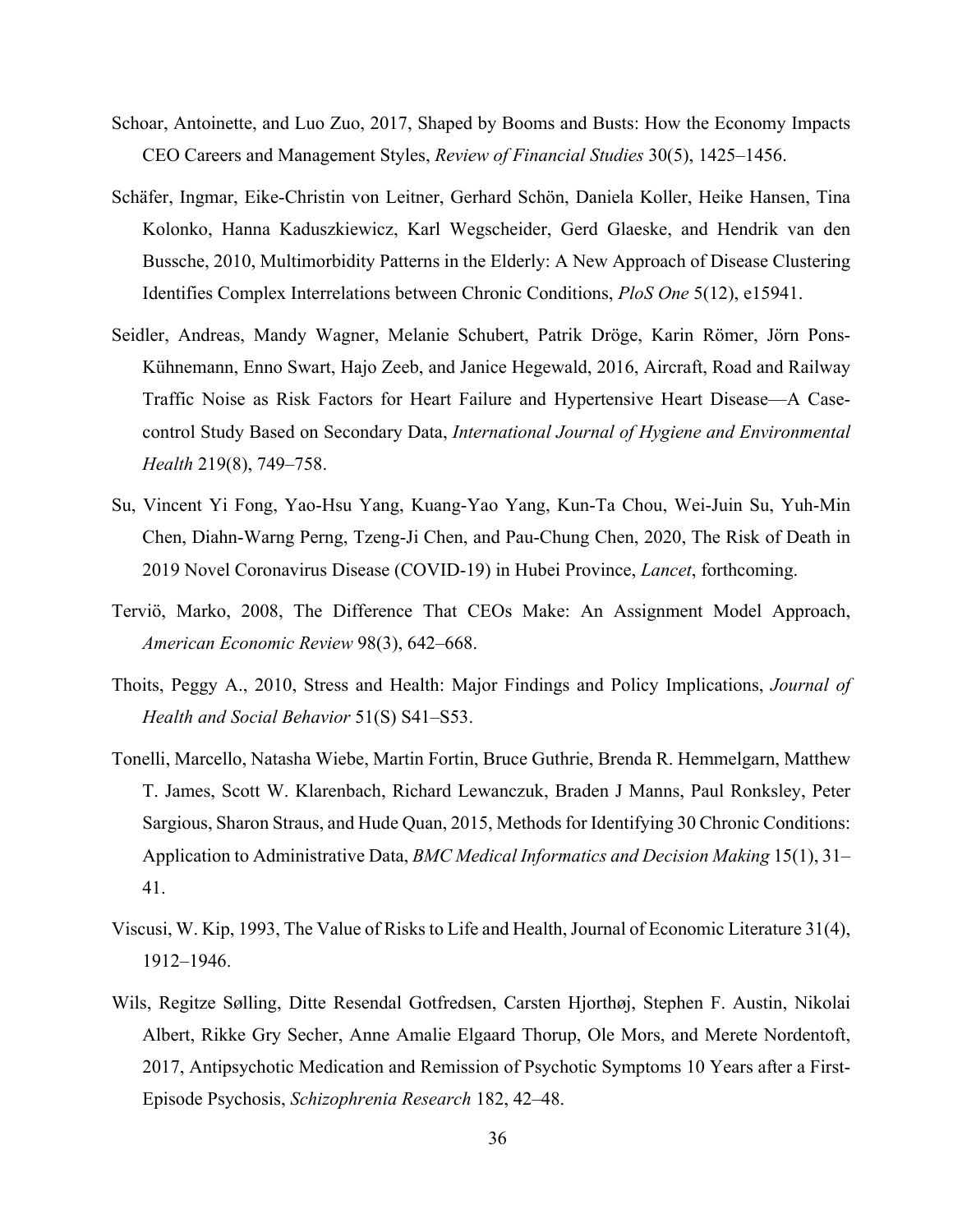Schoar, Antoinette, and Luo Zuo, 2017, Shaped by Booms and Busts: How the Economy Impacts CEO Careers and Management Styles, *Review of Financial Studies* 30(5), 1425–1456.

Schäfer, Ingmar, Eike-Christin von Leitner, Gerhard Schön, Daniela Koller, Heike Hansen, Tina Kolonko, Hanna Kaduszkiewicz, Karl Wegscheider, Gerd Glaeske, and Hendrik van den Bussche, 2010, Multimorbidity Patterns in the Elderly: A New Approach of Disease Clustering Identifies Complex Interrelations between Chronic Conditions, *PloS One* 5(12), e15941.

Seidler, Andreas, Mandy Wagner, Melanie Schubert, Patrik Dröge, Karin Römer, Jörn Pons-Kühnemann, Enno Swart, Hajo Zeeb, and Janice Hegewald, 2016, Aircraft, Road and Railway Traffic Noise as Risk Factors for Heart Failure and Hypertensive Heart Disease—A Case-control Study Based on Secondary Data, *International Journal of Hygiene and Environmental Health* 219(8), 749–758.

Su, Vincent Yi Fong, Yao-Hsu Yang, Kuang-Yao Yang, Kun-Ta Chou, Wei-Juin Su, Yuh-Min Chen, Diahn-Warng Perng, Tzeng-Ji Chen, and Pau-Chung Chen, 2020, The Risk of Death in 2019 Novel Coronavirus Disease (COVID-19) in Hubei Province, *Lancet*, forthcoming.

Terviö, Marko, 2008, The Difference That CEOs Make: An Assignment Model Approach, *American Economic Review* 98(3), 642–668.

Thoits, Peggy A., 2010, Stress and Health: Major Findings and Policy Implications, *Journal of Health and Social Behavior* 51(S) S41–S53.

Tonelli, Marcello, Natasha Wiebe, Martin Fortin, Bruce Guthrie, Brenda R. Hemmelgarn, Matthew T. James, Scott W. Klarenbach, Richard Lewanczuk, Braden J Manns, Paul Ronksley, Peter Sargious, Sharon Straus, and Hude Quan, 2015, Methods for Identifying 30 Chronic Conditions: Application to Administrative Data, *BMC Medical Informatics and Decision Making* 15(1), 31–41.

Viscusi, W. Kip, 1993, The Value of Risks to Life and Health, Journal of Economic Literature 31(4), 1912–1946.

Wils, Regitze Sølling, Ditte Resendal Gotfredsen, Carsten Hjorthøj, Stephen F. Austin, Nikolai Albert, Rikke Gry Secher, Anne Amalie Elgaard Thorup, Ole Mors, and Merete Nordentoft, 2017, Antipsychotic Medication and Remission of Psychotic Symptoms 10 Years after a First-Episode Psychosis, *Schizophrenia Research* 182, 42–48.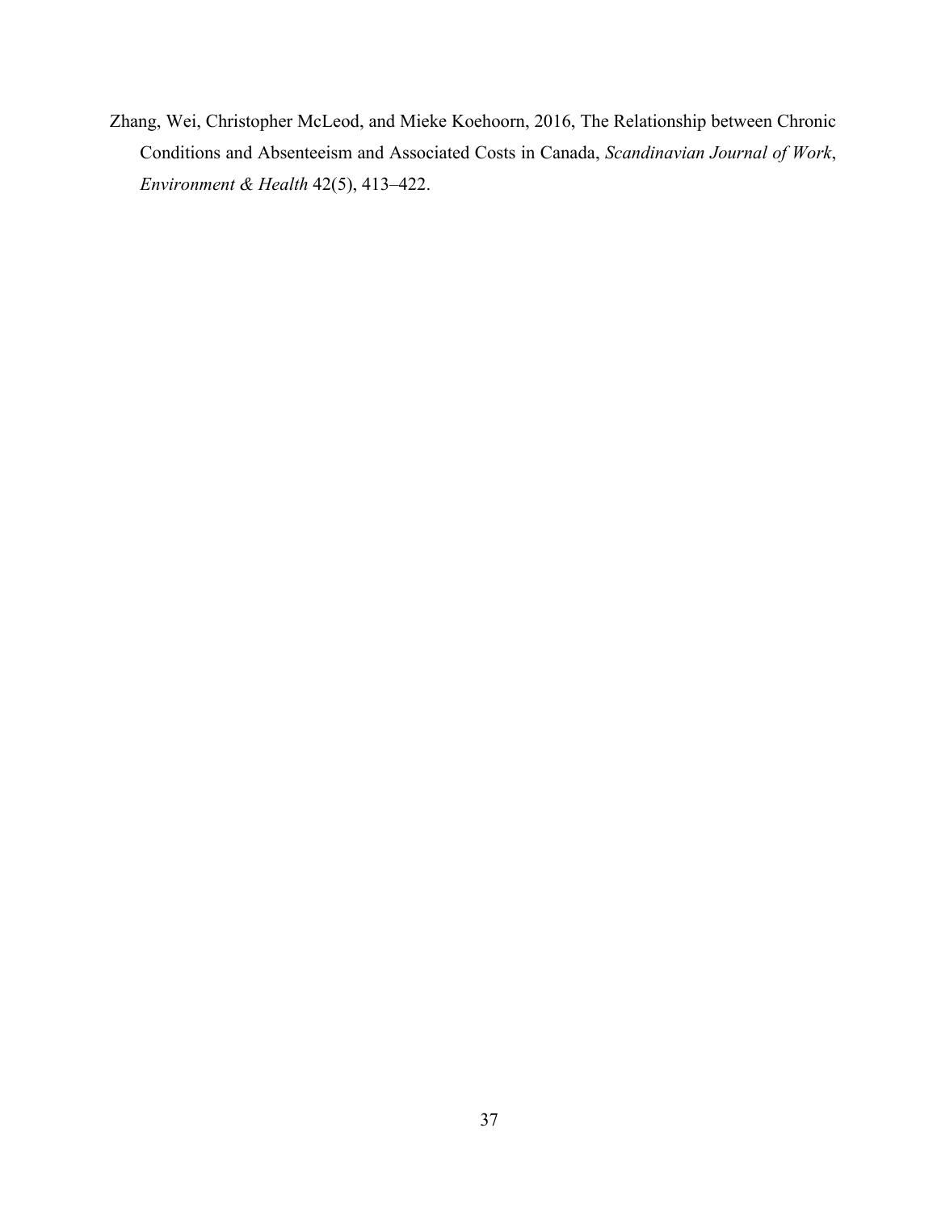Zhang, Wei, Christopher McLeod, and Mieke Koehoorn, 2016, The Relationship between Chronic Conditions and Absenteeism and Associated Costs in Canada, *Scandinavian Journal of Work*, *Environment & Health* 42(5), 413–422.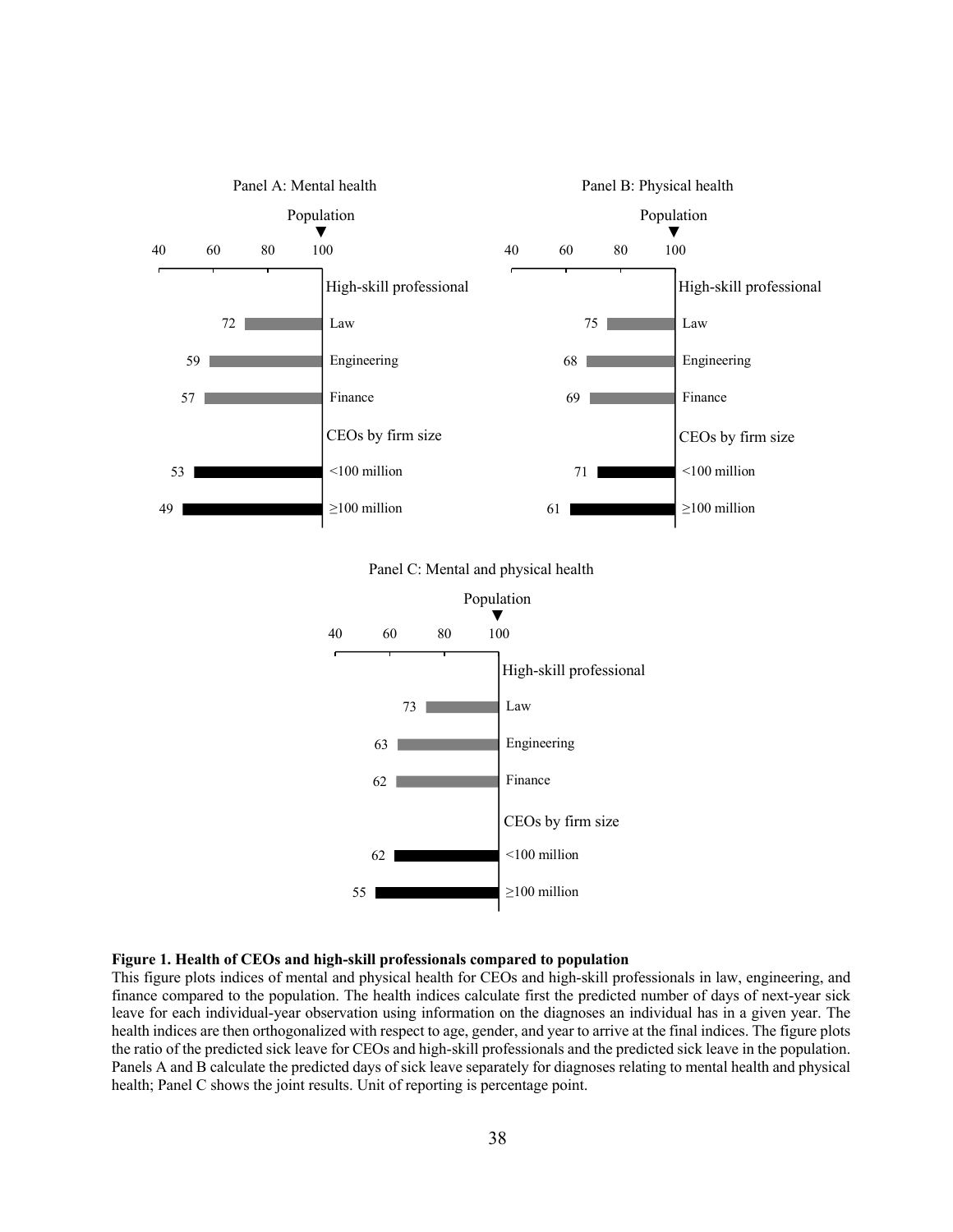Panel A: Mental health

| | Index (Population = 100) |
|---|---|
| **High-skill professional** | |
| Law | 72 |
| Engineering | 59 |
| Finance | 57 |
| **CEOs by firm size** | |
| <100 million | 53 |
| ≥100 million | 49 |

Panel B: Physical health

| | Index (Population = 100) |
|---|---|
| **High-skill professional** | |
| Law | 75 |
| Engineering | 68 |
| Finance | 69 |
| **CEOs by firm size** | |
| <100 million | 71 |
| ≥100 million | 61 |

Panel C: Mental and physical health

| | Index (Population = 100) |
|---|---|
| **High-skill professional** | |
| Law | 73 |
| Engineering | 63 |
| Finance | 62 |
| **CEOs by firm size** | |
| <100 million | 62 |
| ≥100 million | 55 |

**Figure 1. Health of CEOs and high-skill professionals compared to population**

This figure plots indices of mental and physical health for CEOs and high-skill professionals in law, engineering, and finance compared to the population. The health indices calculate first the predicted number of days of next-year sick leave for each individual-year observation using information on the diagnoses an individual has in a given year. The health indices are then orthogonalized with respect to age, gender, and year to arrive at the final indices. The figure plots the ratio of the predicted sick leave for CEOs and high-skill professionals and the predicted sick leave in the population. Panels A and B calculate the predicted days of sick leave separately for diagnoses relating to mental health and physical health; Panel C shows the joint results. Unit of reporting is percentage point.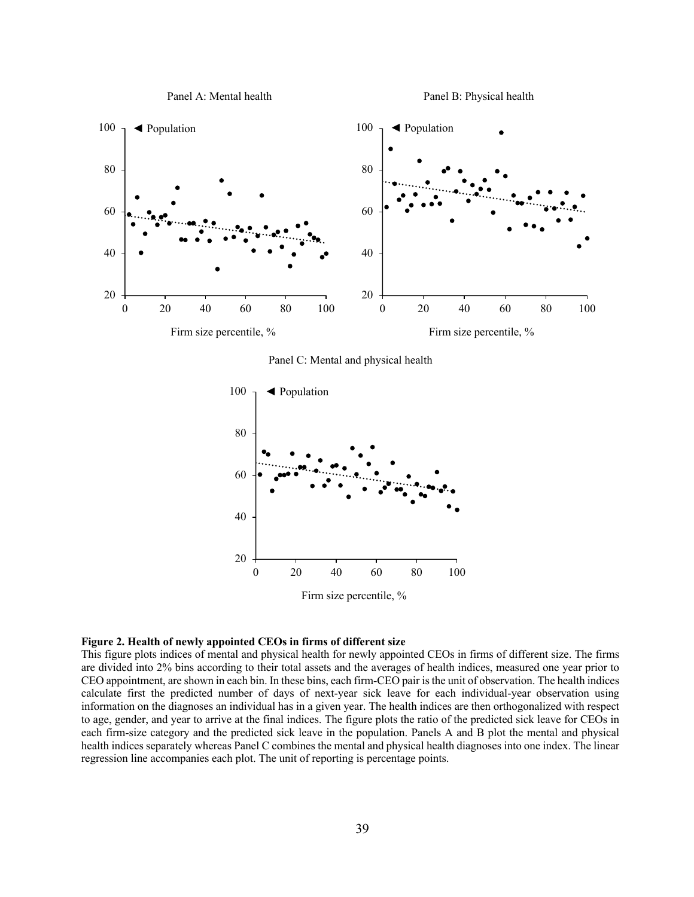Panel A: Mental health

Panel B: Physical health

Panel C: Mental and physical health

**Figure 2. Health of newly appointed CEOs in firms of different size**

This figure plots indices of mental and physical health for newly appointed CEOs in firms of different size. The firms are divided into 2% bins according to their total assets and the averages of health indices, measured one year prior to CEO appointment, are shown in each bin. In these bins, each firm-CEO pair is the unit of observation. The health indices calculate first the predicted number of days of next-year sick leave for each individual-year observation using information on the diagnoses an individual has in a given year. The health indices are then orthogonalized with respect to age, gender, and year to arrive at the final indices. The figure plots the ratio of the predicted sick leave for CEOs in each firm-size category and the predicted sick leave in the population. Panels A and B plot the mental and physical health indices separately whereas Panel C combines the mental and physical health diagnoses into one index. The linear regression line accompanies each plot. The unit of reporting is percentage points.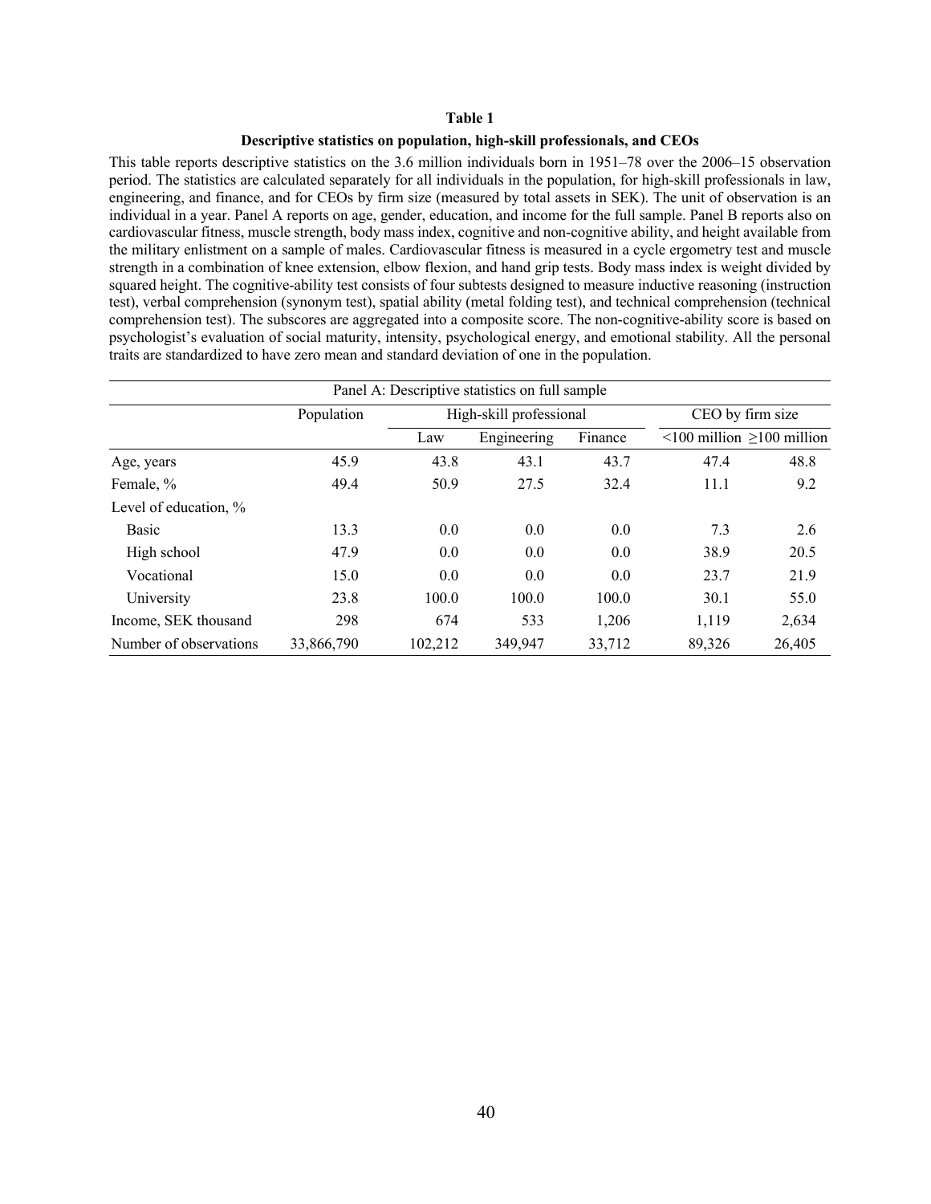**Table 1**

**Descriptive statistics on population, high-skill professionals, and CEOs**

This table reports descriptive statistics on the 3.6 million individuals born in 1951–78 over the 2006–15 observation period. The statistics are calculated separately for all individuals in the population, for high-skill professionals in law, engineering, and finance, and for CEOs by firm size (measured by total assets in SEK). The unit of observation is an individual in a year. Panel A reports on age, gender, education, and income for the full sample. Panel B reports also on cardiovascular fitness, muscle strength, body mass index, cognitive and non-cognitive ability, and height available from the military enlistment on a sample of males. Cardiovascular fitness is measured in a cycle ergometry test and muscle strength in a combination of knee extension, elbow flexion, and hand grip tests. Body mass index is weight divided by squared height. The cognitive-ability test consists of four subtests designed to measure inductive reasoning (instruction test), verbal comprehension (synonym test), spatial ability (metal folding test), and technical comprehension (technical comprehension test). The subscores are aggregated into a composite score. The non-cognitive-ability score is based on psychologist's evaluation of social maturity, intensity, psychological energy, and emotional stability. All the personal traits are standardized to have zero mean and standard deviation of one in the population.

| Panel A: Descriptive statistics on full sample | | | | | | |
|---|---|---|---|---|---|---|
| | Population | High-skill professional | | | CEO by firm size | |
| | | Law | Engineering | Finance | <100 million | ≥100 million |
| Age, years | 45.9 | 43.8 | 43.1 | 43.7 | 47.4 | 48.8 |
| Female, % | 49.4 | 50.9 | 27.5 | 32.4 | 11.1 | 9.2 |
| Level of education, % | | | | | | |
| Basic | 13.3 | 0.0 | 0.0 | 0.0 | 7.3 | 2.6 |
| High school | 47.9 | 0.0 | 0.0 | 0.0 | 38.9 | 20.5 |
| Vocational | 15.0 | 0.0 | 0.0 | 0.0 | 23.7 | 21.9 |
| University | 23.8 | 100.0 | 100.0 | 100.0 | 30.1 | 55.0 |
| Income, SEK thousand | 298 | 674 | 533 | 1,206 | 1,119 | 2,634 |
| Number of observations | 33,866,790 | 102,212 | 349,947 | 33,712 | 89,326 | 26,405 |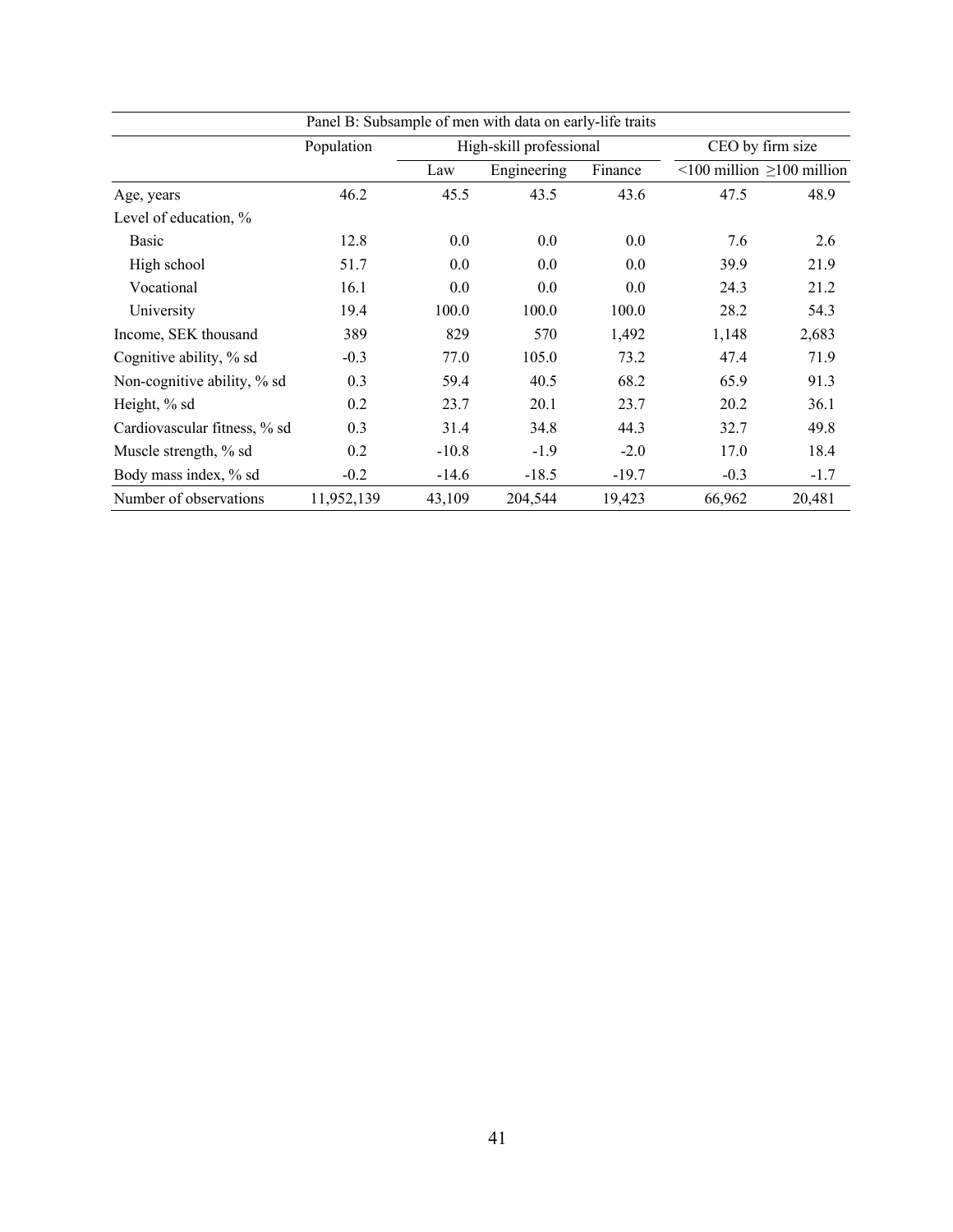| Panel B: Subsample of men with data on early-life traits | | | | | | |
|---|---|---|---|---|---|---|
| | Population | High-skill professional | | | CEO by firm size | |
| | | Law | Engineering | Finance | <100 million | ≥100 million |
| Age, years | 46.2 | 45.5 | 43.5 | 43.6 | 47.5 | 48.9 |
| Level of education, % | | | | | | |
| Basic | 12.8 | 0.0 | 0.0 | 0.0 | 7.6 | 2.6 |
| High school | 51.7 | 0.0 | 0.0 | 0.0 | 39.9 | 21.9 |
| Vocational | 16.1 | 0.0 | 0.0 | 0.0 | 24.3 | 21.2 |
| University | 19.4 | 100.0 | 100.0 | 100.0 | 28.2 | 54.3 |
| Income, SEK thousand | 389 | 829 | 570 | 1,492 | 1,148 | 2,683 |
| Cognitive ability, % sd | -0.3 | 77.0 | 105.0 | 73.2 | 47.4 | 71.9 |
| Non-cognitive ability, % sd | 0.3 | 59.4 | 40.5 | 68.2 | 65.9 | 91.3 |
| Height, % sd | 0.2 | 23.7 | 20.1 | 23.7 | 20.2 | 36.1 |
| Cardiovascular fitness, % sd | 0.3 | 31.4 | 34.8 | 44.3 | 32.7 | 49.8 |
| Muscle strength, % sd | 0.2 | -10.8 | -1.9 | -2.0 | 17.0 | 18.4 |
| Body mass index, % sd | -0.2 | -14.6 | -18.5 | -19.7 | -0.3 | -1.7 |
| Number of observations | 11,952,139 | 43,109 | 204,544 | 19,423 | 66,962 | 20,481 |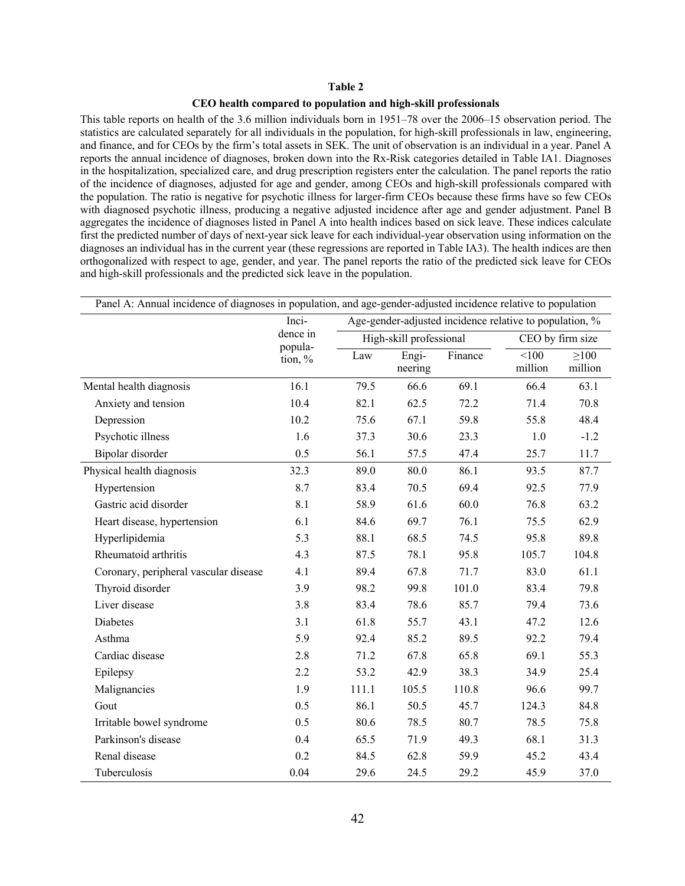**Table 2**

**CEO health compared to population and high-skill professionals**

This table reports on health of the 3.6 million individuals born in 1951–78 over the 2006–15 observation period. The statistics are calculated separately for all individuals in the population, for high-skill professionals in law, engineering, and finance, and for CEOs by the firm's total assets in SEK. The unit of observation is an individual in a year. Panel A reports the annual incidence of diagnoses, broken down into the Rx-Risk categories detailed in Table IA1. Diagnoses in the hospitalization, specialized care, and drug prescription registers enter the calculation. The panel reports the ratio of the incidence of diagnoses, adjusted for age and gender, among CEOs and high-skill professionals compared with the population. The ratio is negative for psychotic illness for larger-firm CEOs because these firms have so few CEOs with diagnosed psychotic illness, producing a negative adjusted incidence after age and gender adjustment. Panel B aggregates the incidence of diagnoses listed in Panel A into health indices based on sick leave. These indices calculate first the predicted number of days of next-year sick leave for each individual-year observation using information on the diagnoses an individual has in the current year (these regressions are reported in Table IA3). The health indices are then orthogonalized with respect to age, gender, and year. The panel reports the ratio of the predicted sick leave for CEOs and high-skill professionals and the predicted sick leave in the population.

| Panel A: Annual incidence of diagnoses in population, and age-gender-adjusted incidence relative to population | | | | | | |
|---|---|---|---|---|---|---|
| | Incidence in population, % | Age-gender-adjusted incidence relative to population, % | | | | |
| | | High-skill professional | | | CEO by firm size | |
| | | Law | Engineering | Finance | <100 million | ≥100 million |
| Mental health diagnosis | 16.1 | 79.5 | 66.6 | 69.1 | 66.4 | 63.1 |
| Anxiety and tension | 10.4 | 82.1 | 62.5 | 72.2 | 71.4 | 70.8 |
| Depression | 10.2 | 75.6 | 67.1 | 59.8 | 55.8 | 48.4 |
| Psychotic illness | 1.6 | 37.3 | 30.6 | 23.3 | 1.0 | -1.2 |
| Bipolar disorder | 0.5 | 56.1 | 57.5 | 47.4 | 25.7 | 11.7 |
| Physical health diagnosis | 32.3 | 89.0 | 80.0 | 86.1 | 93.5 | 87.7 |
| Hypertension | 8.7 | 83.4 | 70.5 | 69.4 | 92.5 | 77.9 |
| Gastric acid disorder | 8.1 | 58.9 | 61.6 | 60.0 | 76.8 | 63.2 |
| Heart disease, hypertension | 6.1 | 84.6 | 69.7 | 76.1 | 75.5 | 62.9 |
| Hyperlipidemia | 5.3 | 88.1 | 68.5 | 74.5 | 95.8 | 89.8 |
| Rheumatoid arthritis | 4.3 | 87.5 | 78.1 | 95.8 | 105.7 | 104.8 |
| Coronary, peripheral vascular disease | 4.1 | 89.4 | 67.8 | 71.7 | 83.0 | 61.1 |
| Thyroid disorder | 3.9 | 98.2 | 99.8 | 101.0 | 83.4 | 79.8 |
| Liver disease | 3.8 | 83.4 | 78.6 | 85.7 | 79.4 | 73.6 |
| Diabetes | 3.1 | 61.8 | 55.7 | 43.1 | 47.2 | 12.6 |
| Asthma | 5.9 | 92.4 | 85.2 | 89.5 | 92.2 | 79.4 |
| Cardiac disease | 2.8 | 71.2 | 67.8 | 65.8 | 69.1 | 55.3 |
| Epilepsy | 2.2 | 53.2 | 42.9 | 38.3 | 34.9 | 25.4 |
| Malignancies | 1.9 | 111.1 | 105.5 | 110.8 | 96.6 | 99.7 |
| Gout | 0.5 | 86.1 | 50.5 | 45.7 | 124.3 | 84.8 |
| Irritable bowel syndrome | 0.5 | 80.6 | 78.5 | 80.7 | 78.5 | 75.8 |
| Parkinson's disease | 0.4 | 65.5 | 71.9 | 49.3 | 68.1 | 31.3 |
| Renal disease | 0.2 | 84.5 | 62.8 | 59.9 | 45.2 | 43.4 |
| Tuberculosis | 0.04 | 29.6 | 24.5 | 29.2 | 45.9 | 37.0 |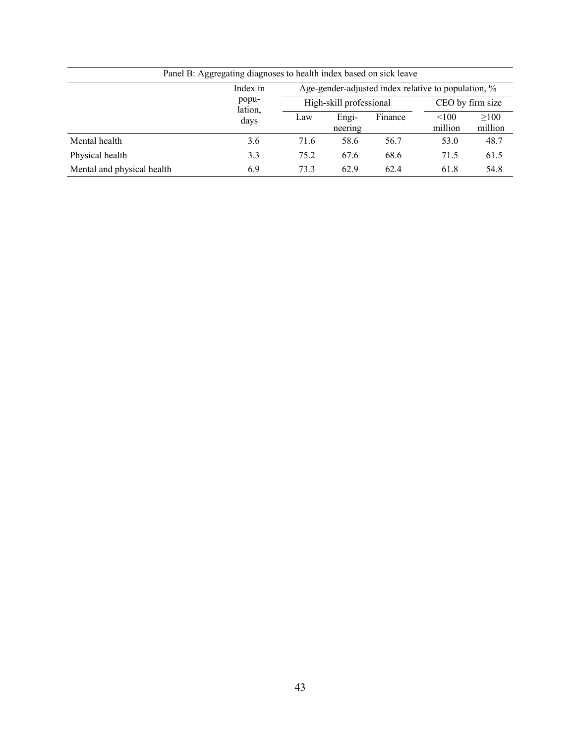| Panel B: Aggregating diagnoses to health index based on sick leave | | | | | | |
|---|---|---|---|---|---|---|
| | Index in population, days | Age-gender-adjusted index relative to population, % | | | | |
| | | High-skill professional | | | CEO by firm size | |
| | | Law | Engineering | Finance | <100 million | ≥100 million |
| Mental health | 3.6 | 71.6 | 58.6 | 56.7 | 53.0 | 48.7 |
| Physical health | 3.3 | 75.2 | 67.6 | 68.6 | 71.5 | 61.5 |
| Mental and physical health | 6.9 | 73.3 | 62.9 | 62.4 | 61.8 | 54.8 |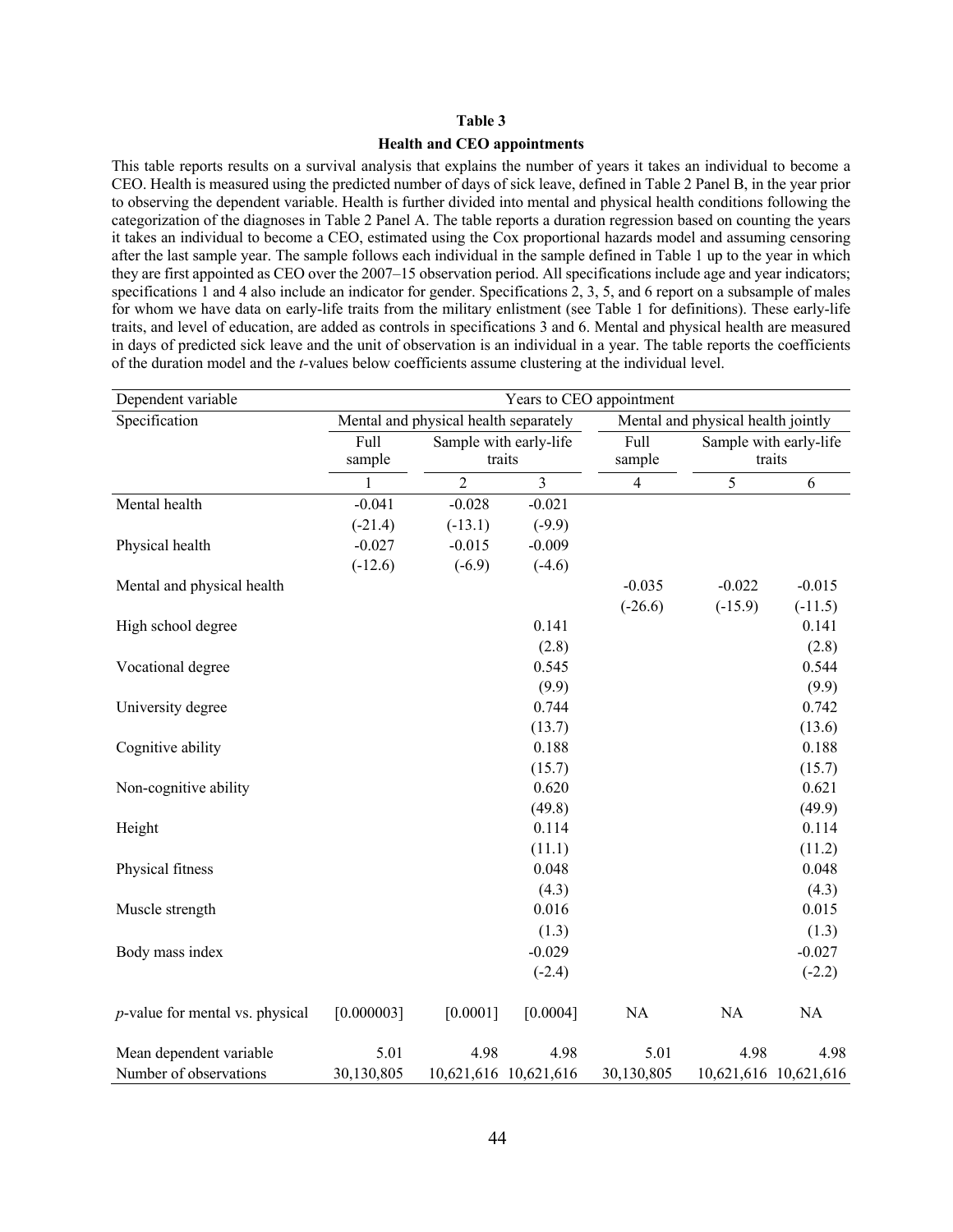**Table 3**

**Health and CEO appointments**

This table reports results on a survival analysis that explains the number of years it takes an individual to become a CEO. Health is measured using the predicted number of days of sick leave, defined in Table 2 Panel B, in the year prior to observing the dependent variable. Health is further divided into mental and physical health conditions following the categorization of the diagnoses in Table 2 Panel A. The table reports a duration regression based on counting the years it takes an individual to become a CEO, estimated using the Cox proportional hazards model and assuming censoring after the last sample year. The sample follows each individual in the sample defined in Table 1 up to the year in which they are first appointed as CEO over the 2007–15 observation period. All specifications include age and year indicators; specifications 1 and 4 also include an indicator for gender. Specifications 2, 3, 5, and 6 report on a subsample of males for whom we have data on early-life traits from the military enlistment (see Table 1 for definitions). These early-life traits, and level of education, are added as controls in specifications 3 and 6. Mental and physical health are measured in days of predicted sick leave and the unit of observation is an individual in a year. The table reports the coefficients of the duration model and the *t*-values below coefficients assume clustering at the individual level.

| Dependent variable | Years to CEO appointment | | | | | |
|---|---|---|---|---|---|---|
| Specification | Mental and physical health separately | | | Mental and physical health jointly | | |
| | Full sample | Sample with early-life traits | | Full sample | Sample with early-life traits | |
| | 1 | 2 | 3 | 4 | 5 | 6 |
| Mental health | -0.041 | -0.028 | -0.021 | | | |
| | (-21.4) | (-13.1) | (-9.9) | | | |
| Physical health | -0.027 | -0.015 | -0.009 | | | |
| | (-12.6) | (-6.9) | (-4.6) | | | |
| Mental and physical health | | | | -0.035 | -0.022 | -0.015 |
| | | | | (-26.6) | (-15.9) | (-11.5) |
| High school degree | | | 0.141 | | | 0.141 |
| | | | (2.8) | | | (2.8) |
| Vocational degree | | | 0.545 | | | 0.544 |
| | | | (9.9) | | | (9.9) |
| University degree | | | 0.744 | | | 0.742 |
| | | | (13.7) | | | (13.6) |
| Cognitive ability | | | 0.188 | | | 0.188 |
| | | | (15.7) | | | (15.7) |
| Non-cognitive ability | | | 0.620 | | | 0.621 |
| | | | (49.8) | | | (49.9) |
| Height | | | 0.114 | | | 0.114 |
| | | | (11.1) | | | (11.2) |
| Physical fitness | | | 0.048 | | | 0.048 |
| | | | (4.3) | | | (4.3) |
| Muscle strength | | | 0.016 | | | 0.015 |
| | | | (1.3) | | | (1.3) |
| Body mass index | | | -0.029 | | | -0.027 |
| | | | (-2.4) | | | (-2.2) |
| *p*-value for mental vs. physical | [0.000003] | [0.0001] | [0.0004] | NA | NA | NA |
| Mean dependent variable | 5.01 | 4.98 | 4.98 | 5.01 | 4.98 | 4.98 |
| Number of observations | 30,130,805 | 10,621,616 | 10,621,616 | 30,130,805 | 10,621,616 | 10,621,616 |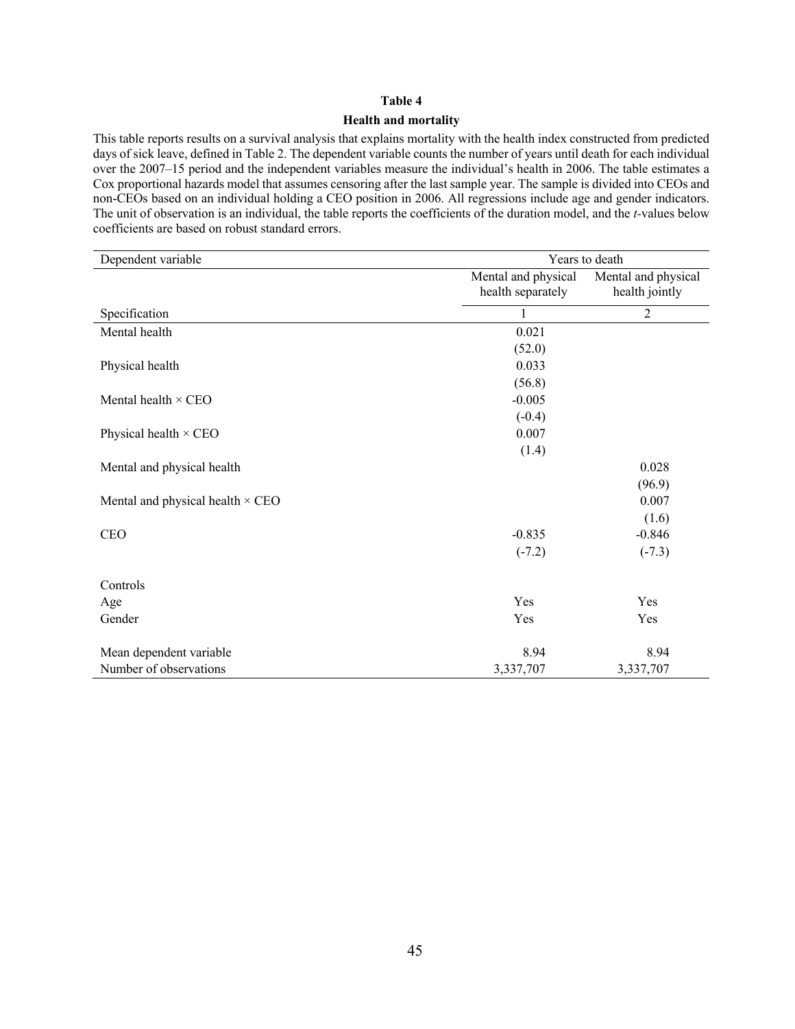**Table 4**

**Health and mortality**

This table reports results on a survival analysis that explains mortality with the health index constructed from predicted days of sick leave, defined in Table 2. The dependent variable counts the number of years until death for each individual over the 2007–15 period and the independent variables measure the individual's health in 2006. The table estimates a Cox proportional hazards model that assumes censoring after the last sample year. The sample is divided into CEOs and non-CEOs based on an individual holding a CEO position in 2006. All regressions include age and gender indicators. The unit of observation is an individual, the table reports the coefficients of the duration model, and the *t*-values below coefficients are based on robust standard errors.

| Dependent variable | Years to death | |
|---|---|---|
| | Mental and physical health separately | Mental and physical health jointly |
| Specification | 1 | 2 |
| Mental health | 0.021 | |
| | (52.0) | |
| Physical health | 0.033 | |
| | (56.8) | |
| Mental health × CEO | -0.005 | |
| | (-0.4) | |
| Physical health × CEO | 0.007 | |
| | (1.4) | |
| Mental and physical health | | 0.028 |
| | | (96.9) |
| Mental and physical health × CEO | | 0.007 |
| | | (1.6) |
| CEO | -0.835 | -0.846 |
| | (-7.2) | (-7.3) |
| Controls | | |
| Age | Yes | Yes |
| Gender | Yes | Yes |
| Mean dependent variable | 8.94 | 8.94 |
| Number of observations | 3,337,707 | 3,337,707 |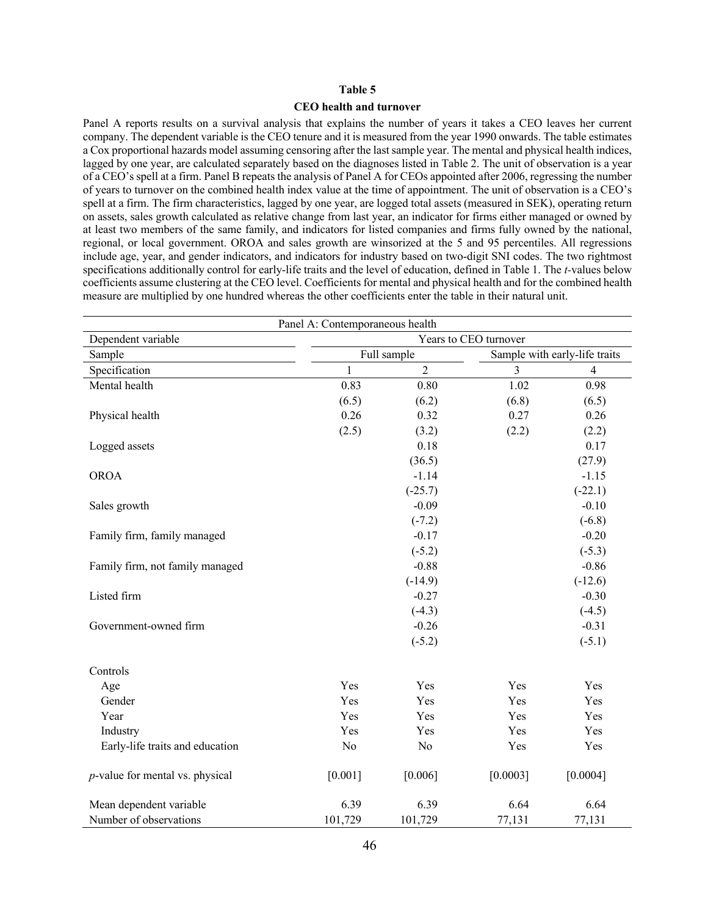**Table 5**

**CEO health and turnover**

Panel A reports results on a survival analysis that explains the number of years it takes a CEO leaves her current company. The dependent variable is the CEO tenure and it is measured from the year 1990 onwards. The table estimates a Cox proportional hazards model assuming censoring after the last sample year. The mental and physical health indices, lagged by one year, are calculated separately based on the diagnoses listed in Table 2. The unit of observation is a year of a CEO's spell at a firm. Panel B repeats the analysis of Panel A for CEOs appointed after 2006, regressing the number of years to turnover on the combined health index value at the time of appointment. The unit of observation is a CEO's spell at a firm. The firm characteristics, lagged by one year, are logged total assets (measured in SEK), operating return on assets, sales growth calculated as relative change from last year, an indicator for firms either managed or owned by at least two members of the same family, and indicators for listed companies and firms fully owned by the national, regional, or local government. OROA and sales growth are winsorized at the 5 and 95 percentiles. All regressions include age, year, and gender indicators, and indicators for industry based on two-digit SNI codes. The two rightmost specifications additionally control for early-life traits and the level of education, defined in Table 1. The *t*-values below coefficients assume clustering at the CEO level. Coefficients for mental and physical health and for the combined health measure are multiplied by one hundred whereas the other coefficients enter the table in their natural unit.

| Panel A: Contemporaneous health | | | | |
|---|---|---|---|---|
| Dependent variable | Years to CEO turnover | | | |
| Sample | Full sample | | Sample with early-life traits | |
| Specification | 1 | 2 | 3 | 4 |
| Mental health | 0.83 | 0.80 | 1.02 | 0.98 |
| | (6.5) | (6.2) | (6.8) | (6.5) |
| Physical health | 0.26 | 0.32 | 0.27 | 0.26 |
| | (2.5) | (3.2) | (2.2) | (2.2) |
| Logged assets | | 0.18 | | 0.17 |
| | | (36.5) | | (27.9) |
| OROA | | -1.14 | | -1.15 |
| | | (-25.7) | | (-22.1) |
| Sales growth | | -0.09 | | -0.10 |
| | | (-7.2) | | (-6.8) |
| Family firm, family managed | | -0.17 | | -0.20 |
| | | (-5.2) | | (-5.3) |
| Family firm, not family managed | | -0.88 | | -0.86 |
| | | (-14.9) | | (-12.6) |
| Listed firm | | -0.27 | | -0.30 |
| | | (-4.3) | | (-4.5) |
| Government-owned firm | | -0.26 | | -0.31 |
| | | (-5.2) | | (-5.1) |
| Controls | | | | |
| Age | Yes | Yes | Yes | Yes |
| Gender | Yes | Yes | Yes | Yes |
| Year | Yes | Yes | Yes | Yes |
| Industry | Yes | Yes | Yes | Yes |
| Early-life traits and education | No | No | Yes | Yes |
| *p*-value for mental vs. physical | [0.001] | [0.006] | [0.0003] | [0.0004] |
| Mean dependent variable | 6.39 | 6.39 | 6.64 | 6.64 |
| Number of observations | 101,729 | 101,729 | 77,131 | 77,131 |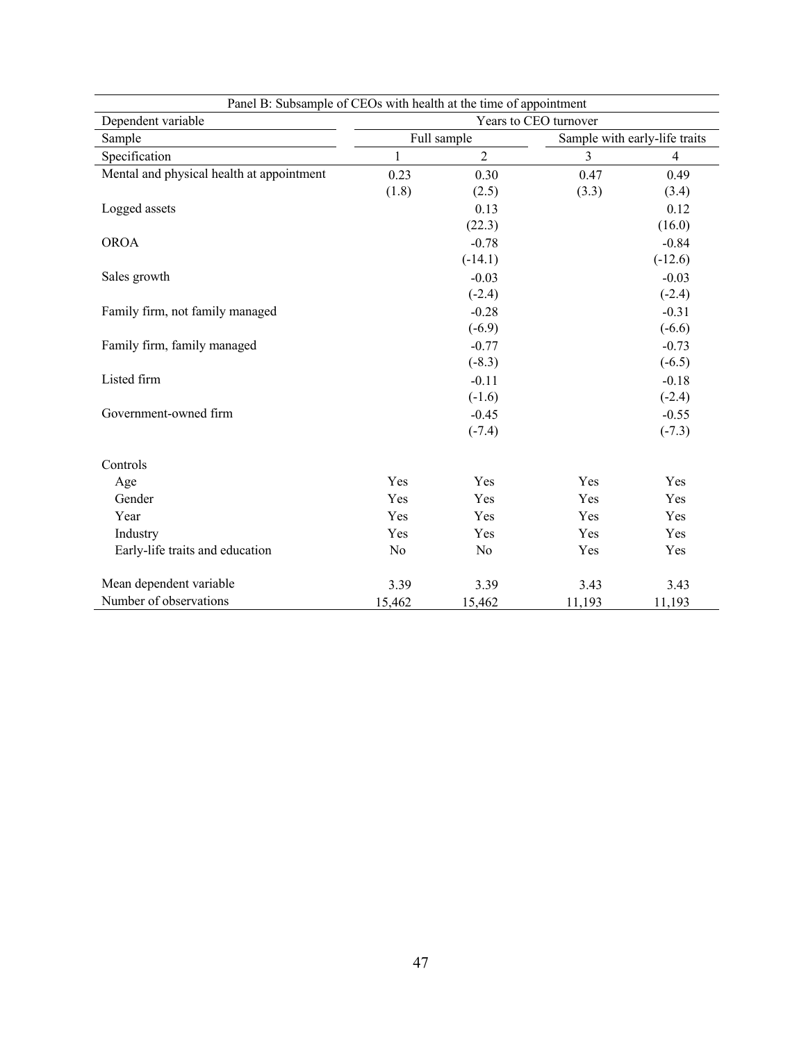| Panel B: Subsample of CEOs with health at the time of appointment | | | | |
|---|---|---|---|---|
| Dependent variable | Years to CEO turnover | | | |
| Sample | Full sample | | Sample with early-life traits | |
| Specification | 1 | 2 | 3 | 4 |
| Mental and physical health at appointment | 0.23 | 0.30 | 0.47 | 0.49 |
| | (1.8) | (2.5) | (3.3) | (3.4) |
| Logged assets | | 0.13 | | 0.12 |
| | | (22.3) | | (16.0) |
| OROA | | -0.78 | | -0.84 |
| | | (-14.1) | | (-12.6) |
| Sales growth | | -0.03 | | -0.03 |
| | | (-2.4) | | (-2.4) |
| Family firm, not family managed | | -0.28 | | -0.31 |
| | | (-6.9) | | (-6.6) |
| Family firm, family managed | | -0.77 | | -0.73 |
| | | (-8.3) | | (-6.5) |
| Listed firm | | -0.11 | | -0.18 |
| | | (-1.6) | | (-2.4) |
| Government-owned firm | | -0.45 | | -0.55 |
| | | (-7.4) | | (-7.3) |
| Controls | | | | |
| Age | Yes | Yes | Yes | Yes |
| Gender | Yes | Yes | Yes | Yes |
| Year | Yes | Yes | Yes | Yes |
| Industry | Yes | Yes | Yes | Yes |
| Early-life traits and education | No | No | Yes | Yes |
| Mean dependent variable | 3.39 | 3.39 | 3.43 | 3.43 |
| Number of observations | 15,462 | 15,462 | 11,193 | 11,193 |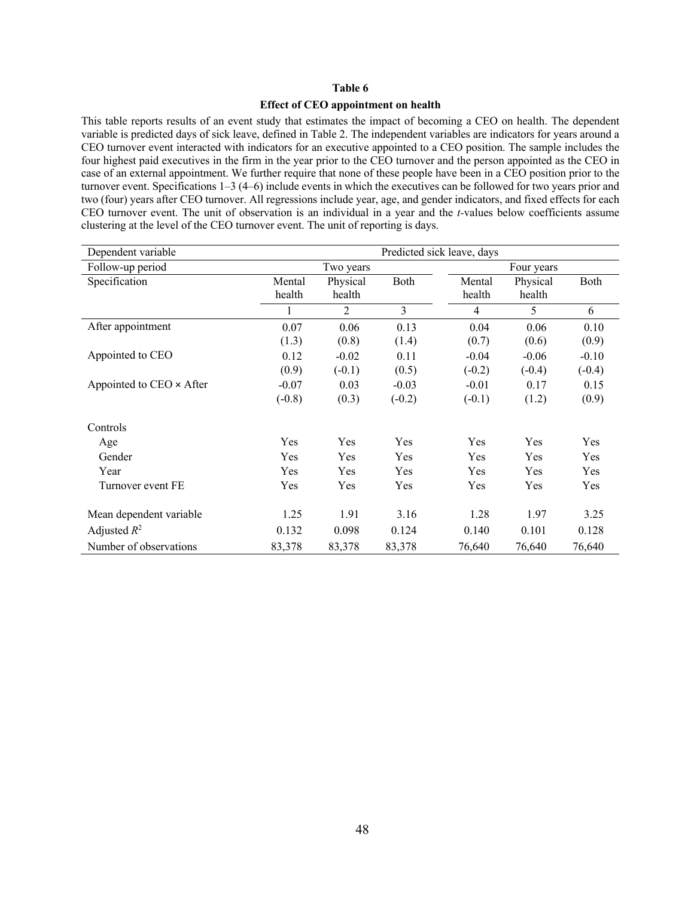**Table 6**

**Effect of CEO appointment on health**

This table reports results of an event study that estimates the impact of becoming a CEO on health. The dependent variable is predicted days of sick leave, defined in Table 2. The independent variables are indicators for years around a CEO turnover event interacted with indicators for an executive appointed to a CEO position. The sample includes the four highest paid executives in the firm in the year prior to the CEO turnover and the person appointed as the CEO in case of an external appointment. We further require that none of these people have been in a CEO position prior to the turnover event. Specifications 1–3 (4–6) include events in which the executives can be followed for two years prior and two (four) years after CEO turnover. All regressions include year, age, and gender indicators, and fixed effects for each CEO turnover event. The unit of observation is an individual in a year and the *t*-values below coefficients assume clustering at the level of the CEO turnover event. The unit of reporting is days.

| Dependent variable | Predicted sick leave, days | | | | | |
|---|---|---|---|---|---|---|
| Follow-up period | Two years | | | Four years | | |
| Specification | Mental health | Physical health | Both | Mental health | Physical health | Both |
| | 1 | 2 | 3 | 4 | 5 | 6 |
| After appointment | 0.07 | 0.06 | 0.13 | 0.04 | 0.06 | 0.10 |
| | (1.3) | (0.8) | (1.4) | (0.7) | (0.6) | (0.9) |
| Appointed to CEO | 0.12 | -0.02 | 0.11 | -0.04 | -0.06 | -0.10 |
| | (0.9) | (-0.1) | (0.5) | (-0.2) | (-0.4) | (-0.4) |
| Appointed to CEO × After | -0.07 | 0.03 | -0.03 | -0.01 | 0.17 | 0.15 |
| | (-0.8) | (0.3) | (-0.2) | (-0.1) | (1.2) | (0.9) |
| Controls | | | | | | |
| Age | Yes | Yes | Yes | Yes | Yes | Yes |
| Gender | Yes | Yes | Yes | Yes | Yes | Yes |
| Year | Yes | Yes | Yes | Yes | Yes | Yes |
| Turnover event FE | Yes | Yes | Yes | Yes | Yes | Yes |
| Mean dependent variable | 1.25 | 1.91 | 3.16 | 1.28 | 1.97 | 3.25 |
| Adjusted $R^2$ | 0.132 | 0.098 | 0.124 | 0.140 | 0.101 | 0.128 |
| Number of observations | 83,378 | 83,378 | 83,378 | 76,640 | 76,640 | 76,640 |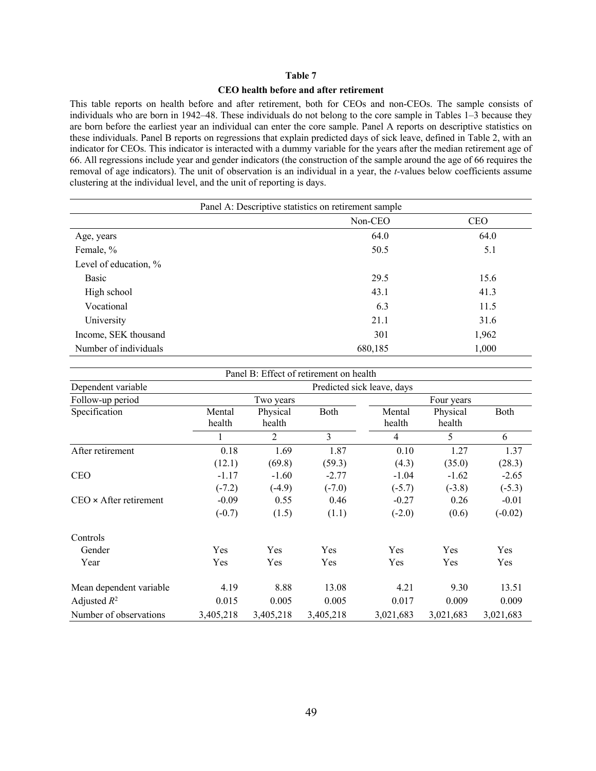**Table 7**

**CEO health before and after retirement**

This table reports on health before and after retirement, both for CEOs and non-CEOs. The sample consists of individuals who are born in 1942–48. These individuals do not belong to the core sample in Tables 1–3 because they are born before the earliest year an individual can enter the core sample. Panel A reports on descriptive statistics on these individuals. Panel B reports on regressions that explain predicted days of sick leave, defined in Table 2, with an indicator for CEOs. This indicator is interacted with a dummy variable for the years after the median retirement age of 66. All regressions include year and gender indicators (the construction of the sample around the age of 66 requires the removal of age indicators). The unit of observation is an individual in a year, the *t*-values below coefficients assume clustering at the individual level, and the unit of reporting is days.

| Panel A: Descriptive statistics on retirement sample | | |
|---|---|---|
| | Non-CEO | CEO |
| Age, years | 64.0 | 64.0 |
| Female, % | 50.5 | 5.1 |
| Level of education, % | | |
| Basic | 29.5 | 15.6 |
| High school | 43.1 | 41.3 |
| Vocational | 6.3 | 11.5 |
| University | 21.1 | 31.6 |
| Income, SEK thousand | 301 | 1,962 |
| Number of individuals | 680,185 | 1,000 |

| Panel B: Effect of retirement on health | | | | | | |
|---|---|---|---|---|---|---|
| Dependent variable | Predicted sick leave, days | | | | | |
| Follow-up period | Two years | | | Four years | | |
| Specification | Mental health | Physical health | Both | Mental health | Physical health | Both |
| | 1 | 2 | 3 | 4 | 5 | 6 |
| After retirement | 0.18 | 1.69 | 1.87 | 0.10 | 1.27 | 1.37 |
| | (12.1) | (69.8) | (59.3) | (4.3) | (35.0) | (28.3) |
| CEO | -1.17 | -1.60 | -2.77 | -1.04 | -1.62 | -2.65 |
| | (-7.2) | (-4.9) | (-7.0) | (-5.7) | (-3.8) | (-5.3) |
| CEO × After retirement | -0.09 | 0.55 | 0.46 | -0.27 | 0.26 | -0.01 |
| | (-0.7) | (1.5) | (1.1) | (-2.0) | (0.6) | (-0.02) |
| Controls | | | | | | |
| Gender | Yes | Yes | Yes | Yes | Yes | Yes |
| Year | Yes | Yes | Yes | Yes | Yes | Yes |
| Mean dependent variable | 4.19 | 8.88 | 13.08 | 4.21 | 9.30 | 13.51 |
| Adjusted $R^2$ | 0.015 | 0.005 | 0.005 | 0.017 | 0.009 | 0.009 |
| Number of observations | 3,405,218 | 3,405,218 | 3,405,218 | 3,021,683 | 3,021,683 | 3,021,683 |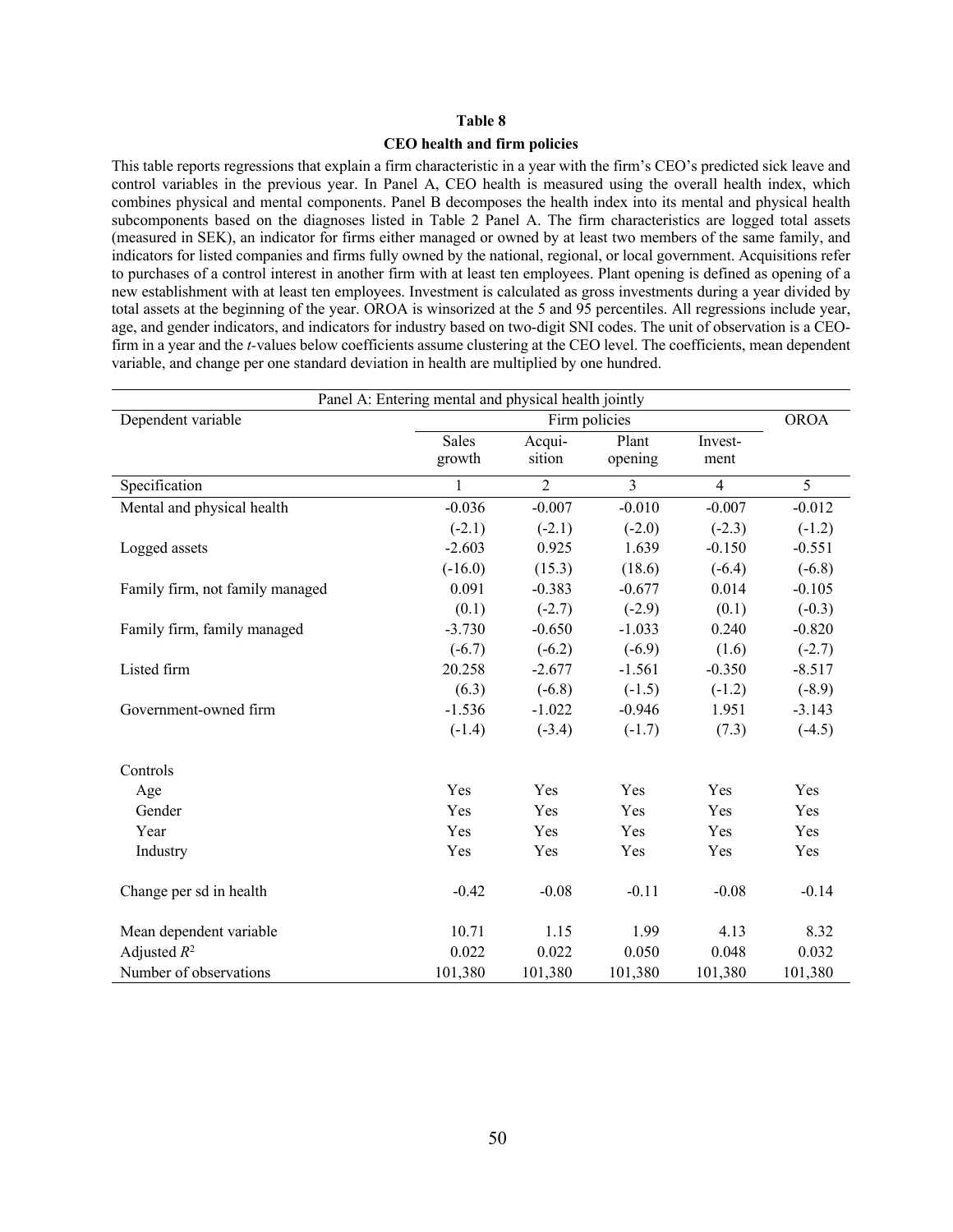**Table 8**

**CEO health and firm policies**

This table reports regressions that explain a firm characteristic in a year with the firm's CEO's predicted sick leave and control variables in the previous year. In Panel A, CEO health is measured using the overall health index, which combines physical and mental components. Panel B decomposes the health index into its mental and physical health subcomponents based on the diagnoses listed in Table 2 Panel A. The firm characteristics are logged total assets (measured in SEK), an indicator for firms either managed or owned by at least two members of the same family, and indicators for listed companies and firms fully owned by the national, regional, or local government. Acquisitions refer to purchases of a control interest in another firm with at least ten employees. Plant opening is defined as opening of a new establishment with at least ten employees. Investment is calculated as gross investments during a year divided by total assets at the beginning of the year. OROA is winsorized at the 5 and 95 percentiles. All regressions include year, age, and gender indicators, and indicators for industry based on two-digit SNI codes. The unit of observation is a CEO-firm in a year and the *t*-values below coefficients assume clustering at the CEO level. The coefficients, mean dependent variable, and change per one standard deviation in health are multiplied by one hundred.

| Panel A: Entering mental and physical health jointly | | | | | |
|---|---|---|---|---|---|
| Dependent variable | Firm policies | | | | OROA |
| | Sales growth | Acquisition | Plant opening | Investment | |
| Specification | 1 | 2 | 3 | 4 | 5 |
| Mental and physical health | -0.036 | -0.007 | -0.010 | -0.007 | -0.012 |
| | (-2.1) | (-2.1) | (-2.0) | (-2.3) | (-1.2) |
| Logged assets | -2.603 | 0.925 | 1.639 | -0.150 | -0.551 |
| | (-16.0) | (15.3) | (18.6) | (-6.4) | (-6.8) |
| Family firm, not family managed | 0.091 | -0.383 | -0.677 | 0.014 | -0.105 |
| | (0.1) | (-2.7) | (-2.9) | (0.1) | (-0.3) |
| Family firm, family managed | -3.730 | -0.650 | -1.033 | 0.240 | -0.820 |
| | (-6.7) | (-6.2) | (-6.9) | (1.6) | (-2.7) |
| Listed firm | 20.258 | -2.677 | -1.561 | -0.350 | -8.517 |
| | (6.3) | (-6.8) | (-1.5) | (-1.2) | (-8.9) |
| Government-owned firm | -1.536 | -1.022 | -0.946 | 1.951 | -3.143 |
| | (-1.4) | (-3.4) | (-1.7) | (7.3) | (-4.5) |
| Controls | | | | | |
| Age | Yes | Yes | Yes | Yes | Yes |
| Gender | Yes | Yes | Yes | Yes | Yes |
| Year | Yes | Yes | Yes | Yes | Yes |
| Industry | Yes | Yes | Yes | Yes | Yes |
| Change per sd in health | -0.42 | -0.08 | -0.11 | -0.08 | -0.14 |
| Mean dependent variable | 10.71 | 1.15 | 1.99 | 4.13 | 8.32 |
| Adjusted $R^2$ | 0.022 | 0.022 | 0.050 | 0.048 | 0.032 |
| Number of observations | 101,380 | 101,380 | 101,380 | 101,380 | 101,380 |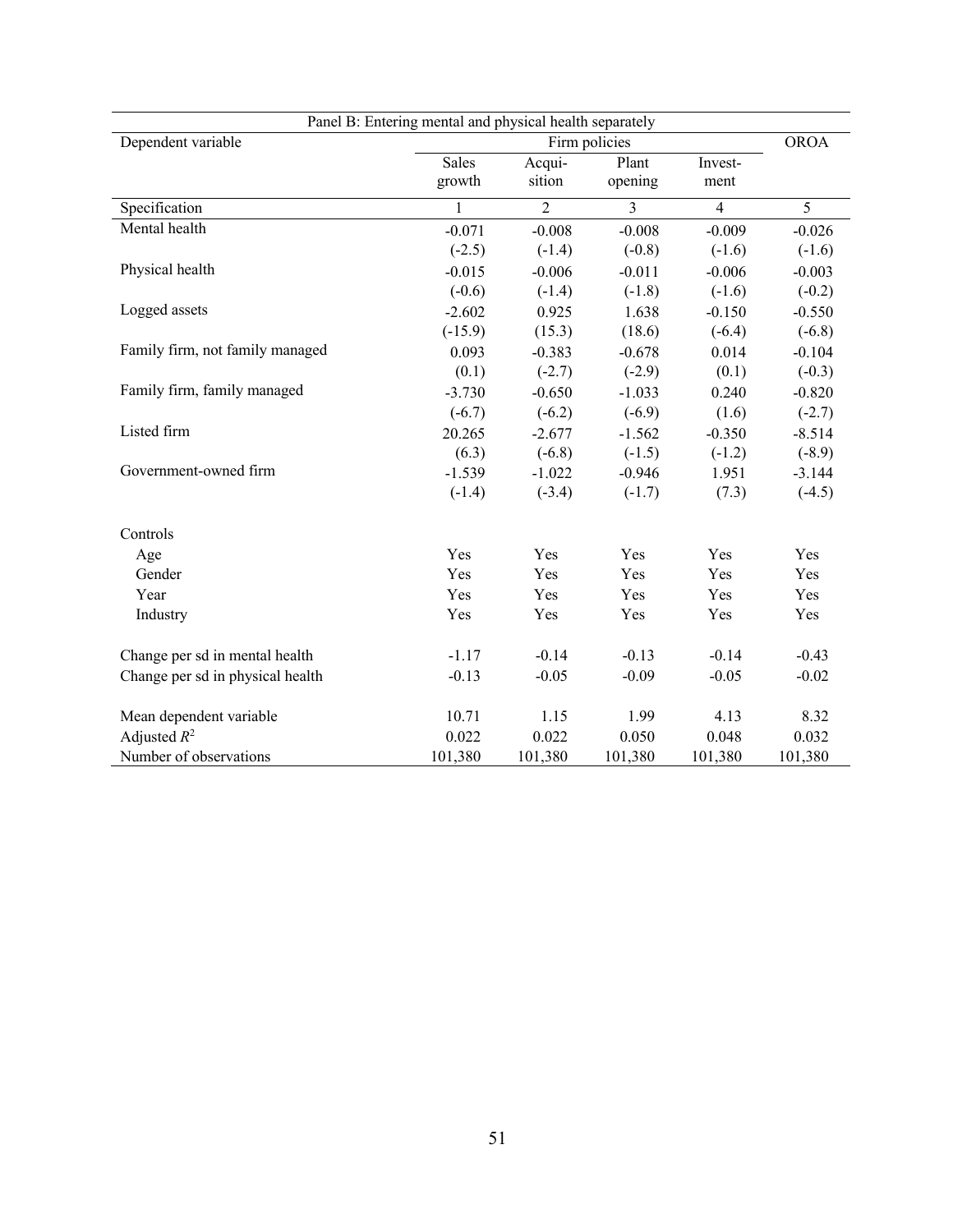| Panel B: Entering mental and physical health separately | | | | | |
|---|---|---|---|---|---|
| Dependent variable | Firm policies | | | | OROA |
| | Sales growth | Acqui-sition | Plant opening | Invest-ment | |
| Specification | 1 | 2 | 3 | 4 | 5 |
| Mental health | -0.071 | -0.008 | -0.008 | -0.009 | -0.026 |
| | (-2.5) | (-1.4) | (-0.8) | (-1.6) | (-1.6) |
| Physical health | -0.015 | -0.006 | -0.011 | -0.006 | -0.003 |
| | (-0.6) | (-1.4) | (-1.8) | (-1.6) | (-0.2) |
| Logged assets | -2.602 | 0.925 | 1.638 | -0.150 | -0.550 |
| | (-15.9) | (15.3) | (18.6) | (-6.4) | (-6.8) |
| Family firm, not family managed | 0.093 | -0.383 | -0.678 | 0.014 | -0.104 |
| | (0.1) | (-2.7) | (-2.9) | (0.1) | (-0.3) |
| Family firm, family managed | -3.730 | -0.650 | -1.033 | 0.240 | -0.820 |
| | (-6.7) | (-6.2) | (-6.9) | (1.6) | (-2.7) |
| Listed firm | 20.265 | -2.677 | -1.562 | -0.350 | -8.514 |
| | (6.3) | (-6.8) | (-1.5) | (-1.2) | (-8.9) |
| Government-owned firm | -1.539 | -1.022 | -0.946 | 1.951 | -3.144 |
| | (-1.4) | (-3.4) | (-1.7) | (7.3) | (-4.5) |
| Controls | | | | | |
| Age | Yes | Yes | Yes | Yes | Yes |
| Gender | Yes | Yes | Yes | Yes | Yes |
| Year | Yes | Yes | Yes | Yes | Yes |
| Industry | Yes | Yes | Yes | Yes | Yes |
| Change per sd in mental health | -1.17 | -0.14 | -0.13 | -0.14 | -0.43 |
| Change per sd in physical health | -0.13 | -0.05 | -0.09 | -0.05 | -0.02 |
| Mean dependent variable | 10.71 | 1.15 | 1.99 | 4.13 | 8.32 |
| Adjusted $R^2$ | 0.022 | 0.022 | 0.050 | 0.048 | 0.032 |
| Number of observations | 101,380 | 101,380 | 101,380 | 101,380 | 101,380 |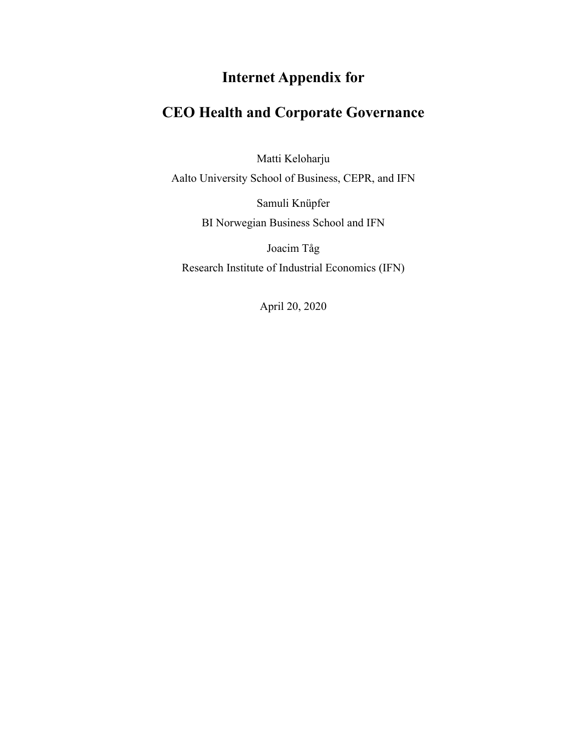# Internet Appendix for

# CEO Health and Corporate Governance

Matti Keloharju

Aalto University School of Business, CEPR, and IFN

Samuli Knüpfer

BI Norwegian Business School and IFN

Joacim Tåg

Research Institute of Industrial Economics (IFN)

April 20, 2020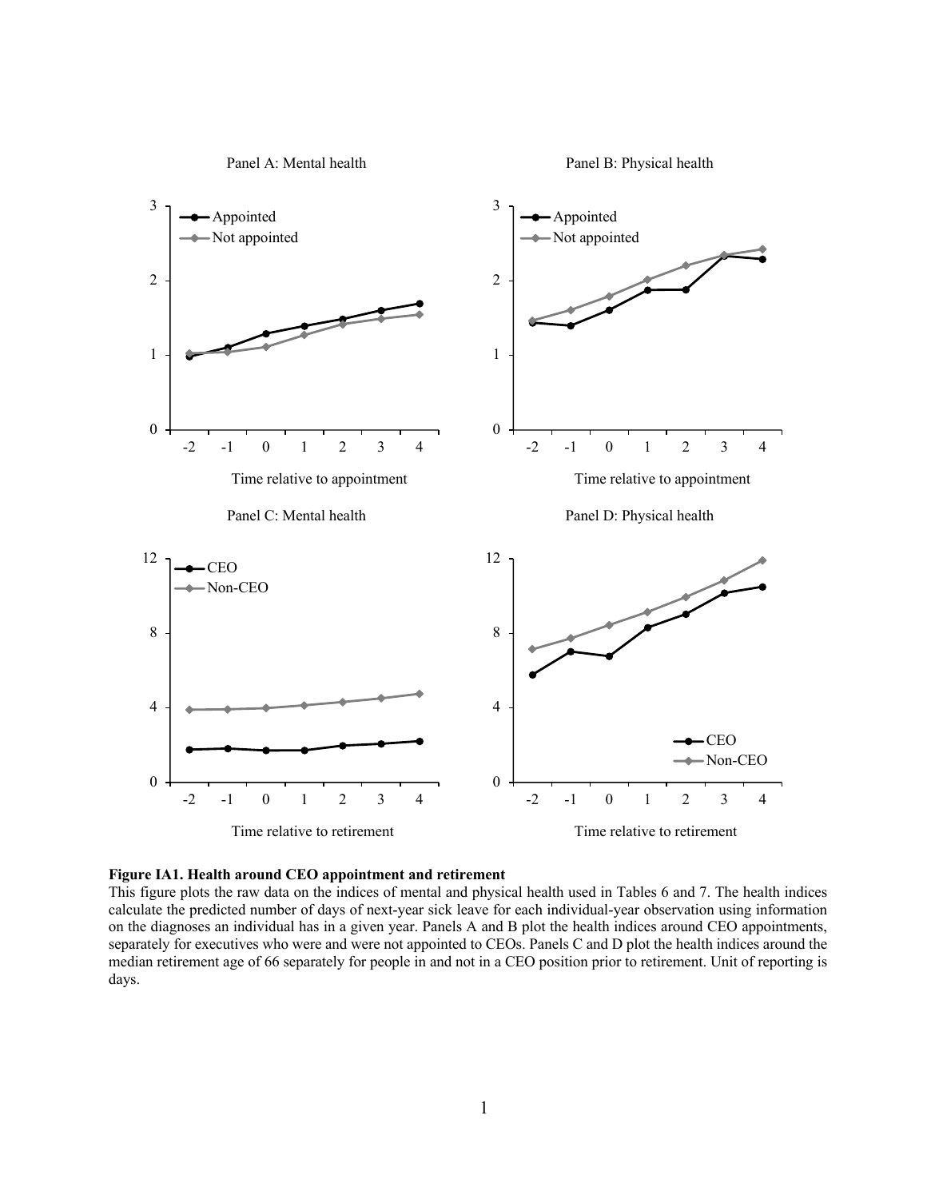Panel A: Mental health

Panel B: Physical health

Panel C: Mental health

Panel D: Physical health

**Figure IA1. Health around CEO appointment and retirement**

This figure plots the raw data on the indices of mental and physical health used in Tables 6 and 7. The health indices calculate the predicted number of days of next-year sick leave for each individual-year observation using information on the diagnoses an individual has in a given year. Panels A and B plot the health indices around CEO appointments, separately for executives who were and were not appointed to CEOs. Panels C and D plot the health indices around the median retirement age of 66 separately for people in and not in a CEO position prior to retirement. Unit of reporting is days.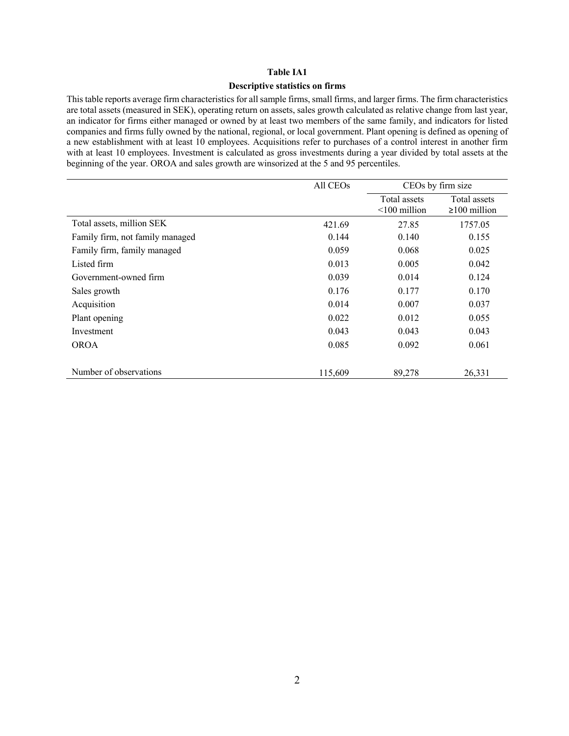**Table IA1**

**Descriptive statistics on firms**

This table reports average firm characteristics for all sample firms, small firms, and larger firms. The firm characteristics are total assets (measured in SEK), operating return on assets, sales growth calculated as relative change from last year, an indicator for firms either managed or owned by at least two members of the same family, and indicators for listed companies and firms fully owned by the national, regional, or local government. Plant opening is defined as opening of a new establishment with at least 10 employees. Acquisitions refer to purchases of a control interest in another firm with at least 10 employees. Investment is calculated as gross investments during a year divided by total assets at the beginning of the year. OROA and sales growth are winsorized at the 5 and 95 percentiles.

| | All CEOs | CEOs by firm size | |
|---|---|---|---|
| | | Total assets <100 million | Total assets ≥100 million |
| Total assets, million SEK | 421.69 | 27.85 | 1757.05 |
| Family firm, not family managed | 0.144 | 0.140 | 0.155 |
| Family firm, family managed | 0.059 | 0.068 | 0.025 |
| Listed firm | 0.013 | 0.005 | 0.042 |
| Government-owned firm | 0.039 | 0.014 | 0.124 |
| Sales growth | 0.176 | 0.177 | 0.170 |
| Acquisition | 0.014 | 0.007 | 0.037 |
| Plant opening | 0.022 | 0.012 | 0.055 |
| Investment | 0.043 | 0.043 | 0.043 |
| OROA | 0.085 | 0.092 | 0.061 |
| | | | |
| Number of observations | 115,609 | 89,278 | 26,331 |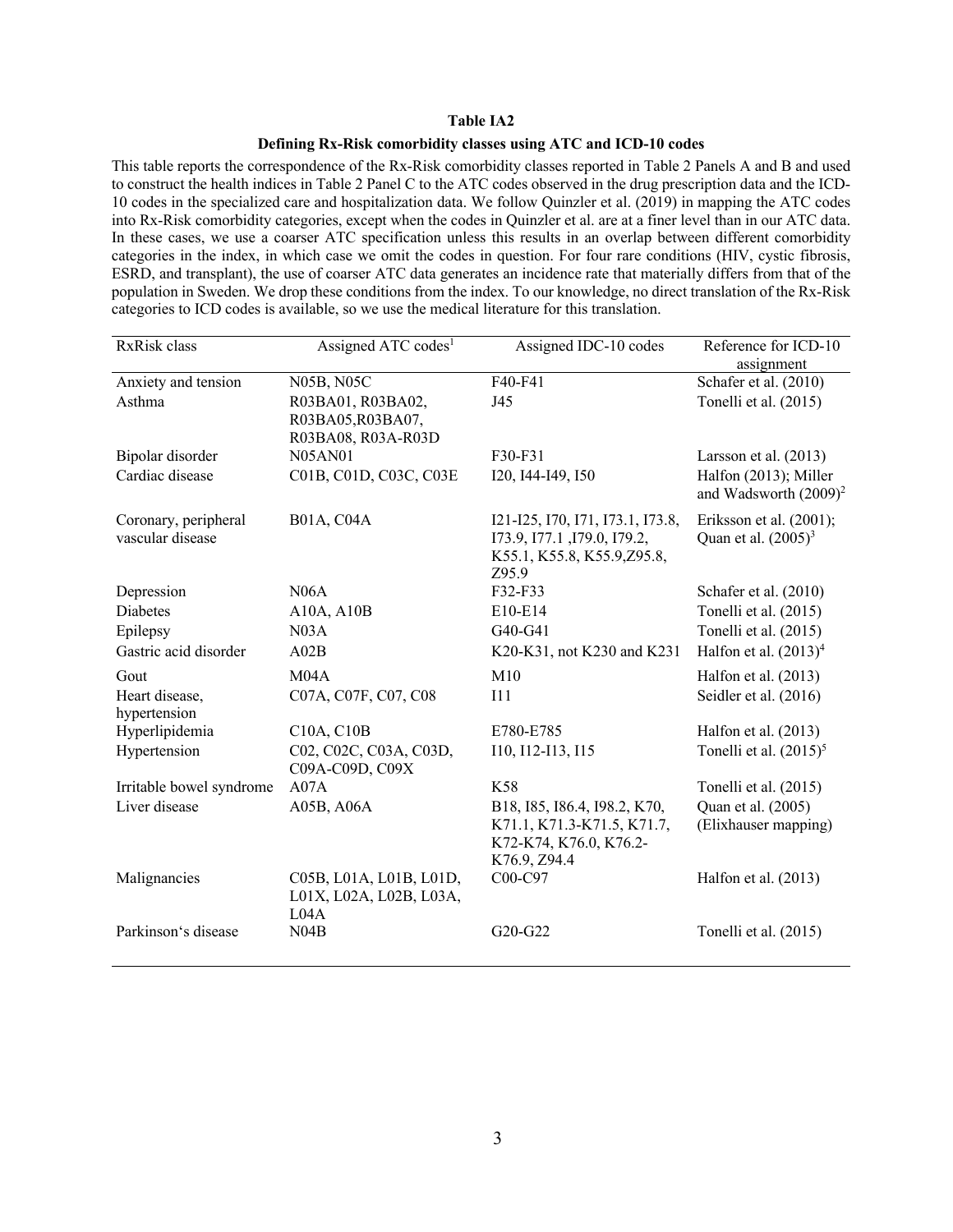**Table IA2**

**Defining Rx-Risk comorbidity classes using ATC and ICD-10 codes**

This table reports the correspondence of the Rx-Risk comorbidity classes reported in Table 2 Panels A and B and used to construct the health indices in Table 2 Panel C to the ATC codes observed in the drug prescription data and the ICD-10 codes in the specialized care and hospitalization data. We follow Quinzler et al. (2019) in mapping the ATC codes into Rx-Risk comorbidity categories, except when the codes in Quinzler et al. are at a finer level than in our ATC data. In these cases, we use a coarser ATC specification unless this results in an overlap between different comorbidity categories in the index, in which case we omit the codes in question. For four rare conditions (HIV, cystic fibrosis, ESRD, and transplant), the use of coarser ATC data generates an incidence rate that materially differs from that of the population in Sweden. We drop these conditions from the index. To our knowledge, no direct translation of the Rx-Risk categories to ICD codes is available, so we use the medical literature for this translation.

| RxRisk class | Assigned ATC codes[1] | Assigned IDC-10 codes | Reference for ICD-10 assignment |
|---|---|---|---|
| Anxiety and tension | N05B, N05C | F40-F41 | Schafer et al. (2010) |
| Asthma | R03BA01, R03BA02, R03BA05,R03BA07, R03BA08, R03A-R03D | J45 | Tonelli et al. (2015) |
| Bipolar disorder | N05AN01 | F30-F31 | Larsson et al. (2013) |
| Cardiac disease | C01B, C01D, C03C, C03E | I20, I44-I49, I50 | Halfon (2013); Miller and Wadsworth (2009)[2] |
| Coronary, peripheral vascular disease | B01A, C04A | I21-I25, I70, I71, I73.1, I73.8, I73.9, I77.1 ,I79.0, I79.2, K55.1, K55.8, K55.9,Z95.8, Z95.9 | Eriksson et al. (2001); Quan et al. (2005)[3] |
| Depression | N06A | F32-F33 | Schafer et al. (2010) |
| Diabetes | A10A, A10B | E10-E14 | Tonelli et al. (2015) |
| Epilepsy | N03A | G40-G41 | Tonelli et al. (2015) |
| Gastric acid disorder | A02B | K20-K31, not K230 and K231 | Halfon et al. (2013)[4] |
| Gout | M04A | M10 | Halfon et al. (2013) |
| Heart disease, hypertension | C07A, C07F, C07, C08 | I11 | Seidler et al. (2016) |
| Hyperlipidemia | C10A, C10B | E780-E785 | Halfon et al. (2013) |
| Hypertension | C02, C02C, C03A, C03D, C09A-C09D, C09X | I10, I12-I13, I15 | Tonelli et al. (2015)[5] |
| Irritable bowel syndrome | A07A | K58 | Tonelli et al. (2015) |
| Liver disease | A05B, A06A | B18, I85, I86.4, I98.2, K70, K71.1, K71.3-K71.5, K71.7, K72-K74, K76.0, K76.2-K76.9, Z94.4 | Quan et al. (2005) (Elixhauser mapping) |
| Malignancies | C05B, L01A, L01B, L01D, L01X, L02A, L02B, L03A, L04A | C00-C97 | Halfon et al. (2013) |
| Parkinson‘s disease | N04B | G20-G22 | Tonelli et al. (2015) |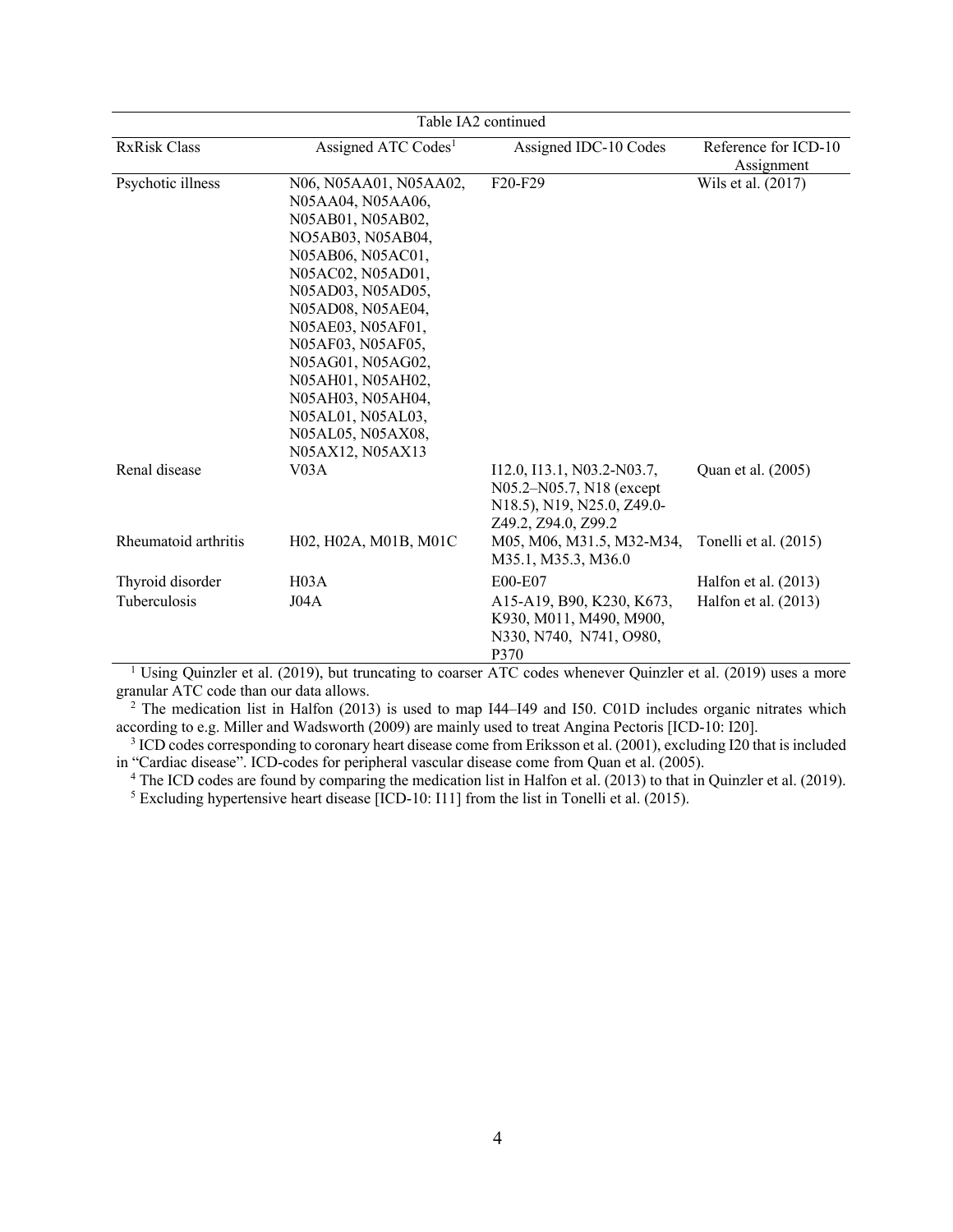Table IA2 continued

| RxRisk Class | Assigned ATC Codes[1] | Assigned IDC-10 Codes | Reference for ICD-10 Assignment |
|---|---|---|---|
| Psychotic illness | N06, N05AA01, N05AA02, N05AA04, N05AA06, N05AB01, N05AB02, NO5AB03, N05AB04, N05AB06, N05AC01, N05AC02, N05AD01, N05AD03, N05AD05, N05AD08, N05AE04, N05AE03, N05AF01, N05AF03, N05AF05, N05AG01, N05AG02, N05AH01, N05AH02, N05AH03, N05AH04, N05AL01, N05AL03, N05AL05, N05AX08, N05AX12, N05AX13 | F20-F29 | Wils et al. (2017) |
| Renal disease | V03A | I12.0, I13.1, N03.2-N03.7, N05.2–N05.7, N18 (except N18.5), N19, N25.0, Z49.0-Z49.2, Z94.0, Z99.2 | Quan et al. (2005) |
| Rheumatoid arthritis | H02, H02A, M01B, M01C | M05, M06, M31.5, M32-M34, M35.1, M35.3, M36.0 | Tonelli et al. (2015) |
| Thyroid disorder | H03A | E00-E07 | Halfon et al. (2013) |
| Tuberculosis | J04A | A15-A19, B90, K230, K673, K930, M011, M490, M900, N330, N740, N741, O980, P370 | Halfon et al. (2013) |

[1] Using Quinzler et al. (2019), but truncating to coarser ATC codes whenever Quinzler et al. (2019) uses a more granular ATC code than our data allows.

[2] The medication list in Halfon (2013) is used to map I44–I49 and I50. C01D includes organic nitrates which according to e.g. Miller and Wadsworth (2009) are mainly used to treat Angina Pectoris [ICD-10: I20].

[3] ICD codes corresponding to coronary heart disease come from Eriksson et al. (2001), excluding I20 that is included in "Cardiac disease". ICD-codes for peripheral vascular disease come from Quan et al. (2005).

[4] The ICD codes are found by comparing the medication list in Halfon et al. (2013) to that in Quinzler et al. (2019).

[5] Excluding hypertensive heart disease [ICD-10: I11] from the list in Tonelli et al. (2015).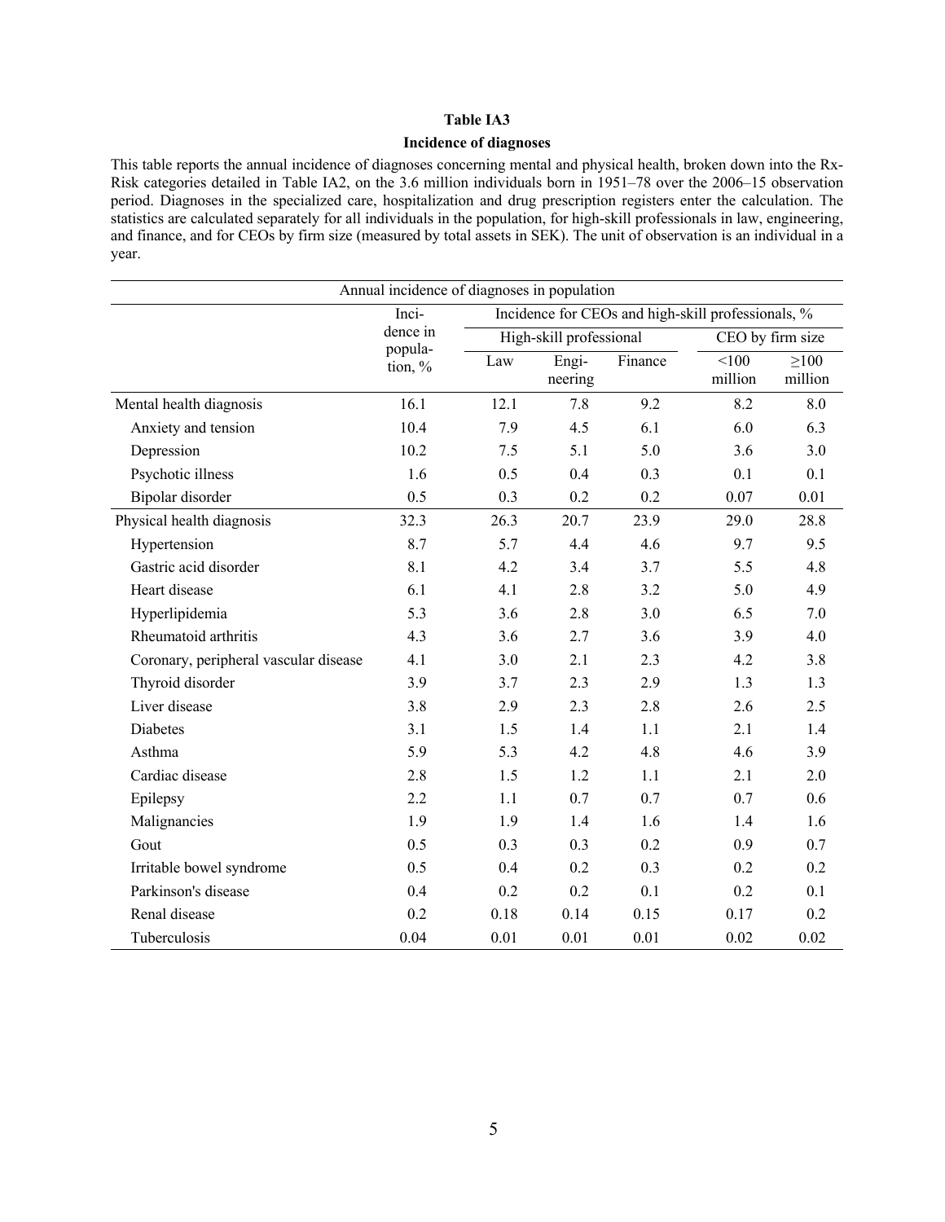**Table IA3**

**Incidence of diagnoses**

This table reports the annual incidence of diagnoses concerning mental and physical health, broken down into the Rx-Risk categories detailed in Table IA2, on the 3.6 million individuals born in 1951–78 over the 2006–15 observation period. Diagnoses in the specialized care, hospitalization and drug prescription registers enter the calculation. The statistics are calculated separately for all individuals in the population, for high-skill professionals in law, engineering, and finance, and for CEOs by firm size (measured by total assets in SEK). The unit of observation is an individual in a year.

| Annual incidence of diagnoses in population | | | | | | |
|---|---|---|---|---|---|---|
| | Incidence in population, % | Incidence for CEOs and high-skill professionals, % | | | | |
| | | High-skill professional | | | CEO by firm size | |
| | | Law | Engineering | Finance | <100 million | ≥100 million |
| Mental health diagnosis | 16.1 | 12.1 | 7.8 | 9.2 | 8.2 | 8.0 |
| Anxiety and tension | 10.4 | 7.9 | 4.5 | 6.1 | 6.0 | 6.3 |
| Depression | 10.2 | 7.5 | 5.1 | 5.0 | 3.6 | 3.0 |
| Psychotic illness | 1.6 | 0.5 | 0.4 | 0.3 | 0.1 | 0.1 |
| Bipolar disorder | 0.5 | 0.3 | 0.2 | 0.2 | 0.07 | 0.01 |
| Physical health diagnosis | 32.3 | 26.3 | 20.7 | 23.9 | 29.0 | 28.8 |
| Hypertension | 8.7 | 5.7 | 4.4 | 4.6 | 9.7 | 9.5 |
| Gastric acid disorder | 8.1 | 4.2 | 3.4 | 3.7 | 5.5 | 4.8 |
| Heart disease | 6.1 | 4.1 | 2.8 | 3.2 | 5.0 | 4.9 |
| Hyperlipidemia | 5.3 | 3.6 | 2.8 | 3.0 | 6.5 | 7.0 |
| Rheumatoid arthritis | 4.3 | 3.6 | 2.7 | 3.6 | 3.9 | 4.0 |
| Coronary, peripheral vascular disease | 4.1 | 3.0 | 2.1 | 2.3 | 4.2 | 3.8 |
| Thyroid disorder | 3.9 | 3.7 | 2.3 | 2.9 | 1.3 | 1.3 |
| Liver disease | 3.8 | 2.9 | 2.3 | 2.8 | 2.6 | 2.5 |
| Diabetes | 3.1 | 1.5 | 1.4 | 1.1 | 2.1 | 1.4 |
| Asthma | 5.9 | 5.3 | 4.2 | 4.8 | 4.6 | 3.9 |
| Cardiac disease | 2.8 | 1.5 | 1.2 | 1.1 | 2.1 | 2.0 |
| Epilepsy | 2.2 | 1.1 | 0.7 | 0.7 | 0.7 | 0.6 |
| Malignancies | 1.9 | 1.9 | 1.4 | 1.6 | 1.4 | 1.6 |
| Gout | 0.5 | 0.3 | 0.3 | 0.2 | 0.9 | 0.7 |
| Irritable bowel syndrome | 0.5 | 0.4 | 0.2 | 0.3 | 0.2 | 0.2 |
| Parkinson's disease | 0.4 | 0.2 | 0.2 | 0.1 | 0.2 | 0.1 |
| Renal disease | 0.2 | 0.18 | 0.14 | 0.15 | 0.17 | 0.2 |
| Tuberculosis | 0.04 | 0.01 | 0.01 | 0.01 | 0.02 | 0.02 |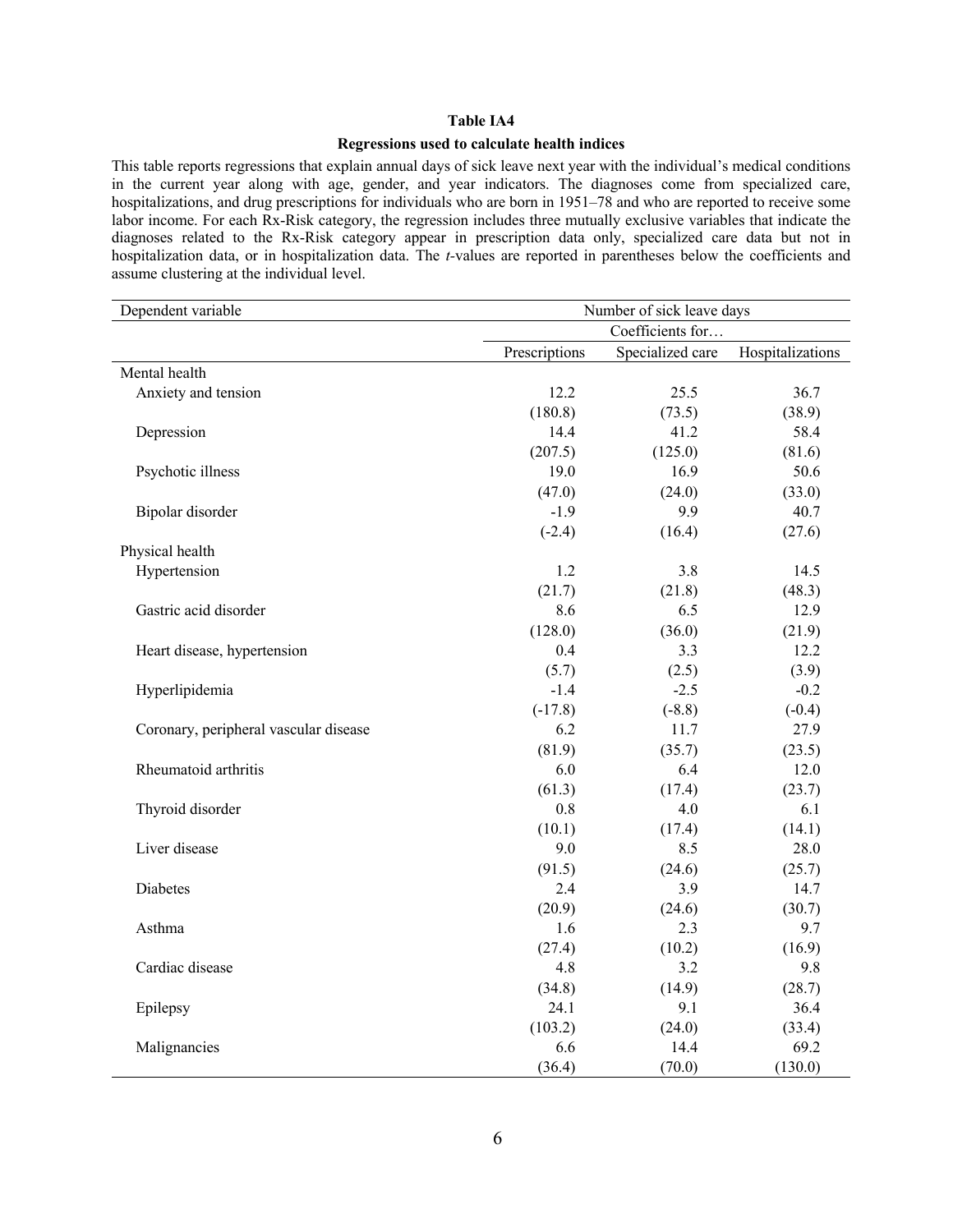**Table IA4**

**Regressions used to calculate health indices**

This table reports regressions that explain annual days of sick leave next year with the individual's medical conditions in the current year along with age, gender, and year indicators. The diagnoses come from specialized care, hospitalizations, and drug prescriptions for individuals who are born in 1951–78 and who are reported to receive some labor income. For each Rx-Risk category, the regression includes three mutually exclusive variables that indicate the diagnoses related to the Rx-Risk category appear in prescription data only, specialized care data but not in hospitalization data, or in hospitalization data. The *t*-values are reported in parentheses below the coefficients and assume clustering at the individual level.

| Dependent variable | Number of sick leave days | | |
|---|---|---|---|
| | Coefficients for… | | |
| | Prescriptions | Specialized care | Hospitalizations |
| Mental health | | | |
| Anxiety and tension | 12.2 | 25.5 | 36.7 |
| | (180.8) | (73.5) | (38.9) |
| Depression | 14.4 | 41.2 | 58.4 |
| | (207.5) | (125.0) | (81.6) |
| Psychotic illness | 19.0 | 16.9 | 50.6 |
| | (47.0) | (24.0) | (33.0) |
| Bipolar disorder | -1.9 | 9.9 | 40.7 |
| | (-2.4) | (16.4) | (27.6) |
| Physical health | | | |
| Hypertension | 1.2 | 3.8 | 14.5 |
| | (21.7) | (21.8) | (48.3) |
| Gastric acid disorder | 8.6 | 6.5 | 12.9 |
| | (128.0) | (36.0) | (21.9) |
| Heart disease, hypertension | 0.4 | 3.3 | 12.2 |
| | (5.7) | (2.5) | (3.9) |
| Hyperlipidemia | -1.4 | -2.5 | -0.2 |
| | (-17.8) | (-8.8) | (-0.4) |
| Coronary, peripheral vascular disease | 6.2 | 11.7 | 27.9 |
| | (81.9) | (35.7) | (23.5) |
| Rheumatoid arthritis | 6.0 | 6.4 | 12.0 |
| | (61.3) | (17.4) | (23.7) |
| Thyroid disorder | 0.8 | 4.0 | 6.1 |
| | (10.1) | (17.4) | (14.1) |
| Liver disease | 9.0 | 8.5 | 28.0 |
| | (91.5) | (24.6) | (25.7) |
| Diabetes | 2.4 | 3.9 | 14.7 |
| | (20.9) | (24.6) | (30.7) |
| Asthma | 1.6 | 2.3 | 9.7 |
| | (27.4) | (10.2) | (16.9) |
| Cardiac disease | 4.8 | 3.2 | 9.8 |
| | (34.8) | (14.9) | (28.7) |
| Epilepsy | 24.1 | 9.1 | 36.4 |
| | (103.2) | (24.0) | (33.4) |
| Malignancies | 6.6 | 14.4 | 69.2 |
| | (36.4) | (70.0) | (130.0) |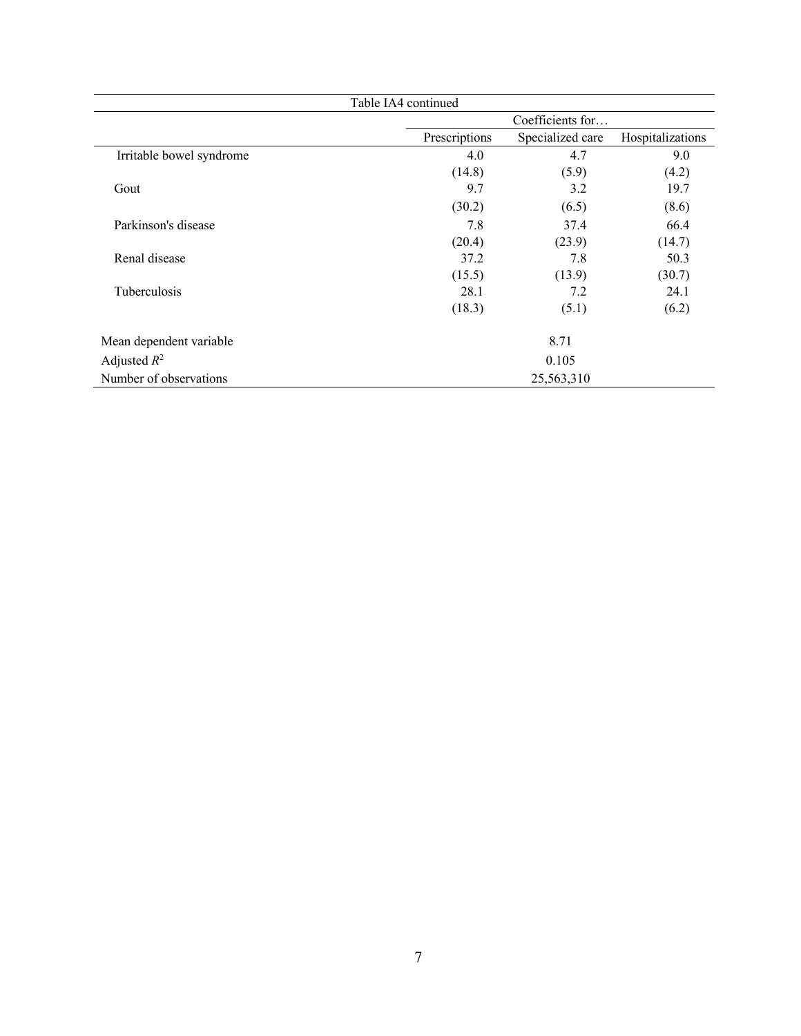| Table IA4 continued | | | |
|---|---|---|---|
| | Coefficients for… | | |
| | Prescriptions | Specialized care | Hospitalizations |
| Irritable bowel syndrome | 4.0 | 4.7 | 9.0 |
| | (14.8) | (5.9) | (4.2) |
| Gout | 9.7 | 3.2 | 19.7 |
| | (30.2) | (6.5) | (8.6) |
| Parkinson's disease | 7.8 | 37.4 | 66.4 |
| | (20.4) | (23.9) | (14.7) |
| Renal disease | 37.2 | 7.8 | 50.3 |
| | (15.5) | (13.9) | (30.7) |
| Tuberculosis | 28.1 | 7.2 | 24.1 |
| | (18.3) | (5.1) | (6.2) |
| | | | |
| Mean dependent variable | | 8.71 | |
| Adjusted $R^2$ | | 0.105 | |
| Number of observations | | 25,563,310 | |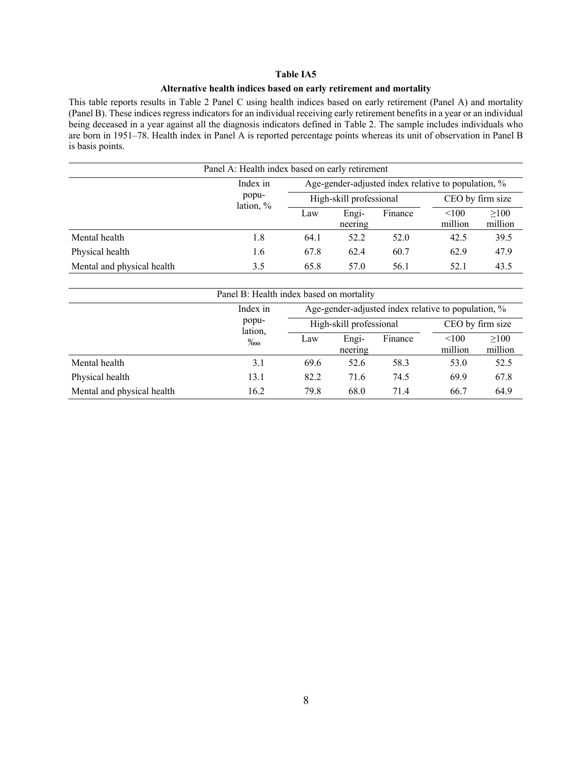**Table IA5**

**Alternative health indices based on early retirement and mortality**

This table reports results in Table 2 Panel C using health indices based on early retirement (Panel A) and mortality (Panel B). These indices regress indicators for an individual receiving early retirement benefits in a year or an individual being deceased in a year against all the diagnosis indicators defined in Table 2. The sample includes individuals who are born in 1951–78. Health index in Panel A is reported percentage points whereas its unit of observation in Panel B is basis points.

| Panel A: Health index based on early retirement | | | | | | |
|---|---|---|---|---|---|---|
| | Index in population, % | Age-gender-adjusted index relative to population, % | | | | |
| | | High-skill professional | | | CEO by firm size | |
| | | Law | Engineering | Finance | <100 million | ≥100 million |
| Mental health | 1.8 | 64.1 | 52.2 | 52.0 | 42.5 | 39.5 |
| Physical health | 1.6 | 67.8 | 62.4 | 60.7 | 62.9 | 47.9 |
| Mental and physical health | 3.5 | 65.8 | 57.0 | 56.1 | 52.1 | 43.5 |

| Panel B: Health index based on mortality | | | | | | |
|---|---|---|---|---|---|---|
| | Index in population, ‱ | Age-gender-adjusted index relative to population, % | | | | |
| | | High-skill professional | | | CEO by firm size | |
| | | Law | Engineering | Finance | <100 million | ≥100 million |
| Mental health | 3.1 | 69.6 | 52.6 | 58.3 | 53.0 | 52.5 |
| Physical health | 13.1 | 82.2 | 71.6 | 74.5 | 69.9 | 67.8 |
| Mental and physical health | 16.2 | 79.8 | 68.0 | 71.4 | 66.7 | 64.9 |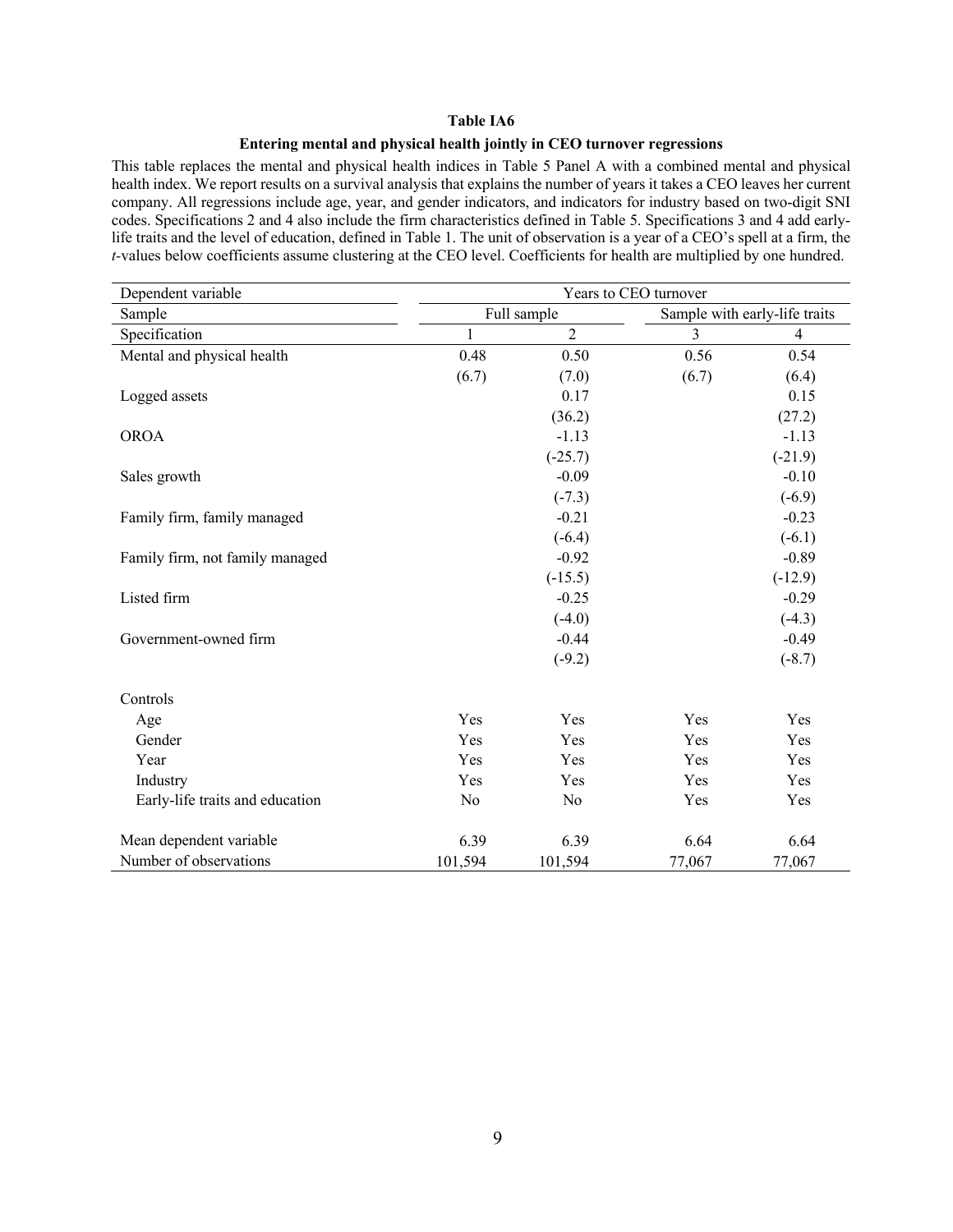**Table IA6**

**Entering mental and physical health jointly in CEO turnover regressions**

This table replaces the mental and physical health indices in Table 5 Panel A with a combined mental and physical health index. We report results on a survival analysis that explains the number of years it takes a CEO leaves her current company. All regressions include age, year, and gender indicators, and indicators for industry based on two-digit SNI codes. Specifications 2 and 4 also include the firm characteristics defined in Table 5. Specifications 3 and 4 add early-life traits and the level of education, defined in Table 1. The unit of observation is a year of a CEO's spell at a firm, the *t*-values below coefficients assume clustering at the CEO level. Coefficients for health are multiplied by one hundred.

| Dependent variable | Years to CEO turnover | | | |
|---|---|---|---|---|
| Sample | Full sample | | Sample with early-life traits | |
| Specification | 1 | 2 | 3 | 4 |
| Mental and physical health | 0.48 | 0.50 | 0.56 | 0.54 |
| | (6.7) | (7.0) | (6.7) | (6.4) |
| Logged assets | | 0.17 | | 0.15 |
| | | (36.2) | | (27.2) |
| OROA | | -1.13 | | -1.13 |
| | | (-25.7) | | (-21.9) |
| Sales growth | | -0.09 | | -0.10 |
| | | (-7.3) | | (-6.9) |
| Family firm, family managed | | -0.21 | | -0.23 |
| | | (-6.4) | | (-6.1) |
| Family firm, not family managed | | -0.92 | | -0.89 |
| | | (-15.5) | | (-12.9) |
| Listed firm | | -0.25 | | -0.29 |
| | | (-4.0) | | (-4.3) |
| Government-owned firm | | -0.44 | | -0.49 |
| | | (-9.2) | | (-8.7) |
| Controls | | | | |
| Age | Yes | Yes | Yes | Yes |
| Gender | Yes | Yes | Yes | Yes |
| Year | Yes | Yes | Yes | Yes |
| Industry | Yes | Yes | Yes | Yes |
| Early-life traits and education | No | No | Yes | Yes |
| Mean dependent variable | 6.39 | 6.39 | 6.64 | 6.64 |
| Number of observations | 101,594 | 101,594 | 77,067 | 77,067 |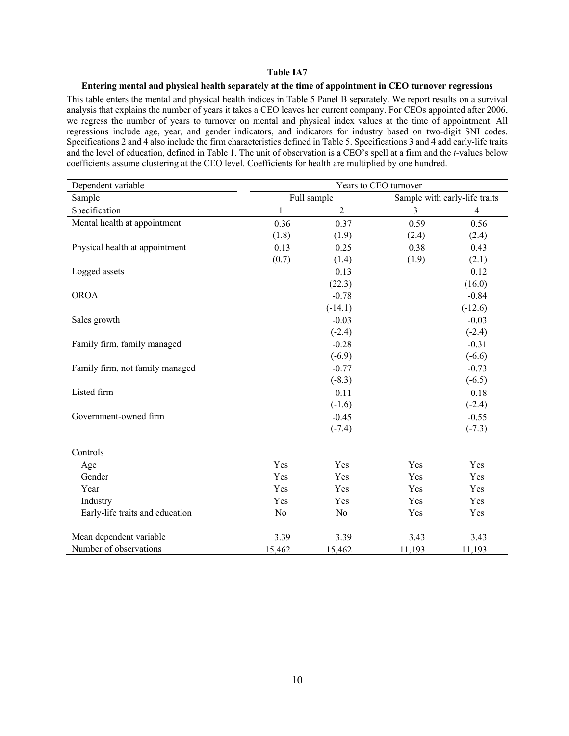**Table IA7**

**Entering mental and physical health separately at the time of appointment in CEO turnover regressions**

This table enters the mental and physical health indices in Table 5 Panel B separately. We report results on a survival analysis that explains the number of years it takes a CEO leaves her current company. For CEOs appointed after 2006, we regress the number of years to turnover on mental and physical index values at the time of appointment. All regressions include age, year, and gender indicators, and indicators for industry based on two-digit SNI codes. Specifications 2 and 4 also include the firm characteristics defined in Table 5. Specifications 3 and 4 add early-life traits and the level of education, defined in Table 1. The unit of observation is a CEO's spell at a firm and the *t*-values below coefficients assume clustering at the CEO level. Coefficients for health are multiplied by one hundred.

| Dependent variable | Years to CEO turnover | | | |
|---|---|---|---|---|
| Sample | Full sample | | Sample with early-life traits | |
| Specification | 1 | 2 | 3 | 4 |
| Mental health at appointment | 0.36 | 0.37 | 0.59 | 0.56 |
| | (1.8) | (1.9) | (2.4) | (2.4) |
| Physical health at appointment | 0.13 | 0.25 | 0.38 | 0.43 |
| | (0.7) | (1.4) | (1.9) | (2.1) |
| Logged assets | | 0.13 | | 0.12 |
| | | (22.3) | | (16.0) |
| OROA | | -0.78 | | -0.84 |
| | | (-14.1) | | (-12.6) |
| Sales growth | | -0.03 | | -0.03 |
| | | (-2.4) | | (-2.4) |
| Family firm, family managed | | -0.28 | | -0.31 |
| | | (-6.9) | | (-6.6) |
| Family firm, not family managed | | -0.77 | | -0.73 |
| | | (-8.3) | | (-6.5) |
| Listed firm | | -0.11 | | -0.18 |
| | | (-1.6) | | (-2.4) |
| Government-owned firm | | -0.45 | | -0.55 |
| | | (-7.4) | | (-7.3) |
| Controls | | | | |
| Age | Yes | Yes | Yes | Yes |
| Gender | Yes | Yes | Yes | Yes |
| Year | Yes | Yes | Yes | Yes |
| Industry | Yes | Yes | Yes | Yes |
| Early-life traits and education | No | No | Yes | Yes |
| Mean dependent variable | 3.39 | 3.39 | 3.43 | 3.43 |
| Number of observations | 15,462 | 15,462 | 11,193 | 11,193 |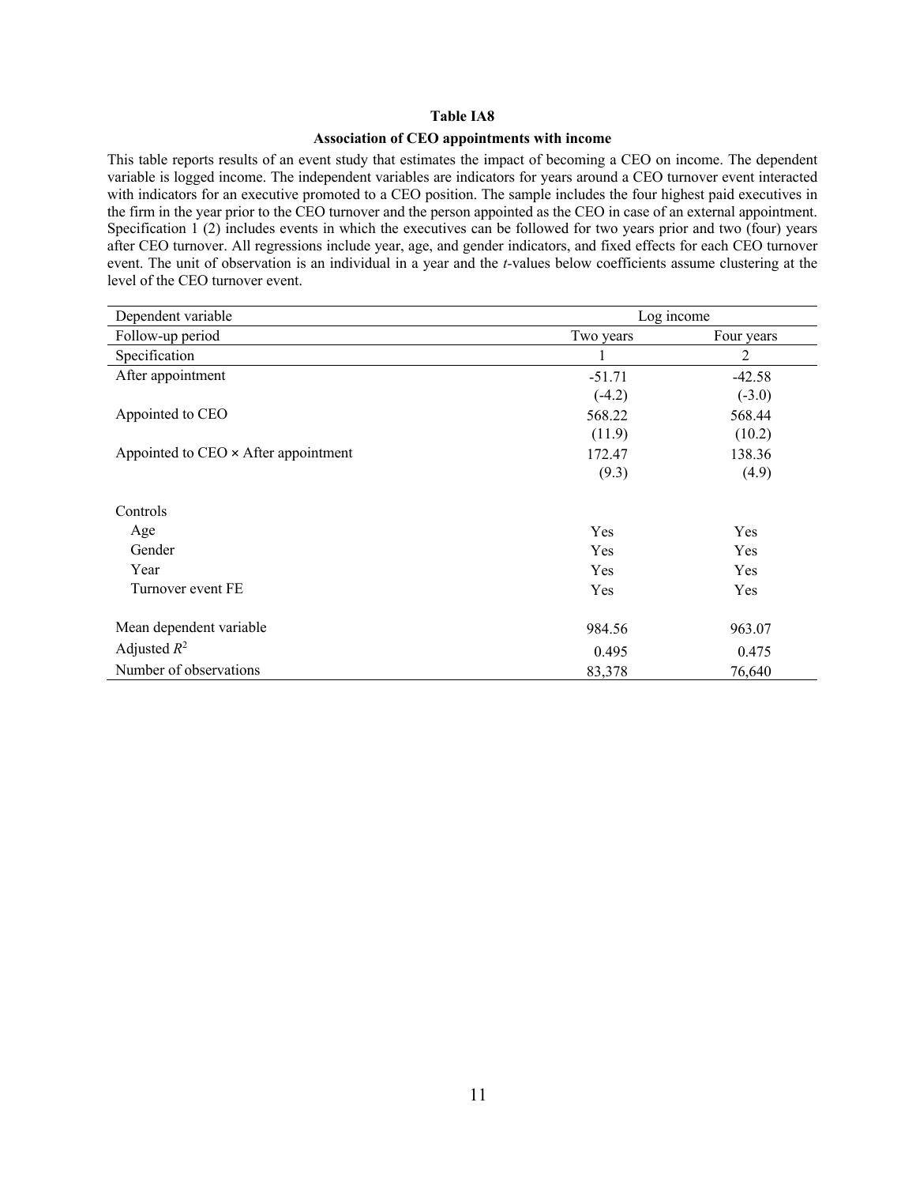**Table IA8**

**Association of CEO appointments with income**

This table reports results of an event study that estimates the impact of becoming a CEO on income. The dependent variable is logged income. The independent variables are indicators for years around a CEO turnover event interacted with indicators for an executive promoted to a CEO position. The sample includes the four highest paid executives in the firm in the year prior to the CEO turnover and the person appointed as the CEO in case of an external appointment. Specification 1 (2) includes events in which the executives can be followed for two years prior and two (four) years after CEO turnover. All regressions include year, age, and gender indicators, and fixed effects for each CEO turnover event. The unit of observation is an individual in a year and the *t*-values below coefficients assume clustering at the level of the CEO turnover event.

| Dependent variable | Log income | |
|---|---|---|
| Follow-up period | Two years | Four years |
| Specification | 1 | 2 |
| After appointment | -51.71 | -42.58 |
| | (-4.2) | (-3.0) |
| Appointed to CEO | 568.22 | 568.44 |
| | (11.9) | (10.2) |
| Appointed to CEO × After appointment | 172.47 | 138.36 |
| | (9.3) | (4.9) |
| | | |
| Controls | | |
| Age | Yes | Yes |
| Gender | Yes | Yes |
| Year | Yes | Yes |
| Turnover event FE | Yes | Yes |
| | | |
| Mean dependent variable | 984.56 | 963.07 |
| Adjusted $R^2$ | 0.495 | 0.475 |
| Number of observations | 83,378 | 76,640 |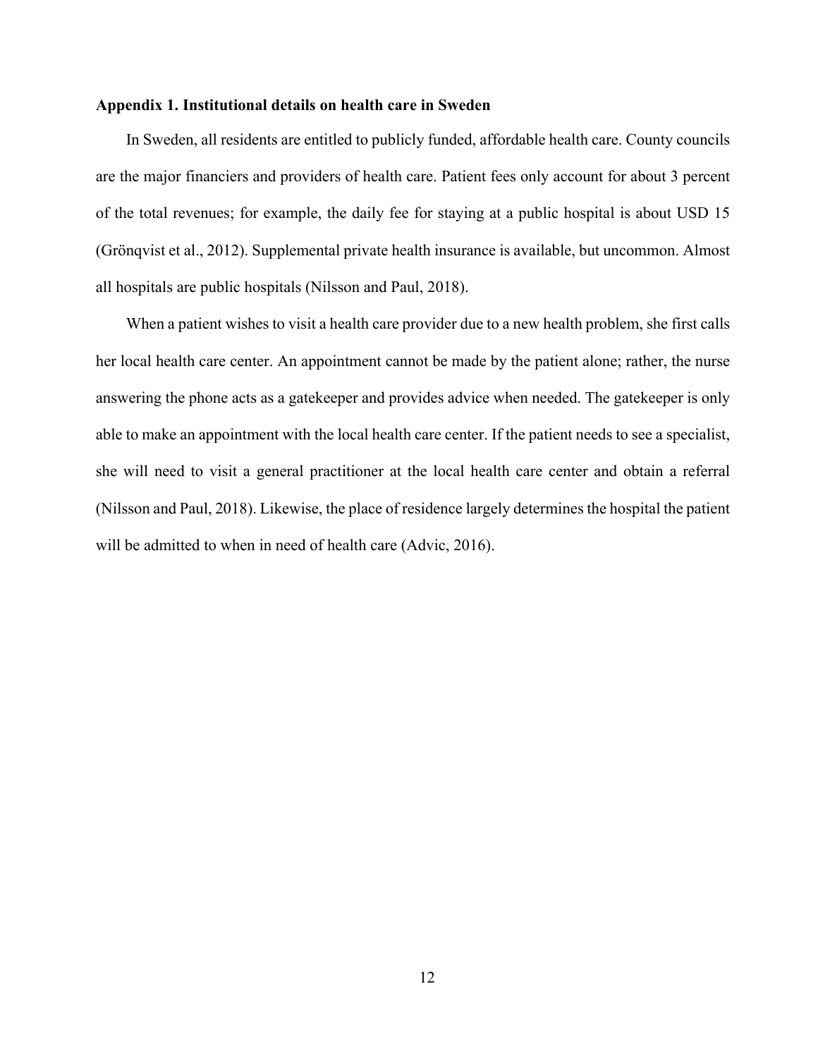## Appendix 1. Institutional details on health care in Sweden

In Sweden, all residents are entitled to publicly funded, affordable health care. County councils are the major financiers and providers of health care. Patient fees only account for about 3 percent of the total revenues; for example, the daily fee for staying at a public hospital is about USD 15 (Grönqvist et al., 2012). Supplemental private health insurance is available, but uncommon. Almost all hospitals are public hospitals (Nilsson and Paul, 2018).

When a patient wishes to visit a health care provider due to a new health problem, she first calls her local health care center. An appointment cannot be made by the patient alone; rather, the nurse answering the phone acts as a gatekeeper and provides advice when needed. The gatekeeper is only able to make an appointment with the local health care center. If the patient needs to see a specialist, she will need to visit a general practitioner at the local health care center and obtain a referral (Nilsson and Paul, 2018). Likewise, the place of residence largely determines the hospital the patient will be admitted to when in need of health care (Advic, 2016).